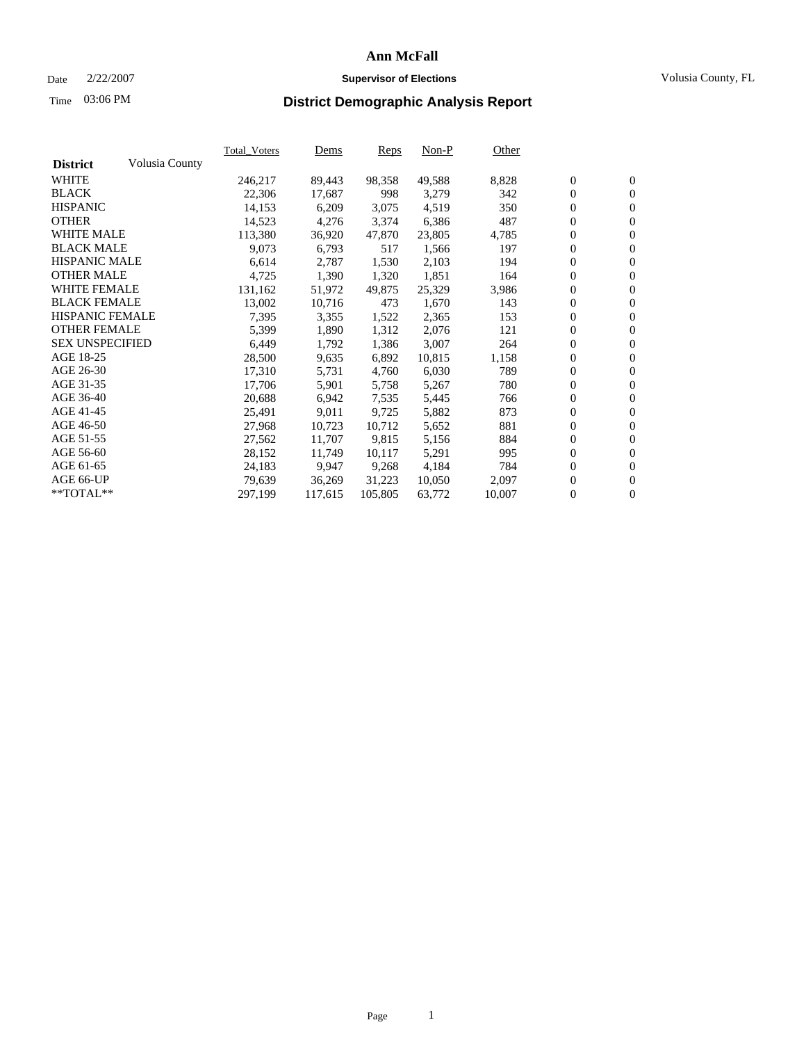# Ann McFall

Date 2/22/2007 **Supervisor of Elections** Volusia County, FL

Time 03:06 PM

## District Demographic Analysis Report

| District | Volusia County | Total_Voters | Dems | Reps | Non-P | Other | | |
|---|---|---|---|---|---|---|---|---|
| WHITE | | 246,217 | 89,443 | 98,358 | 49,588 | 8,828 | 0 | 0 |
| BLACK | | 22,306 | 17,687 | 998 | 3,279 | 342 | 0 | 0 |
| HISPANIC | | 14,153 | 6,209 | 3,075 | 4,519 | 350 | 0 | 0 |
| OTHER | | 14,523 | 4,276 | 3,374 | 6,386 | 487 | 0 | 0 |
| WHITE MALE | | 113,380 | 36,920 | 47,870 | 23,805 | 4,785 | 0 | 0 |
| BLACK MALE | | 9,073 | 6,793 | 517 | 1,566 | 197 | 0 | 0 |
| HISPANIC MALE | | 6,614 | 2,787 | 1,530 | 2,103 | 194 | 0 | 0 |
| OTHER MALE | | 4,725 | 1,390 | 1,320 | 1,851 | 164 | 0 | 0 |
| WHITE FEMALE | | 131,162 | 51,972 | 49,875 | 25,329 | 3,986 | 0 | 0 |
| BLACK FEMALE | | 13,002 | 10,716 | 473 | 1,670 | 143 | 0 | 0 |
| HISPANIC FEMALE | | 7,395 | 3,355 | 1,522 | 2,365 | 153 | 0 | 0 |
| OTHER FEMALE | | 5,399 | 1,890 | 1,312 | 2,076 | 121 | 0 | 0 |
| SEX UNSPECIFIED | | 6,449 | 1,792 | 1,386 | 3,007 | 264 | 0 | 0 |
| AGE 18-25 | | 28,500 | 9,635 | 6,892 | 10,815 | 1,158 | 0 | 0 |
| AGE 26-30 | | 17,310 | 5,731 | 4,760 | 6,030 | 789 | 0 | 0 |
| AGE 31-35 | | 17,706 | 5,901 | 5,758 | 5,267 | 780 | 0 | 0 |
| AGE 36-40 | | 20,688 | 6,942 | 7,535 | 5,445 | 766 | 0 | 0 |
| AGE 41-45 | | 25,491 | 9,011 | 9,725 | 5,882 | 873 | 0 | 0 |
| AGE 46-50 | | 27,968 | 10,723 | 10,712 | 5,652 | 881 | 0 | 0 |
| AGE 51-55 | | 27,562 | 11,707 | 9,815 | 5,156 | 884 | 0 | 0 |
| AGE 56-60 | | 28,152 | 11,749 | 10,117 | 5,291 | 995 | 0 | 0 |
| AGE 61-65 | | 24,183 | 9,947 | 9,268 | 4,184 | 784 | 0 | 0 |
| AGE 66-UP | | 79,639 | 36,269 | 31,223 | 10,050 | 2,097 | 0 | 0 |
| **TOTAL** | | 297,199 | 117,615 | 105,805 | 63,772 | 10,007 | 0 | 0 |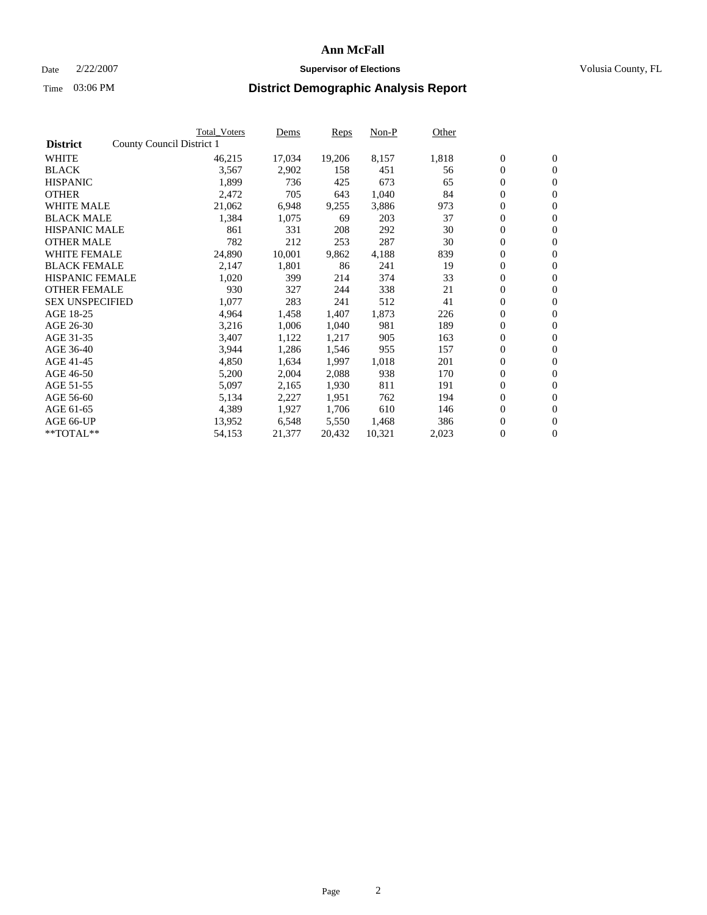# Ann McFall

Date 2/22/2007 **Supervisor of Elections** Volusia County, FL

Time 03:06 PM

## District Demographic Analysis Report

| **District** | County Council District 1 | Total_Voters | Dems | Reps | Non-P | Other | | |
|---|---|---|---|---|---|---|---|---|
| WHITE | | 46,215 | 17,034 | 19,206 | 8,157 | 1,818 | 0 | 0 |
| BLACK | | 3,567 | 2,902 | 158 | 451 | 56 | 0 | 0 |
| HISPANIC | | 1,899 | 736 | 425 | 673 | 65 | 0 | 0 |
| OTHER | | 2,472 | 705 | 643 | 1,040 | 84 | 0 | 0 |
| WHITE MALE | | 21,062 | 6,948 | 9,255 | 3,886 | 973 | 0 | 0 |
| BLACK MALE | | 1,384 | 1,075 | 69 | 203 | 37 | 0 | 0 |
| HISPANIC MALE | | 861 | 331 | 208 | 292 | 30 | 0 | 0 |
| OTHER MALE | | 782 | 212 | 253 | 287 | 30 | 0 | 0 |
| WHITE FEMALE | | 24,890 | 10,001 | 9,862 | 4,188 | 839 | 0 | 0 |
| BLACK FEMALE | | 2,147 | 1,801 | 86 | 241 | 19 | 0 | 0 |
| HISPANIC FEMALE | | 1,020 | 399 | 214 | 374 | 33 | 0 | 0 |
| OTHER FEMALE | | 930 | 327 | 244 | 338 | 21 | 0 | 0 |
| SEX UNSPECIFIED | | 1,077 | 283 | 241 | 512 | 41 | 0 | 0 |
| AGE 18-25 | | 4,964 | 1,458 | 1,407 | 1,873 | 226 | 0 | 0 |
| AGE 26-30 | | 3,216 | 1,006 | 1,040 | 981 | 189 | 0 | 0 |
| AGE 31-35 | | 3,407 | 1,122 | 1,217 | 905 | 163 | 0 | 0 |
| AGE 36-40 | | 3,944 | 1,286 | 1,546 | 955 | 157 | 0 | 0 |
| AGE 41-45 | | 4,850 | 1,634 | 1,997 | 1,018 | 201 | 0 | 0 |
| AGE 46-50 | | 5,200 | 2,004 | 2,088 | 938 | 170 | 0 | 0 |
| AGE 51-55 | | 5,097 | 2,165 | 1,930 | 811 | 191 | 0 | 0 |
| AGE 56-60 | | 5,134 | 2,227 | 1,951 | 762 | 194 | 0 | 0 |
| AGE 61-65 | | 4,389 | 1,927 | 1,706 | 610 | 146 | 0 | 0 |
| AGE 66-UP | | 13,952 | 6,548 | 5,550 | 1,468 | 386 | 0 | 0 |
| **TOTAL** | | 54,153 | 21,377 | 20,432 | 10,321 | 2,023 | 0 | 0 |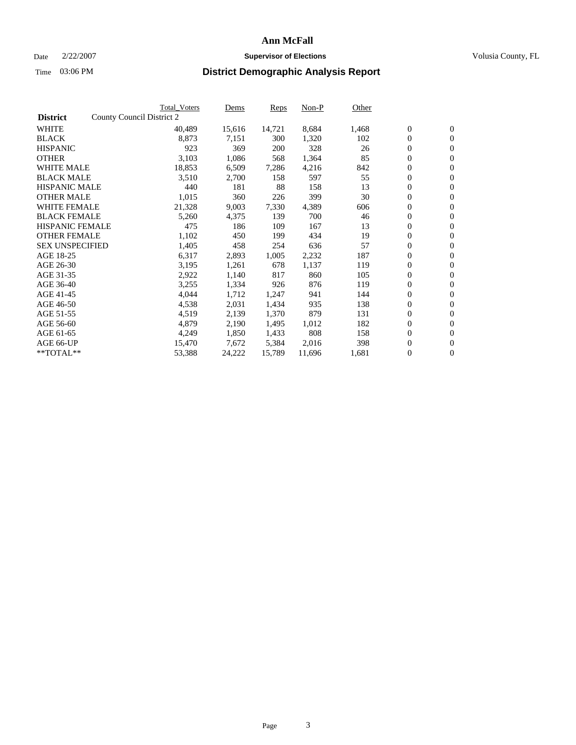# Ann McFall

Date 2/22/2007 **Supervisor of Elections** Volusia County, FL

Time 03:06 PM

## District Demographic Analysis Report

| **District** | County Council District 2 | Total_Voters | Dems | Reps | Non-P | Other | | |
|---|---|---|---|---|---|---|---|---|
| WHITE | | 40,489 | 15,616 | 14,721 | 8,684 | 1,468 | 0 | 0 |
| BLACK | | 8,873 | 7,151 | 300 | 1,320 | 102 | 0 | 0 |
| HISPANIC | | 923 | 369 | 200 | 328 | 26 | 0 | 0 |
| OTHER | | 3,103 | 1,086 | 568 | 1,364 | 85 | 0 | 0 |
| WHITE MALE | | 18,853 | 6,509 | 7,286 | 4,216 | 842 | 0 | 0 |
| BLACK MALE | | 3,510 | 2,700 | 158 | 597 | 55 | 0 | 0 |
| HISPANIC MALE | | 440 | 181 | 88 | 158 | 13 | 0 | 0 |
| OTHER MALE | | 1,015 | 360 | 226 | 399 | 30 | 0 | 0 |
| WHITE FEMALE | | 21,328 | 9,003 | 7,330 | 4,389 | 606 | 0 | 0 |
| BLACK FEMALE | | 5,260 | 4,375 | 139 | 700 | 46 | 0 | 0 |
| HISPANIC FEMALE | | 475 | 186 | 109 | 167 | 13 | 0 | 0 |
| OTHER FEMALE | | 1,102 | 450 | 199 | 434 | 19 | 0 | 0 |
| SEX UNSPECIFIED | | 1,405 | 458 | 254 | 636 | 57 | 0 | 0 |
| AGE 18-25 | | 6,317 | 2,893 | 1,005 | 2,232 | 187 | 0 | 0 |
| AGE 26-30 | | 3,195 | 1,261 | 678 | 1,137 | 119 | 0 | 0 |
| AGE 31-35 | | 2,922 | 1,140 | 817 | 860 | 105 | 0 | 0 |
| AGE 36-40 | | 3,255 | 1,334 | 926 | 876 | 119 | 0 | 0 |
| AGE 41-45 | | 4,044 | 1,712 | 1,247 | 941 | 144 | 0 | 0 |
| AGE 46-50 | | 4,538 | 2,031 | 1,434 | 935 | 138 | 0 | 0 |
| AGE 51-55 | | 4,519 | 2,139 | 1,370 | 879 | 131 | 0 | 0 |
| AGE 56-60 | | 4,879 | 2,190 | 1,495 | 1,012 | 182 | 0 | 0 |
| AGE 61-65 | | 4,249 | 1,850 | 1,433 | 808 | 158 | 0 | 0 |
| AGE 66-UP | | 15,470 | 7,672 | 5,384 | 2,016 | 398 | 0 | 0 |
| **TOTAL** | | 53,388 | 24,222 | 15,789 | 11,696 | 1,681 | 0 | 0 |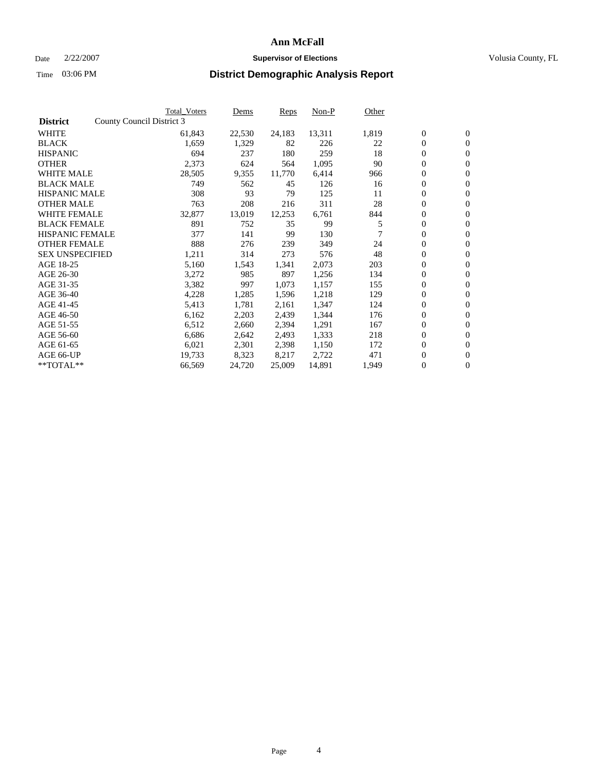# Ann McFall

Date 2/22/2007 **Supervisor of Elections** Volusia County, FL

Time 03:06 PM **District Demographic Analysis Report**

| District | County Council District 3 | Total_Voters | Dems | Reps | Non-P | Other | | |
|---|---|---|---|---|---|---|---|---|
| WHITE | | 61,843 | 22,530 | 24,183 | 13,311 | 1,819 | 0 | 0 |
| BLACK | | 1,659 | 1,329 | 82 | 226 | 22 | 0 | 0 |
| HISPANIC | | 694 | 237 | 180 | 259 | 18 | 0 | 0 |
| OTHER | | 2,373 | 624 | 564 | 1,095 | 90 | 0 | 0 |
| WHITE MALE | | 28,505 | 9,355 | 11,770 | 6,414 | 966 | 0 | 0 |
| BLACK MALE | | 749 | 562 | 45 | 126 | 16 | 0 | 0 |
| HISPANIC MALE | | 308 | 93 | 79 | 125 | 11 | 0 | 0 |
| OTHER MALE | | 763 | 208 | 216 | 311 | 28 | 0 | 0 |
| WHITE FEMALE | | 32,877 | 13,019 | 12,253 | 6,761 | 844 | 0 | 0 |
| BLACK FEMALE | | 891 | 752 | 35 | 99 | 5 | 0 | 0 |
| HISPANIC FEMALE | | 377 | 141 | 99 | 130 | 7 | 0 | 0 |
| OTHER FEMALE | | 888 | 276 | 239 | 349 | 24 | 0 | 0 |
| SEX UNSPECIFIED | | 1,211 | 314 | 273 | 576 | 48 | 0 | 0 |
| AGE 18-25 | | 5,160 | 1,543 | 1,341 | 2,073 | 203 | 0 | 0 |
| AGE 26-30 | | 3,272 | 985 | 897 | 1,256 | 134 | 0 | 0 |
| AGE 31-35 | | 3,382 | 997 | 1,073 | 1,157 | 155 | 0 | 0 |
| AGE 36-40 | | 4,228 | 1,285 | 1,596 | 1,218 | 129 | 0 | 0 |
| AGE 41-45 | | 5,413 | 1,781 | 2,161 | 1,347 | 124 | 0 | 0 |
| AGE 46-50 | | 6,162 | 2,203 | 2,439 | 1,344 | 176 | 0 | 0 |
| AGE 51-55 | | 6,512 | 2,660 | 2,394 | 1,291 | 167 | 0 | 0 |
| AGE 56-60 | | 6,686 | 2,642 | 2,493 | 1,333 | 218 | 0 | 0 |
| AGE 61-65 | | 6,021 | 2,301 | 2,398 | 1,150 | 172 | 0 | 0 |
| AGE 66-UP | | 19,733 | 8,323 | 8,217 | 2,722 | 471 | 0 | 0 |
| **TOTAL** | | 66,569 | 24,720 | 25,009 | 14,891 | 1,949 | 0 | 0 |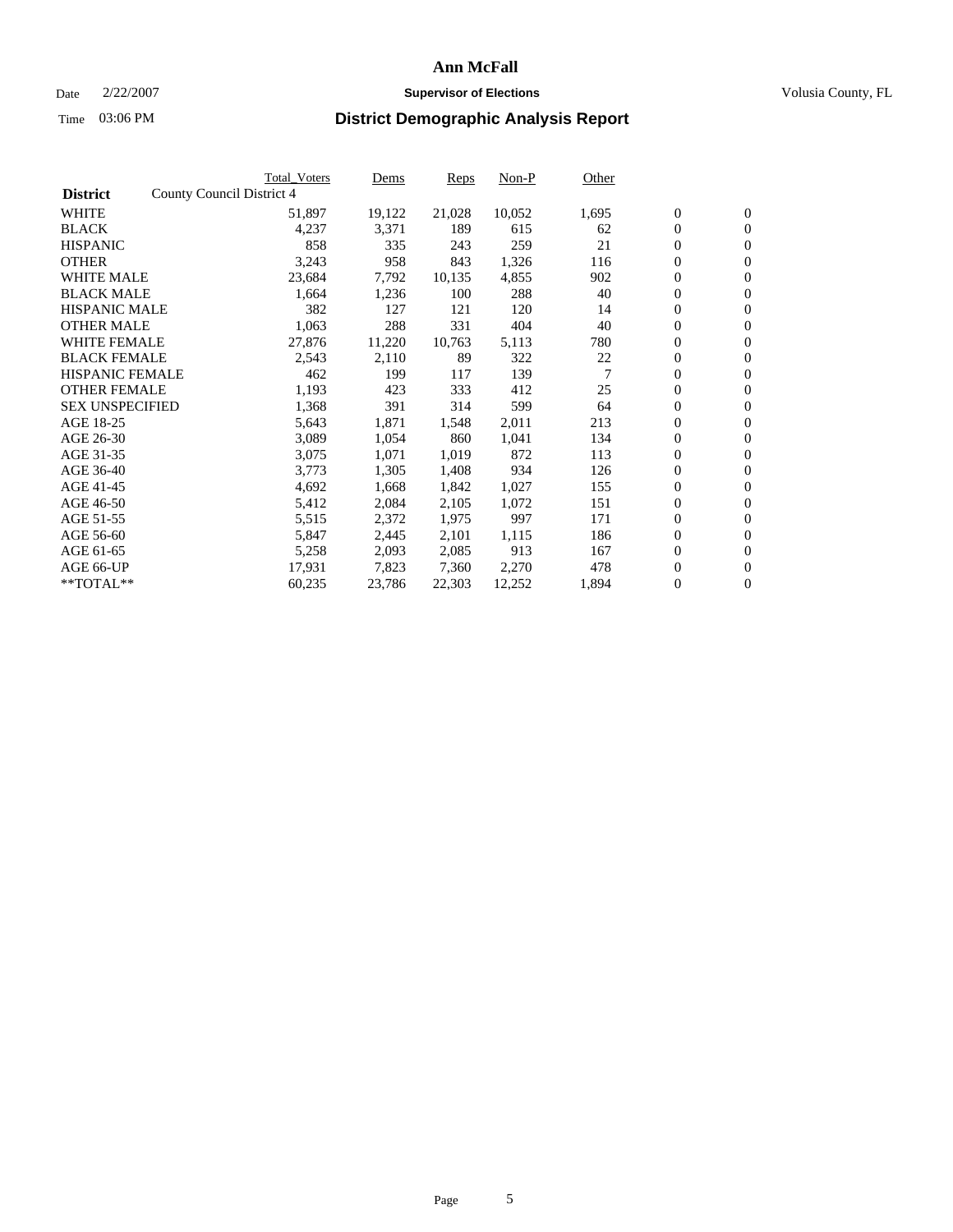# Ann McFall

Date 2/22/2007 **Supervisor of Elections** Volusia County, FL

Time 03:06 PM **District Demographic Analysis Report**

| **District** | County Council District 4 | Total_Voters | Dems | Reps | Non-P | Other | | |
|---|---|---|---|---|---|---|---|---|
| WHITE | | 51,897 | 19,122 | 21,028 | 10,052 | 1,695 | 0 | 0 |
| BLACK | | 4,237 | 3,371 | 189 | 615 | 62 | 0 | 0 |
| HISPANIC | | 858 | 335 | 243 | 259 | 21 | 0 | 0 |
| OTHER | | 3,243 | 958 | 843 | 1,326 | 116 | 0 | 0 |
| WHITE MALE | | 23,684 | 7,792 | 10,135 | 4,855 | 902 | 0 | 0 |
| BLACK MALE | | 1,664 | 1,236 | 100 | 288 | 40 | 0 | 0 |
| HISPANIC MALE | | 382 | 127 | 121 | 120 | 14 | 0 | 0 |
| OTHER MALE | | 1,063 | 288 | 331 | 404 | 40 | 0 | 0 |
| WHITE FEMALE | | 27,876 | 11,220 | 10,763 | 5,113 | 780 | 0 | 0 |
| BLACK FEMALE | | 2,543 | 2,110 | 89 | 322 | 22 | 0 | 0 |
| HISPANIC FEMALE | | 462 | 199 | 117 | 139 | 7 | 0 | 0 |
| OTHER FEMALE | | 1,193 | 423 | 333 | 412 | 25 | 0 | 0 |
| SEX UNSPECIFIED | | 1,368 | 391 | 314 | 599 | 64 | 0 | 0 |
| AGE 18-25 | | 5,643 | 1,871 | 1,548 | 2,011 | 213 | 0 | 0 |
| AGE 26-30 | | 3,089 | 1,054 | 860 | 1,041 | 134 | 0 | 0 |
| AGE 31-35 | | 3,075 | 1,071 | 1,019 | 872 | 113 | 0 | 0 |
| AGE 36-40 | | 3,773 | 1,305 | 1,408 | 934 | 126 | 0 | 0 |
| AGE 41-45 | | 4,692 | 1,668 | 1,842 | 1,027 | 155 | 0 | 0 |
| AGE 46-50 | | 5,412 | 2,084 | 2,105 | 1,072 | 151 | 0 | 0 |
| AGE 51-55 | | 5,515 | 2,372 | 1,975 | 997 | 171 | 0 | 0 |
| AGE 56-60 | | 5,847 | 2,445 | 2,101 | 1,115 | 186 | 0 | 0 |
| AGE 61-65 | | 5,258 | 2,093 | 2,085 | 913 | 167 | 0 | 0 |
| AGE 66-UP | | 17,931 | 7,823 | 7,360 | 2,270 | 478 | 0 | 0 |
| **TOTAL** | | 60,235 | 23,786 | 22,303 | 12,252 | 1,894 | 0 | 0 |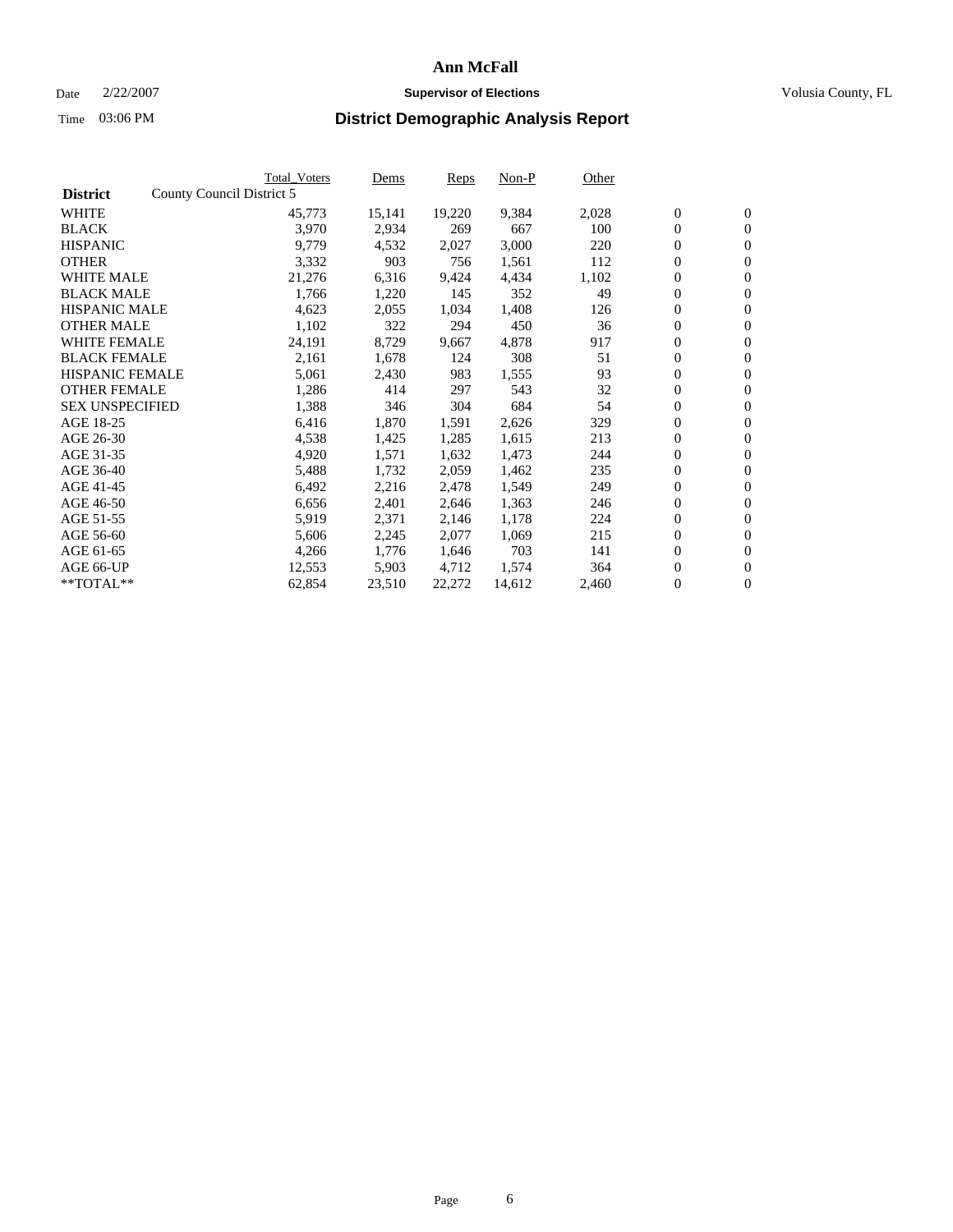# Ann McFall

Date 2/22/2007 **Supervisor of Elections** Volusia County, FL

Time 03:06 PM **District Demographic Analysis Report**

| District | County Council District 5 | Total_Voters | Dems | Reps | Non-P | Other | | |
|---|---|---|---|---|---|---|---|---|
| WHITE | | 45,773 | 15,141 | 19,220 | 9,384 | 2,028 | 0 | 0 |
| BLACK | | 3,970 | 2,934 | 269 | 667 | 100 | 0 | 0 |
| HISPANIC | | 9,779 | 4,532 | 2,027 | 3,000 | 220 | 0 | 0 |
| OTHER | | 3,332 | 903 | 756 | 1,561 | 112 | 0 | 0 |
| WHITE MALE | | 21,276 | 6,316 | 9,424 | 4,434 | 1,102 | 0 | 0 |
| BLACK MALE | | 1,766 | 1,220 | 145 | 352 | 49 | 0 | 0 |
| HISPANIC MALE | | 4,623 | 2,055 | 1,034 | 1,408 | 126 | 0 | 0 |
| OTHER MALE | | 1,102 | 322 | 294 | 450 | 36 | 0 | 0 |
| WHITE FEMALE | | 24,191 | 8,729 | 9,667 | 4,878 | 917 | 0 | 0 |
| BLACK FEMALE | | 2,161 | 1,678 | 124 | 308 | 51 | 0 | 0 |
| HISPANIC FEMALE | | 5,061 | 2,430 | 983 | 1,555 | 93 | 0 | 0 |
| OTHER FEMALE | | 1,286 | 414 | 297 | 543 | 32 | 0 | 0 |
| SEX UNSPECIFIED | | 1,388 | 346 | 304 | 684 | 54 | 0 | 0 |
| AGE 18-25 | | 6,416 | 1,870 | 1,591 | 2,626 | 329 | 0 | 0 |
| AGE 26-30 | | 4,538 | 1,425 | 1,285 | 1,615 | 213 | 0 | 0 |
| AGE 31-35 | | 4,920 | 1,571 | 1,632 | 1,473 | 244 | 0 | 0 |
| AGE 36-40 | | 5,488 | 1,732 | 2,059 | 1,462 | 235 | 0 | 0 |
| AGE 41-45 | | 6,492 | 2,216 | 2,478 | 1,549 | 249 | 0 | 0 |
| AGE 46-50 | | 6,656 | 2,401 | 2,646 | 1,363 | 246 | 0 | 0 |
| AGE 51-55 | | 5,919 | 2,371 | 2,146 | 1,178 | 224 | 0 | 0 |
| AGE 56-60 | | 5,606 | 2,245 | 2,077 | 1,069 | 215 | 0 | 0 |
| AGE 61-65 | | 4,266 | 1,776 | 1,646 | 703 | 141 | 0 | 0 |
| AGE 66-UP | | 12,553 | 5,903 | 4,712 | 1,574 | 364 | 0 | 0 |
| **TOTAL** | | 62,854 | 23,510 | 22,272 | 14,612 | 2,460 | 0 | 0 |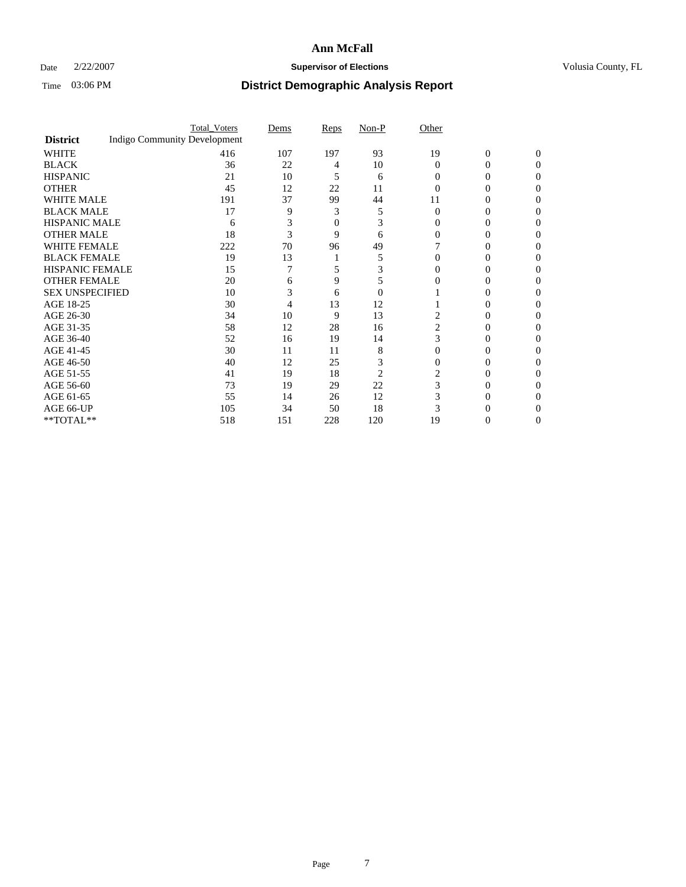# Ann McFall

Date 2/22/2007 **Supervisor of Elections** Volusia County, FL

Time 03:06 PM **District Demographic Analysis Report**

| **District** | Total_Voters | Dems | Reps | Non-P | Other | | |
|---|---|---|---|---|---|---|---|
| Indigo Community Development | | | | | | | |
| WHITE | 416 | 107 | 197 | 93 | 19 | 0 | 0 |
| BLACK | 36 | 22 | 4 | 10 | 0 | 0 | 0 |
| HISPANIC | 21 | 10 | 5 | 6 | 0 | 0 | 0 |
| OTHER | 45 | 12 | 22 | 11 | 0 | 0 | 0 |
| WHITE MALE | 191 | 37 | 99 | 44 | 11 | 0 | 0 |
| BLACK MALE | 17 | 9 | 3 | 5 | 0 | 0 | 0 |
| HISPANIC MALE | 6 | 3 | 0 | 3 | 0 | 0 | 0 |
| OTHER MALE | 18 | 3 | 9 | 6 | 0 | 0 | 0 |
| WHITE FEMALE | 222 | 70 | 96 | 49 | 7 | 0 | 0 |
| BLACK FEMALE | 19 | 13 | 1 | 5 | 0 | 0 | 0 |
| HISPANIC FEMALE | 15 | 7 | 5 | 3 | 0 | 0 | 0 |
| OTHER FEMALE | 20 | 6 | 9 | 5 | 0 | 0 | 0 |
| SEX UNSPECIFIED | 10 | 3 | 6 | 0 | 1 | 0 | 0 |
| AGE 18-25 | 30 | 4 | 13 | 12 | 1 | 0 | 0 |
| AGE 26-30 | 34 | 10 | 9 | 13 | 2 | 0 | 0 |
| AGE 31-35 | 58 | 12 | 28 | 16 | 2 | 0 | 0 |
| AGE 36-40 | 52 | 16 | 19 | 14 | 3 | 0 | 0 |
| AGE 41-45 | 30 | 11 | 11 | 8 | 0 | 0 | 0 |
| AGE 46-50 | 40 | 12 | 25 | 3 | 0 | 0 | 0 |
| AGE 51-55 | 41 | 19 | 18 | 2 | 2 | 0 | 0 |
| AGE 56-60 | 73 | 19 | 29 | 22 | 3 | 0 | 0 |
| AGE 61-65 | 55 | 14 | 26 | 12 | 3 | 0 | 0 |
| AGE 66-UP | 105 | 34 | 50 | 18 | 3 | 0 | 0 |
| **TOTAL** | 518 | 151 | 228 | 120 | 19 | 0 | 0 |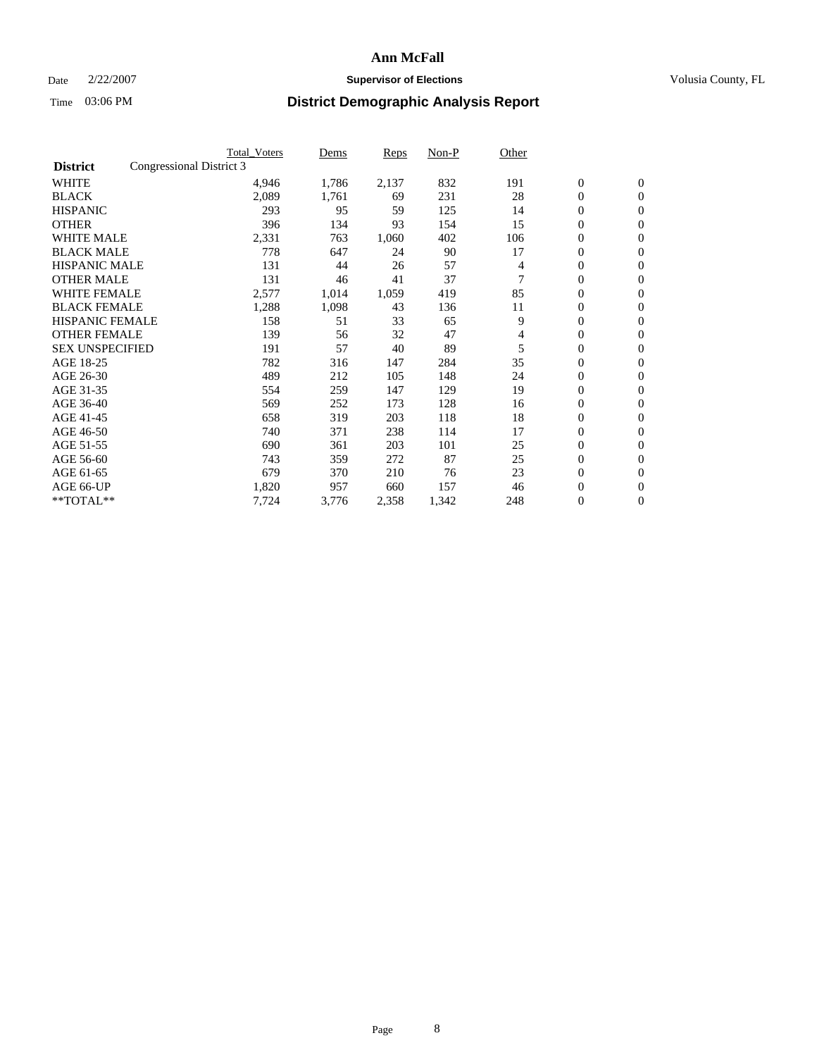**Ann McFall**

Date 2/22/2007 **Supervisor of Elections** Volusia County, FL

Time 03:06 PM **District Demographic Analysis Report**

| **District** | Congressional District 3 | Total_Voters | Dems | Reps | Non-P | Other | | |
|---|---|---|---|---|---|---|---|---|
| WHITE | | 4,946 | 1,786 | 2,137 | 832 | 191 | 0 | 0 |
| BLACK | | 2,089 | 1,761 | 69 | 231 | 28 | 0 | 0 |
| HISPANIC | | 293 | 95 | 59 | 125 | 14 | 0 | 0 |
| OTHER | | 396 | 134 | 93 | 154 | 15 | 0 | 0 |
| WHITE MALE | | 2,331 | 763 | 1,060 | 402 | 106 | 0 | 0 |
| BLACK MALE | | 778 | 647 | 24 | 90 | 17 | 0 | 0 |
| HISPANIC MALE | | 131 | 44 | 26 | 57 | 4 | 0 | 0 |
| OTHER MALE | | 131 | 46 | 41 | 37 | 7 | 0 | 0 |
| WHITE FEMALE | | 2,577 | 1,014 | 1,059 | 419 | 85 | 0 | 0 |
| BLACK FEMALE | | 1,288 | 1,098 | 43 | 136 | 11 | 0 | 0 |
| HISPANIC FEMALE | | 158 | 51 | 33 | 65 | 9 | 0 | 0 |
| OTHER FEMALE | | 139 | 56 | 32 | 47 | 4 | 0 | 0 |
| SEX UNSPECIFIED | | 191 | 57 | 40 | 89 | 5 | 0 | 0 |
| AGE 18-25 | | 782 | 316 | 147 | 284 | 35 | 0 | 0 |
| AGE 26-30 | | 489 | 212 | 105 | 148 | 24 | 0 | 0 |
| AGE 31-35 | | 554 | 259 | 147 | 129 | 19 | 0 | 0 |
| AGE 36-40 | | 569 | 252 | 173 | 128 | 16 | 0 | 0 |
| AGE 41-45 | | 658 | 319 | 203 | 118 | 18 | 0 | 0 |
| AGE 46-50 | | 740 | 371 | 238 | 114 | 17 | 0 | 0 |
| AGE 51-55 | | 690 | 361 | 203 | 101 | 25 | 0 | 0 |
| AGE 56-60 | | 743 | 359 | 272 | 87 | 25 | 0 | 0 |
| AGE 61-65 | | 679 | 370 | 210 | 76 | 23 | 0 | 0 |
| AGE 66-UP | | 1,820 | 957 | 660 | 157 | 46 | 0 | 0 |
| **TOTAL** | | 7,724 | 3,776 | 2,358 | 1,342 | 248 | 0 | 0 |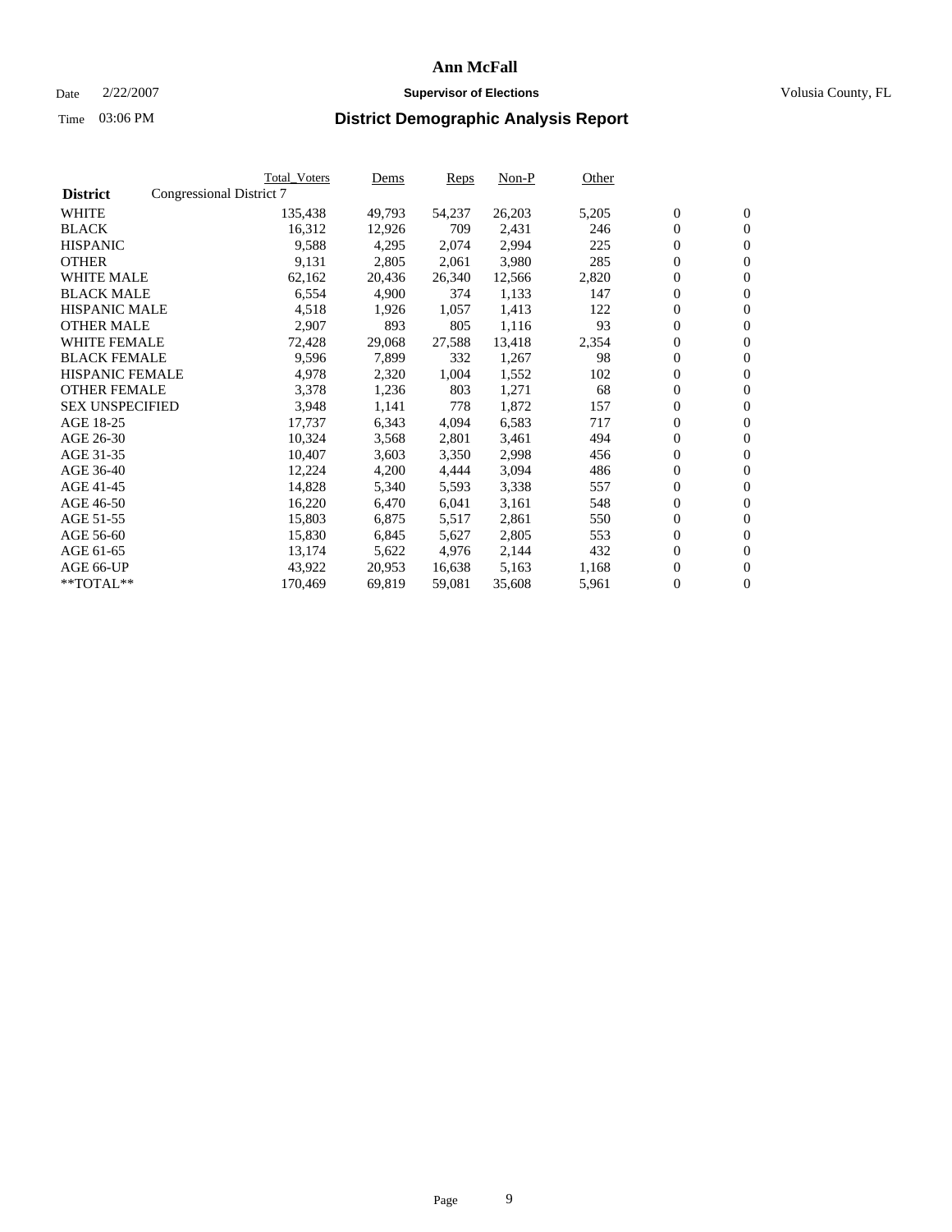# Ann McFall

Date 2/22/2007 **Supervisor of Elections** Volusia County, FL

Time 03:06 PM **District Demographic Analysis Report**

| District | Congressional District 7 | Total_Voters | Dems | Reps | Non-P | Other | | |
|---|---|---|---|---|---|---|---|---|
| WHITE | | 135,438 | 49,793 | 54,237 | 26,203 | 5,205 | 0 | 0 |
| BLACK | | 16,312 | 12,926 | 709 | 2,431 | 246 | 0 | 0 |
| HISPANIC | | 9,588 | 4,295 | 2,074 | 2,994 | 225 | 0 | 0 |
| OTHER | | 9,131 | 2,805 | 2,061 | 3,980 | 285 | 0 | 0 |
| WHITE MALE | | 62,162 | 20,436 | 26,340 | 12,566 | 2,820 | 0 | 0 |
| BLACK MALE | | 6,554 | 4,900 | 374 | 1,133 | 147 | 0 | 0 |
| HISPANIC MALE | | 4,518 | 1,926 | 1,057 | 1,413 | 122 | 0 | 0 |
| OTHER MALE | | 2,907 | 893 | 805 | 1,116 | 93 | 0 | 0 |
| WHITE FEMALE | | 72,428 | 29,068 | 27,588 | 13,418 | 2,354 | 0 | 0 |
| BLACK FEMALE | | 9,596 | 7,899 | 332 | 1,267 | 98 | 0 | 0 |
| HISPANIC FEMALE | | 4,978 | 2,320 | 1,004 | 1,552 | 102 | 0 | 0 |
| OTHER FEMALE | | 3,378 | 1,236 | 803 | 1,271 | 68 | 0 | 0 |
| SEX UNSPECIFIED | | 3,948 | 1,141 | 778 | 1,872 | 157 | 0 | 0 |
| AGE 18-25 | | 17,737 | 6,343 | 4,094 | 6,583 | 717 | 0 | 0 |
| AGE 26-30 | | 10,324 | 3,568 | 2,801 | 3,461 | 494 | 0 | 0 |
| AGE 31-35 | | 10,407 | 3,603 | 3,350 | 2,998 | 456 | 0 | 0 |
| AGE 36-40 | | 12,224 | 4,200 | 4,444 | 3,094 | 486 | 0 | 0 |
| AGE 41-45 | | 14,828 | 5,340 | 5,593 | 3,338 | 557 | 0 | 0 |
| AGE 46-50 | | 16,220 | 6,470 | 6,041 | 3,161 | 548 | 0 | 0 |
| AGE 51-55 | | 15,803 | 6,875 | 5,517 | 2,861 | 550 | 0 | 0 |
| AGE 56-60 | | 15,830 | 6,845 | 5,627 | 2,805 | 553 | 0 | 0 |
| AGE 61-65 | | 13,174 | 5,622 | 4,976 | 2,144 | 432 | 0 | 0 |
| AGE 66-UP | | 43,922 | 20,953 | 16,638 | 5,163 | 1,168 | 0 | 0 |
| **TOTAL** | | 170,469 | 69,819 | 59,081 | 35,608 | 5,961 | 0 | 0 |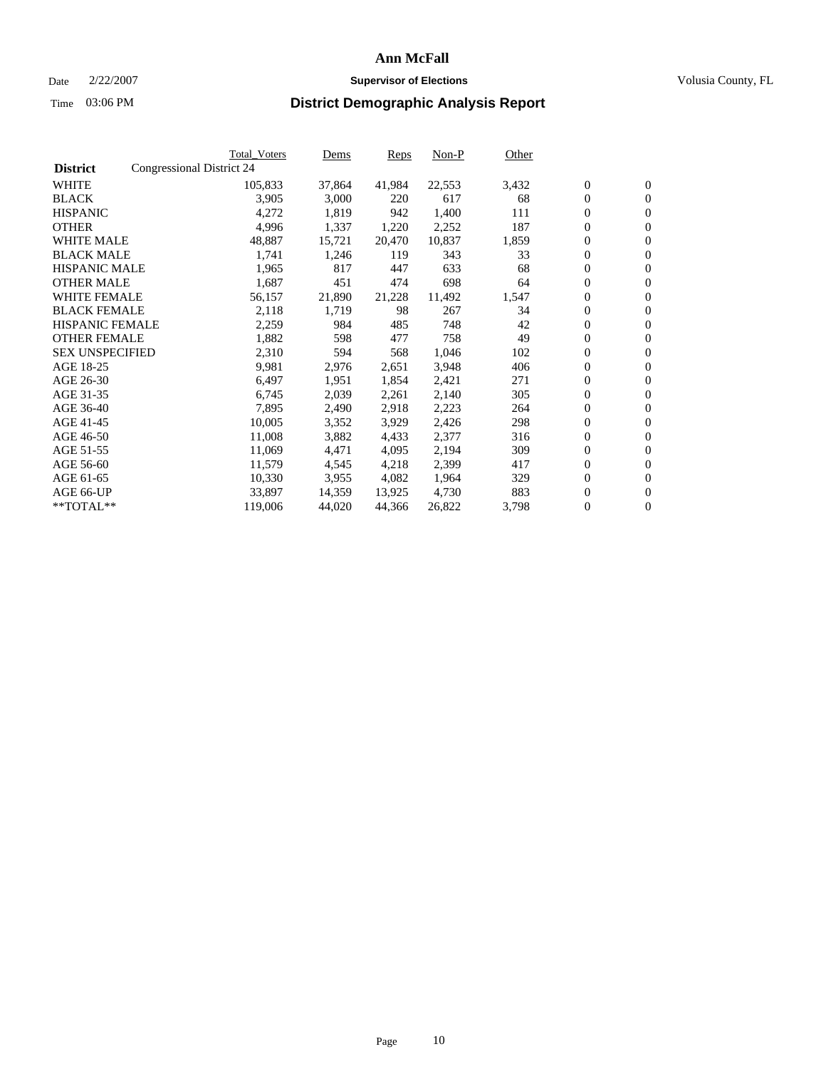# Ann McFall

Date 2/22/2007 **Supervisor of Elections** Volusia County, FL

Time 03:06 PM **District Demographic Analysis Report**

| **District** | Total_Voters | Dems | Reps | Non-P | Other | | |
|---|---|---|---|---|---|---|---|
| Congressional District 24 | | | | | | | |
| WHITE | 105,833 | 37,864 | 41,984 | 22,553 | 3,432 | 0 | 0 |
| BLACK | 3,905 | 3,000 | 220 | 617 | 68 | 0 | 0 |
| HISPANIC | 4,272 | 1,819 | 942 | 1,400 | 111 | 0 | 0 |
| OTHER | 4,996 | 1,337 | 1,220 | 2,252 | 187 | 0 | 0 |
| WHITE MALE | 48,887 | 15,721 | 20,470 | 10,837 | 1,859 | 0 | 0 |
| BLACK MALE | 1,741 | 1,246 | 119 | 343 | 33 | 0 | 0 |
| HISPANIC MALE | 1,965 | 817 | 447 | 633 | 68 | 0 | 0 |
| OTHER MALE | 1,687 | 451 | 474 | 698 | 64 | 0 | 0 |
| WHITE FEMALE | 56,157 | 21,890 | 21,228 | 11,492 | 1,547 | 0 | 0 |
| BLACK FEMALE | 2,118 | 1,719 | 98 | 267 | 34 | 0 | 0 |
| HISPANIC FEMALE | 2,259 | 984 | 485 | 748 | 42 | 0 | 0 |
| OTHER FEMALE | 1,882 | 598 | 477 | 758 | 49 | 0 | 0 |
| SEX UNSPECIFIED | 2,310 | 594 | 568 | 1,046 | 102 | 0 | 0 |
| AGE 18-25 | 9,981 | 2,976 | 2,651 | 3,948 | 406 | 0 | 0 |
| AGE 26-30 | 6,497 | 1,951 | 1,854 | 2,421 | 271 | 0 | 0 |
| AGE 31-35 | 6,745 | 2,039 | 2,261 | 2,140 | 305 | 0 | 0 |
| AGE 36-40 | 7,895 | 2,490 | 2,918 | 2,223 | 264 | 0 | 0 |
| AGE 41-45 | 10,005 | 3,352 | 3,929 | 2,426 | 298 | 0 | 0 |
| AGE 46-50 | 11,008 | 3,882 | 4,433 | 2,377 | 316 | 0 | 0 |
| AGE 51-55 | 11,069 | 4,471 | 4,095 | 2,194 | 309 | 0 | 0 |
| AGE 56-60 | 11,579 | 4,545 | 4,218 | 2,399 | 417 | 0 | 0 |
| AGE 61-65 | 10,330 | 3,955 | 4,082 | 1,964 | 329 | 0 | 0 |
| AGE 66-UP | 33,897 | 14,359 | 13,925 | 4,730 | 883 | 0 | 0 |
| **TOTAL** | 119,006 | 44,020 | 44,366 | 26,822 | 3,798 | 0 | 0 |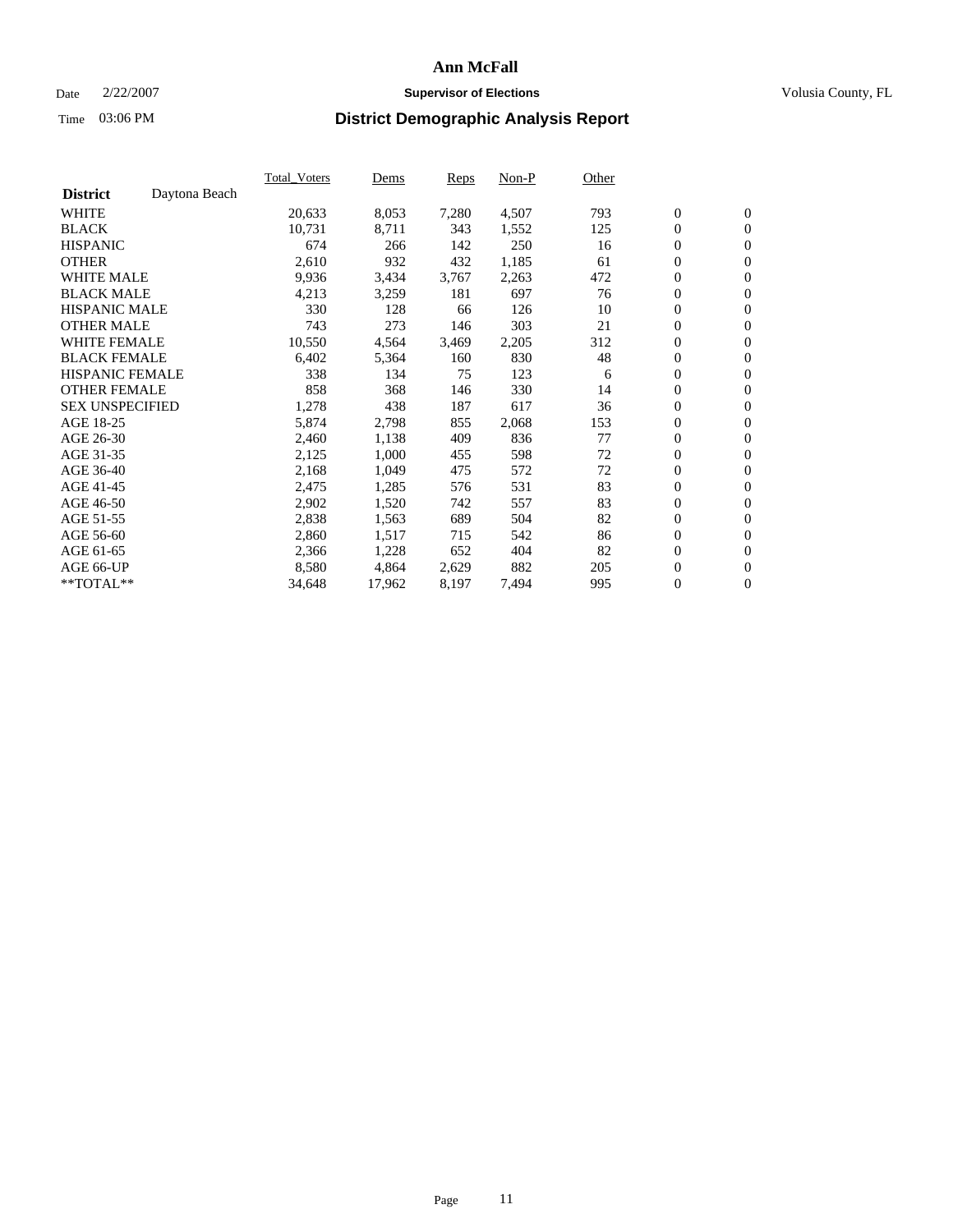# Ann McFall

Date 2/22/2007 **Supervisor of Elections** Volusia County, FL

Time 03:06 PM **District Demographic Analysis Report**

| | Total_Voters | Dems | Reps | Non-P | Other | | |
|---|---|---|---|---|---|---|---|
| **District** Daytona Beach | | | | | | | |
| WHITE | 20,633 | 8,053 | 7,280 | 4,507 | 793 | 0 | 0 |
| BLACK | 10,731 | 8,711 | 343 | 1,552 | 125 | 0 | 0 |
| HISPANIC | 674 | 266 | 142 | 250 | 16 | 0 | 0 |
| OTHER | 2,610 | 932 | 432 | 1,185 | 61 | 0 | 0 |
| WHITE MALE | 9,936 | 3,434 | 3,767 | 2,263 | 472 | 0 | 0 |
| BLACK MALE | 4,213 | 3,259 | 181 | 697 | 76 | 0 | 0 |
| HISPANIC MALE | 330 | 128 | 66 | 126 | 10 | 0 | 0 |
| OTHER MALE | 743 | 273 | 146 | 303 | 21 | 0 | 0 |
| WHITE FEMALE | 10,550 | 4,564 | 3,469 | 2,205 | 312 | 0 | 0 |
| BLACK FEMALE | 6,402 | 5,364 | 160 | 830 | 48 | 0 | 0 |
| HISPANIC FEMALE | 338 | 134 | 75 | 123 | 6 | 0 | 0 |
| OTHER FEMALE | 858 | 368 | 146 | 330 | 14 | 0 | 0 |
| SEX UNSPECIFIED | 1,278 | 438 | 187 | 617 | 36 | 0 | 0 |
| AGE 18-25 | 5,874 | 2,798 | 855 | 2,068 | 153 | 0 | 0 |
| AGE 26-30 | 2,460 | 1,138 | 409 | 836 | 77 | 0 | 0 |
| AGE 31-35 | 2,125 | 1,000 | 455 | 598 | 72 | 0 | 0 |
| AGE 36-40 | 2,168 | 1,049 | 475 | 572 | 72 | 0 | 0 |
| AGE 41-45 | 2,475 | 1,285 | 576 | 531 | 83 | 0 | 0 |
| AGE 46-50 | 2,902 | 1,520 | 742 | 557 | 83 | 0 | 0 |
| AGE 51-55 | 2,838 | 1,563 | 689 | 504 | 82 | 0 | 0 |
| AGE 56-60 | 2,860 | 1,517 | 715 | 542 | 86 | 0 | 0 |
| AGE 61-65 | 2,366 | 1,228 | 652 | 404 | 82 | 0 | 0 |
| AGE 66-UP | 8,580 | 4,864 | 2,629 | 882 | 205 | 0 | 0 |
| **TOTAL** | 34,648 | 17,962 | 8,197 | 7,494 | 995 | 0 | 0 |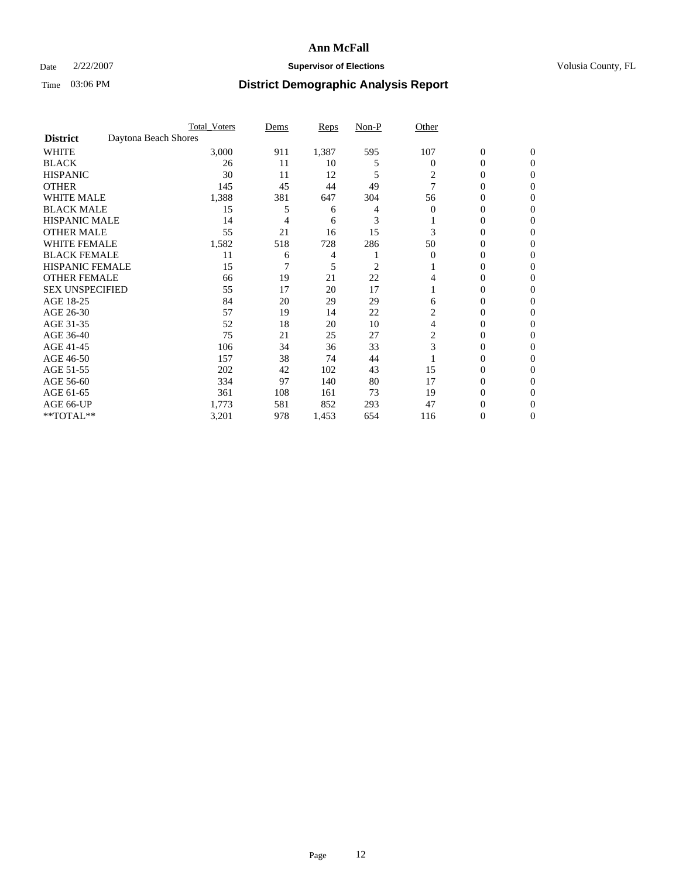# Ann McFall

Date 2/22/2007 **Supervisor of Elections** Volusia County, FL

Time 03:06 PM **District Demographic Analysis Report**

| | Total_Voters | Dems | Reps | Non-P | Other | | |
|---|---|---|---|---|---|---|---|
| **District** Daytona Beach Shores | | | | | | | |
| WHITE | 3,000 | 911 | 1,387 | 595 | 107 | 0 | 0 |
| BLACK | 26 | 11 | 10 | 5 | 0 | 0 | 0 |
| HISPANIC | 30 | 11 | 12 | 5 | 2 | 0 | 0 |
| OTHER | 145 | 45 | 44 | 49 | 7 | 0 | 0 |
| WHITE MALE | 1,388 | 381 | 647 | 304 | 56 | 0 | 0 |
| BLACK MALE | 15 | 5 | 6 | 4 | 0 | 0 | 0 |
| HISPANIC MALE | 14 | 4 | 6 | 3 | 1 | 0 | 0 |
| OTHER MALE | 55 | 21 | 16 | 15 | 3 | 0 | 0 |
| WHITE FEMALE | 1,582 | 518 | 728 | 286 | 50 | 0 | 0 |
| BLACK FEMALE | 11 | 6 | 4 | 1 | 0 | 0 | 0 |
| HISPANIC FEMALE | 15 | 7 | 5 | 2 | 1 | 0 | 0 |
| OTHER FEMALE | 66 | 19 | 21 | 22 | 4 | 0 | 0 |
| SEX UNSPECIFIED | 55 | 17 | 20 | 17 | 1 | 0 | 0 |
| AGE 18-25 | 84 | 20 | 29 | 29 | 6 | 0 | 0 |
| AGE 26-30 | 57 | 19 | 14 | 22 | 2 | 0 | 0 |
| AGE 31-35 | 52 | 18 | 20 | 10 | 4 | 0 | 0 |
| AGE 36-40 | 75 | 21 | 25 | 27 | 2 | 0 | 0 |
| AGE 41-45 | 106 | 34 | 36 | 33 | 3 | 0 | 0 |
| AGE 46-50 | 157 | 38 | 74 | 44 | 1 | 0 | 0 |
| AGE 51-55 | 202 | 42 | 102 | 43 | 15 | 0 | 0 |
| AGE 56-60 | 334 | 97 | 140 | 80 | 17 | 0 | 0 |
| AGE 61-65 | 361 | 108 | 161 | 73 | 19 | 0 | 0 |
| AGE 66-UP | 1,773 | 581 | 852 | 293 | 47 | 0 | 0 |
| **TOTAL** | 3,201 | 978 | 1,453 | 654 | 116 | 0 | 0 |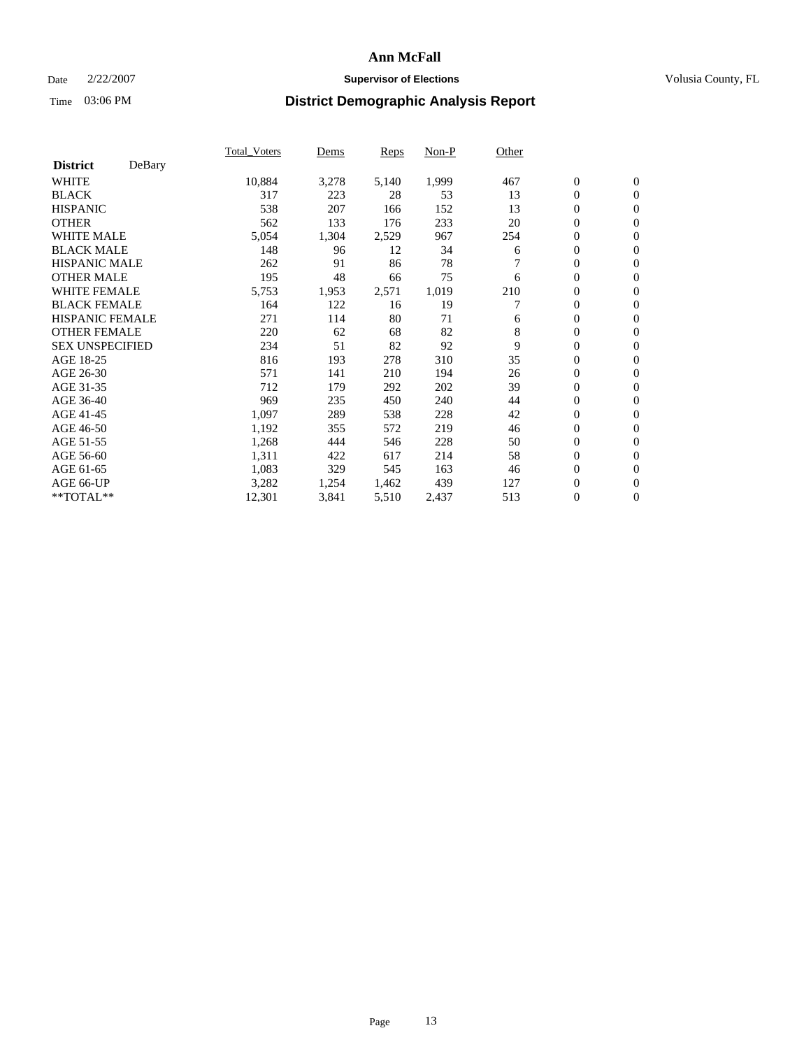# Ann McFall

Date 2/22/2007 **Supervisor of Elections** Volusia County, FL

Time 03:06 PM **District Demographic Analysis Report**

| **District** DeBary | Total_Voters | Dems | Reps | Non-P | Other | | |
|---|---|---|---|---|---|---|---|
| WHITE | 10,884 | 3,278 | 5,140 | 1,999 | 467 | 0 | 0 |
| BLACK | 317 | 223 | 28 | 53 | 13 | 0 | 0 |
| HISPANIC | 538 | 207 | 166 | 152 | 13 | 0 | 0 |
| OTHER | 562 | 133 | 176 | 233 | 20 | 0 | 0 |
| WHITE MALE | 5,054 | 1,304 | 2,529 | 967 | 254 | 0 | 0 |
| BLACK MALE | 148 | 96 | 12 | 34 | 6 | 0 | 0 |
| HISPANIC MALE | 262 | 91 | 86 | 78 | 7 | 0 | 0 |
| OTHER MALE | 195 | 48 | 66 | 75 | 6 | 0 | 0 |
| WHITE FEMALE | 5,753 | 1,953 | 2,571 | 1,019 | 210 | 0 | 0 |
| BLACK FEMALE | 164 | 122 | 16 | 19 | 7 | 0 | 0 |
| HISPANIC FEMALE | 271 | 114 | 80 | 71 | 6 | 0 | 0 |
| OTHER FEMALE | 220 | 62 | 68 | 82 | 8 | 0 | 0 |
| SEX UNSPECIFIED | 234 | 51 | 82 | 92 | 9 | 0 | 0 |
| AGE 18-25 | 816 | 193 | 278 | 310 | 35 | 0 | 0 |
| AGE 26-30 | 571 | 141 | 210 | 194 | 26 | 0 | 0 |
| AGE 31-35 | 712 | 179 | 292 | 202 | 39 | 0 | 0 |
| AGE 36-40 | 969 | 235 | 450 | 240 | 44 | 0 | 0 |
| AGE 41-45 | 1,097 | 289 | 538 | 228 | 42 | 0 | 0 |
| AGE 46-50 | 1,192 | 355 | 572 | 219 | 46 | 0 | 0 |
| AGE 51-55 | 1,268 | 444 | 546 | 228 | 50 | 0 | 0 |
| AGE 56-60 | 1,311 | 422 | 617 | 214 | 58 | 0 | 0 |
| AGE 61-65 | 1,083 | 329 | 545 | 163 | 46 | 0 | 0 |
| AGE 66-UP | 3,282 | 1,254 | 1,462 | 439 | 127 | 0 | 0 |
| **TOTAL** | 12,301 | 3,841 | 5,510 | 2,437 | 513 | 0 | 0 |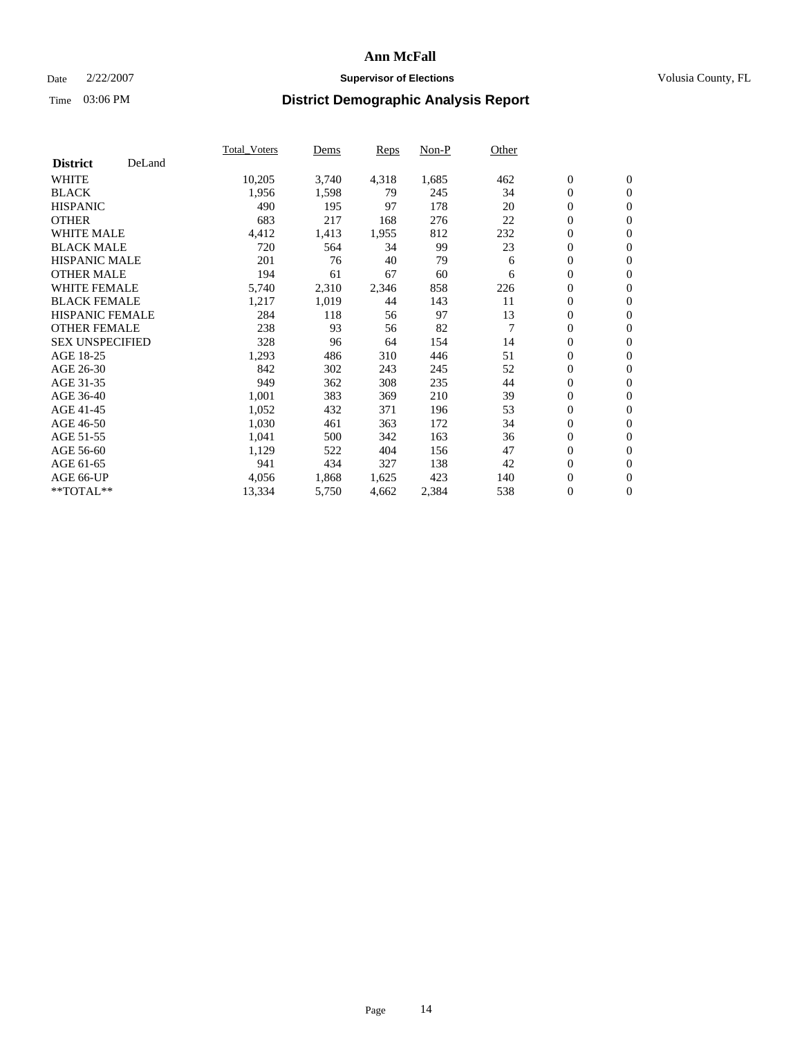# Ann McFall

Date 2/22/2007 **Supervisor of Elections** Volusia County, FL

Time 03:06 PM **District Demographic Analysis Report**

| **District** DeLand | Total_Voters | Dems | Reps | Non-P | Other | | |
|---|---|---|---|---|---|---|---|
| WHITE | 10,205 | 3,740 | 4,318 | 1,685 | 462 | 0 | 0 |
| BLACK | 1,956 | 1,598 | 79 | 245 | 34 | 0 | 0 |
| HISPANIC | 490 | 195 | 97 | 178 | 20 | 0 | 0 |
| OTHER | 683 | 217 | 168 | 276 | 22 | 0 | 0 |
| WHITE MALE | 4,412 | 1,413 | 1,955 | 812 | 232 | 0 | 0 |
| BLACK MALE | 720 | 564 | 34 | 99 | 23 | 0 | 0 |
| HISPANIC MALE | 201 | 76 | 40 | 79 | 6 | 0 | 0 |
| OTHER MALE | 194 | 61 | 67 | 60 | 6 | 0 | 0 |
| WHITE FEMALE | 5,740 | 2,310 | 2,346 | 858 | 226 | 0 | 0 |
| BLACK FEMALE | 1,217 | 1,019 | 44 | 143 | 11 | 0 | 0 |
| HISPANIC FEMALE | 284 | 118 | 56 | 97 | 13 | 0 | 0 |
| OTHER FEMALE | 238 | 93 | 56 | 82 | 7 | 0 | 0 |
| SEX UNSPECIFIED | 328 | 96 | 64 | 154 | 14 | 0 | 0 |
| AGE 18-25 | 1,293 | 486 | 310 | 446 | 51 | 0 | 0 |
| AGE 26-30 | 842 | 302 | 243 | 245 | 52 | 0 | 0 |
| AGE 31-35 | 949 | 362 | 308 | 235 | 44 | 0 | 0 |
| AGE 36-40 | 1,001 | 383 | 369 | 210 | 39 | 0 | 0 |
| AGE 41-45 | 1,052 | 432 | 371 | 196 | 53 | 0 | 0 |
| AGE 46-50 | 1,030 | 461 | 363 | 172 | 34 | 0 | 0 |
| AGE 51-55 | 1,041 | 500 | 342 | 163 | 36 | 0 | 0 |
| AGE 56-60 | 1,129 | 522 | 404 | 156 | 47 | 0 | 0 |
| AGE 61-65 | 941 | 434 | 327 | 138 | 42 | 0 | 0 |
| AGE 66-UP | 4,056 | 1,868 | 1,625 | 423 | 140 | 0 | 0 |
| **TOTAL** | 13,334 | 5,750 | 4,662 | 2,384 | 538 | 0 | 0 |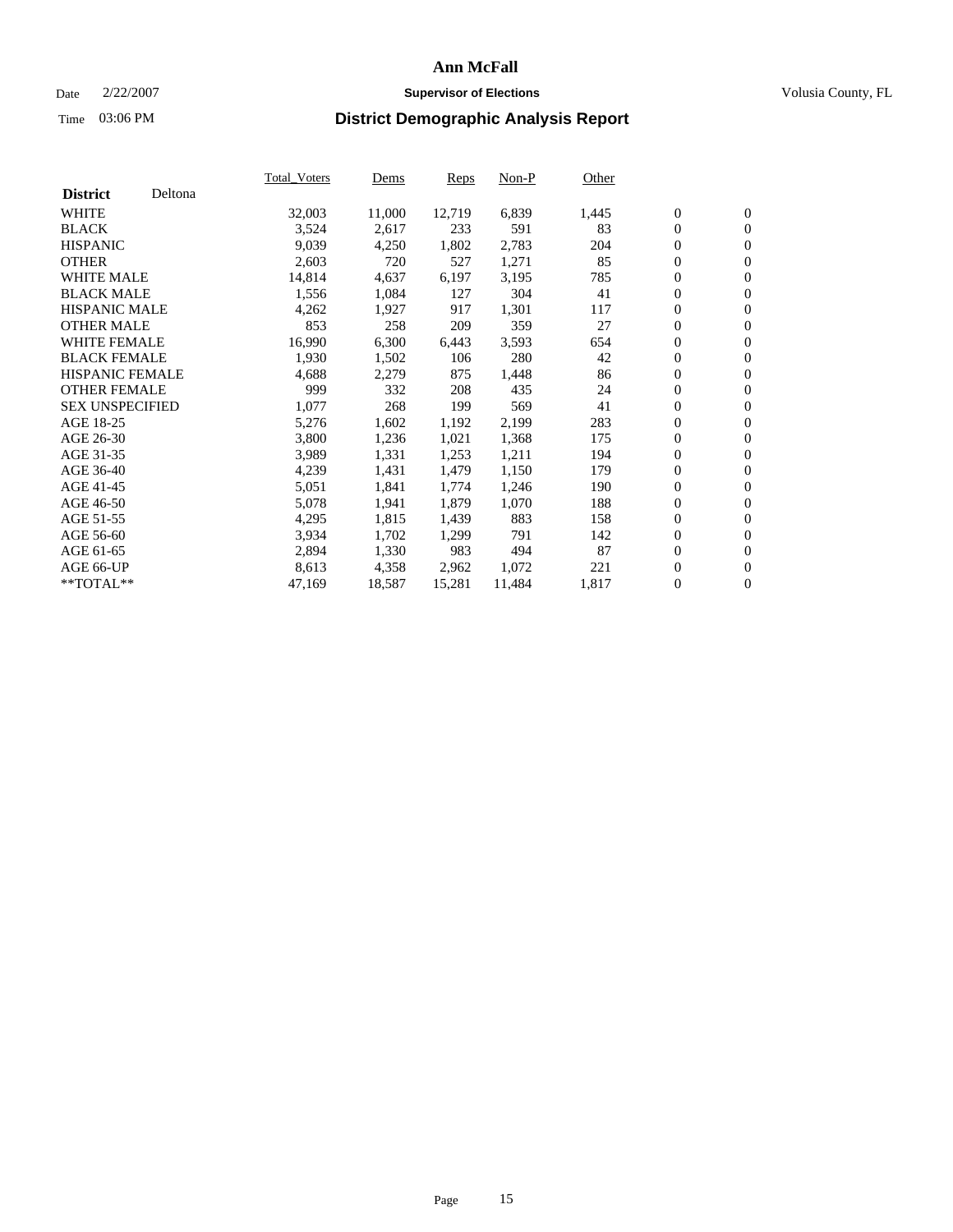# Ann McFall

Date 2/22/2007 **Supervisor of Elections** Volusia County, FL

Time 03:06 PM **District Demographic Analysis Report**

| **District** Deltona | Total_Voters | Dems | Reps | Non-P | Other | | |
|---|---|---|---|---|---|---|---|
| WHITE | 32,003 | 11,000 | 12,719 | 6,839 | 1,445 | 0 | 0 |
| BLACK | 3,524 | 2,617 | 233 | 591 | 83 | 0 | 0 |
| HISPANIC | 9,039 | 4,250 | 1,802 | 2,783 | 204 | 0 | 0 |
| OTHER | 2,603 | 720 | 527 | 1,271 | 85 | 0 | 0 |
| WHITE MALE | 14,814 | 4,637 | 6,197 | 3,195 | 785 | 0 | 0 |
| BLACK MALE | 1,556 | 1,084 | 127 | 304 | 41 | 0 | 0 |
| HISPANIC MALE | 4,262 | 1,927 | 917 | 1,301 | 117 | 0 | 0 |
| OTHER MALE | 853 | 258 | 209 | 359 | 27 | 0 | 0 |
| WHITE FEMALE | 16,990 | 6,300 | 6,443 | 3,593 | 654 | 0 | 0 |
| BLACK FEMALE | 1,930 | 1,502 | 106 | 280 | 42 | 0 | 0 |
| HISPANIC FEMALE | 4,688 | 2,279 | 875 | 1,448 | 86 | 0 | 0 |
| OTHER FEMALE | 999 | 332 | 208 | 435 | 24 | 0 | 0 |
| SEX UNSPECIFIED | 1,077 | 268 | 199 | 569 | 41 | 0 | 0 |
| AGE 18-25 | 5,276 | 1,602 | 1,192 | 2,199 | 283 | 0 | 0 |
| AGE 26-30 | 3,800 | 1,236 | 1,021 | 1,368 | 175 | 0 | 0 |
| AGE 31-35 | 3,989 | 1,331 | 1,253 | 1,211 | 194 | 0 | 0 |
| AGE 36-40 | 4,239 | 1,431 | 1,479 | 1,150 | 179 | 0 | 0 |
| AGE 41-45 | 5,051 | 1,841 | 1,774 | 1,246 | 190 | 0 | 0 |
| AGE 46-50 | 5,078 | 1,941 | 1,879 | 1,070 | 188 | 0 | 0 |
| AGE 51-55 | 4,295 | 1,815 | 1,439 | 883 | 158 | 0 | 0 |
| AGE 56-60 | 3,934 | 1,702 | 1,299 | 791 | 142 | 0 | 0 |
| AGE 61-65 | 2,894 | 1,330 | 983 | 494 | 87 | 0 | 0 |
| AGE 66-UP | 8,613 | 4,358 | 2,962 | 1,072 | 221 | 0 | 0 |
| **TOTAL** | 47,169 | 18,587 | 15,281 | 11,484 | 1,817 | 0 | 0 |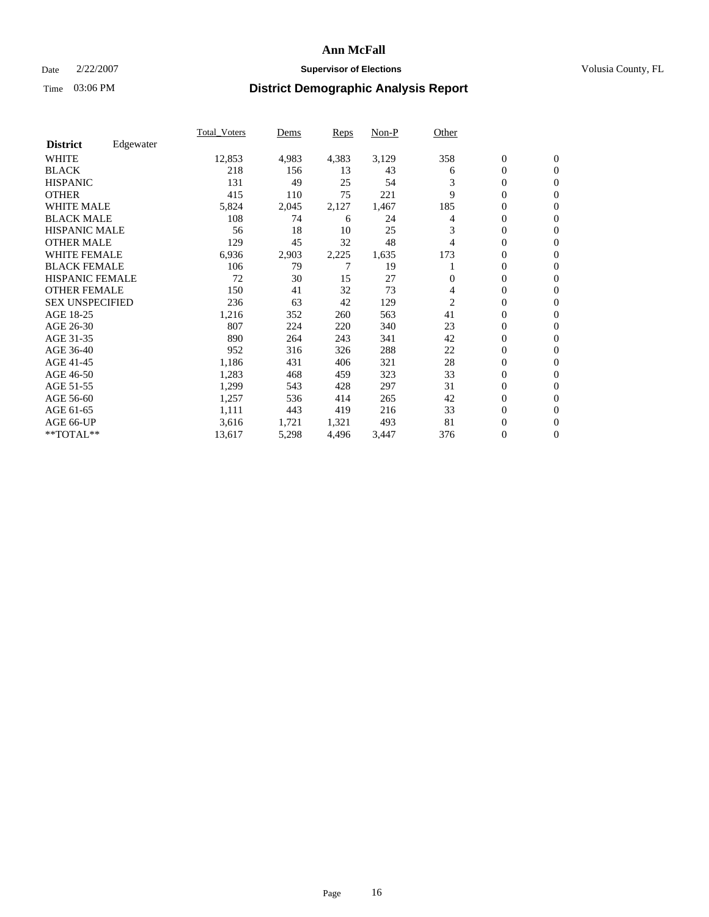# Ann McFall

Date 2/22/2007 **Supervisor of Elections** Volusia County, FL

Time 03:06 PM **District Demographic Analysis Report**

| | Total_Voters | Dems | Reps | Non-P | Other | | |
|---|---|---|---|---|---|---|---|
| **District** Edgewater | | | | | | | |
| WHITE | 12,853 | 4,983 | 4,383 | 3,129 | 358 | 0 | 0 |
| BLACK | 218 | 156 | 13 | 43 | 6 | 0 | 0 |
| HISPANIC | 131 | 49 | 25 | 54 | 3 | 0 | 0 |
| OTHER | 415 | 110 | 75 | 221 | 9 | 0 | 0 |
| WHITE MALE | 5,824 | 2,045 | 2,127 | 1,467 | 185 | 0 | 0 |
| BLACK MALE | 108 | 74 | 6 | 24 | 4 | 0 | 0 |
| HISPANIC MALE | 56 | 18 | 10 | 25 | 3 | 0 | 0 |
| OTHER MALE | 129 | 45 | 32 | 48 | 4 | 0 | 0 |
| WHITE FEMALE | 6,936 | 2,903 | 2,225 | 1,635 | 173 | 0 | 0 |
| BLACK FEMALE | 106 | 79 | 7 | 19 | 1 | 0 | 0 |
| HISPANIC FEMALE | 72 | 30 | 15 | 27 | 0 | 0 | 0 |
| OTHER FEMALE | 150 | 41 | 32 | 73 | 4 | 0 | 0 |
| SEX UNSPECIFIED | 236 | 63 | 42 | 129 | 2 | 0 | 0 |
| AGE 18-25 | 1,216 | 352 | 260 | 563 | 41 | 0 | 0 |
| AGE 26-30 | 807 | 224 | 220 | 340 | 23 | 0 | 0 |
| AGE 31-35 | 890 | 264 | 243 | 341 | 42 | 0 | 0 |
| AGE 36-40 | 952 | 316 | 326 | 288 | 22 | 0 | 0 |
| AGE 41-45 | 1,186 | 431 | 406 | 321 | 28 | 0 | 0 |
| AGE 46-50 | 1,283 | 468 | 459 | 323 | 33 | 0 | 0 |
| AGE 51-55 | 1,299 | 543 | 428 | 297 | 31 | 0 | 0 |
| AGE 56-60 | 1,257 | 536 | 414 | 265 | 42 | 0 | 0 |
| AGE 61-65 | 1,111 | 443 | 419 | 216 | 33 | 0 | 0 |
| AGE 66-UP | 3,616 | 1,721 | 1,321 | 493 | 81 | 0 | 0 |
| **TOTAL** | 13,617 | 5,298 | 4,496 | 3,447 | 376 | 0 | 0 |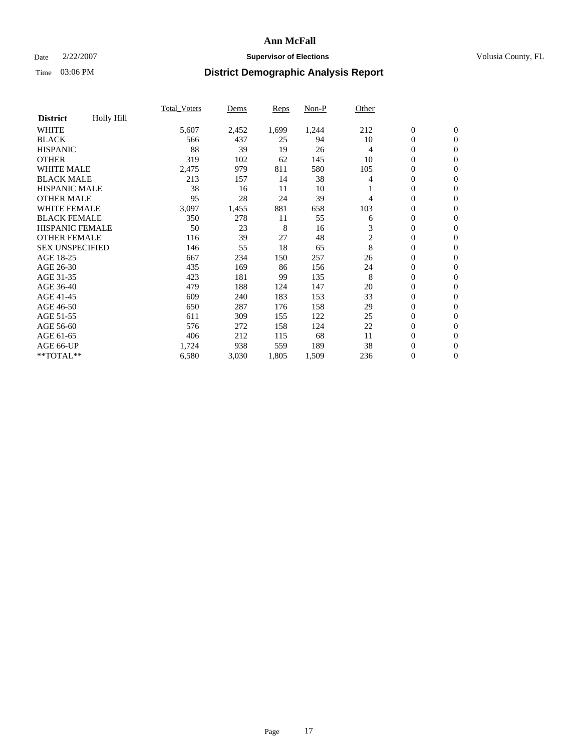# Ann McFall

Date 2/22/2007 **Supervisor of Elections** Volusia County, FL

Time 03:06 PM **District Demographic Analysis Report**

| | Total_Voters | Dems | Reps | Non-P | Other | | |
|---|---|---|---|---|---|---|---|
| **District** Holly Hill | | | | | | | |
| WHITE | 5,607 | 2,452 | 1,699 | 1,244 | 212 | 0 | 0 |
| BLACK | 566 | 437 | 25 | 94 | 10 | 0 | 0 |
| HISPANIC | 88 | 39 | 19 | 26 | 4 | 0 | 0 |
| OTHER | 319 | 102 | 62 | 145 | 10 | 0 | 0 |
| WHITE MALE | 2,475 | 979 | 811 | 580 | 105 | 0 | 0 |
| BLACK MALE | 213 | 157 | 14 | 38 | 4 | 0 | 0 |
| HISPANIC MALE | 38 | 16 | 11 | 10 | 1 | 0 | 0 |
| OTHER MALE | 95 | 28 | 24 | 39 | 4 | 0 | 0 |
| WHITE FEMALE | 3,097 | 1,455 | 881 | 658 | 103 | 0 | 0 |
| BLACK FEMALE | 350 | 278 | 11 | 55 | 6 | 0 | 0 |
| HISPANIC FEMALE | 50 | 23 | 8 | 16 | 3 | 0 | 0 |
| OTHER FEMALE | 116 | 39 | 27 | 48 | 2 | 0 | 0 |
| SEX UNSPECIFIED | 146 | 55 | 18 | 65 | 8 | 0 | 0 |
| AGE 18-25 | 667 | 234 | 150 | 257 | 26 | 0 | 0 |
| AGE 26-30 | 435 | 169 | 86 | 156 | 24 | 0 | 0 |
| AGE 31-35 | 423 | 181 | 99 | 135 | 8 | 0 | 0 |
| AGE 36-40 | 479 | 188 | 124 | 147 | 20 | 0 | 0 |
| AGE 41-45 | 609 | 240 | 183 | 153 | 33 | 0 | 0 |
| AGE 46-50 | 650 | 287 | 176 | 158 | 29 | 0 | 0 |
| AGE 51-55 | 611 | 309 | 155 | 122 | 25 | 0 | 0 |
| AGE 56-60 | 576 | 272 | 158 | 124 | 22 | 0 | 0 |
| AGE 61-65 | 406 | 212 | 115 | 68 | 11 | 0 | 0 |
| AGE 66-UP | 1,724 | 938 | 559 | 189 | 38 | 0 | 0 |
| **TOTAL** | 6,580 | 3,030 | 1,805 | 1,509 | 236 | 0 | 0 |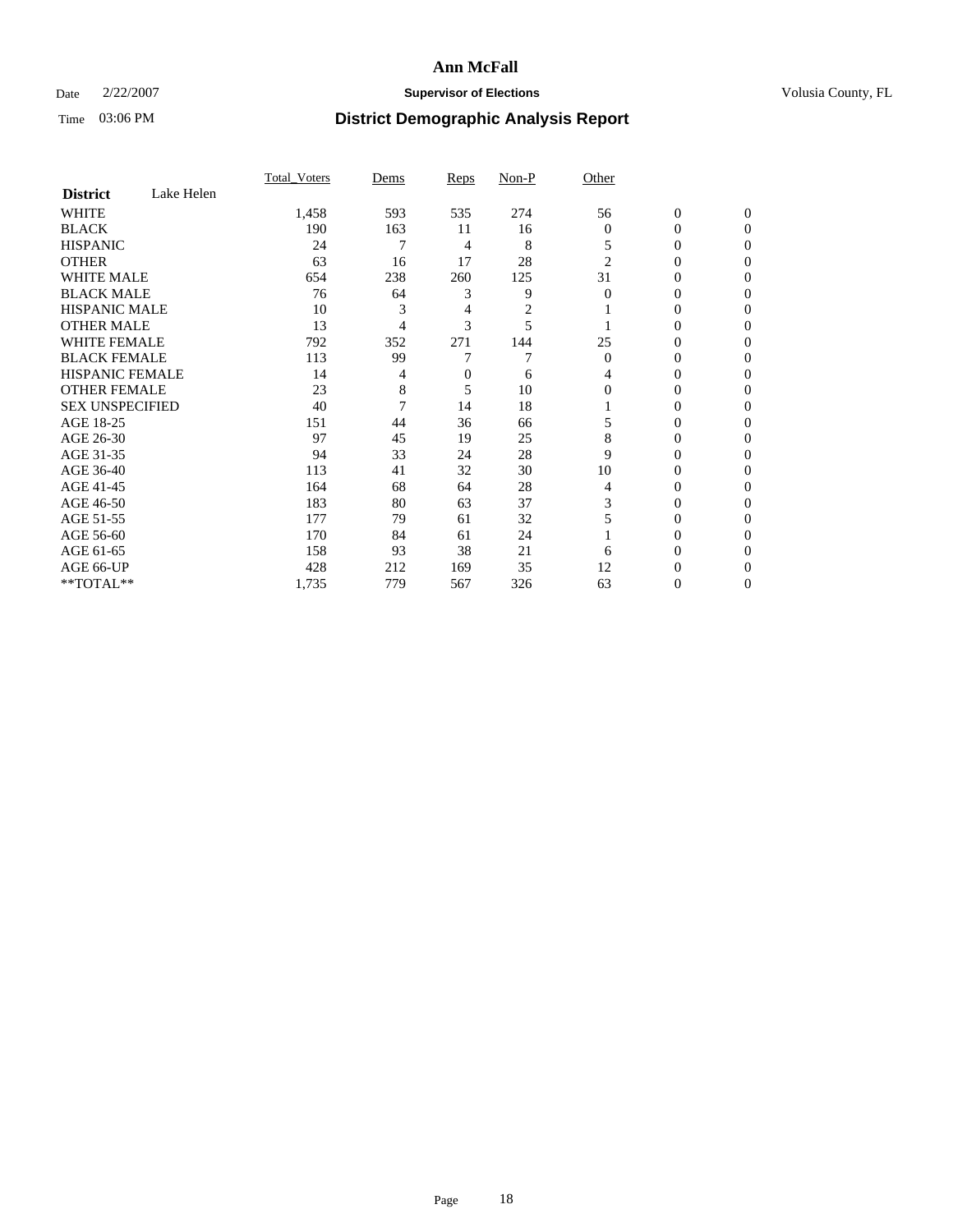# Ann McFall

Date 2/22/2007 **Supervisor of Elections** Volusia County, FL

Time 03:06 PM **District Demographic Analysis Report**

| District | Lake Helen | Total_Voters | Dems | Reps | Non-P | Other | | |
|---|---|---|---|---|---|---|---|---|
| WHITE | | 1,458 | 593 | 535 | 274 | 56 | 0 | 0 |
| BLACK | | 190 | 163 | 11 | 16 | 0 | 0 | 0 |
| HISPANIC | | 24 | 7 | 4 | 8 | 5 | 0 | 0 |
| OTHER | | 63 | 16 | 17 | 28 | 2 | 0 | 0 |
| WHITE MALE | | 654 | 238 | 260 | 125 | 31 | 0 | 0 |
| BLACK MALE | | 76 | 64 | 3 | 9 | 0 | 0 | 0 |
| HISPANIC MALE | | 10 | 3 | 4 | 2 | 1 | 0 | 0 |
| OTHER MALE | | 13 | 4 | 3 | 5 | 1 | 0 | 0 |
| WHITE FEMALE | | 792 | 352 | 271 | 144 | 25 | 0 | 0 |
| BLACK FEMALE | | 113 | 99 | 7 | 7 | 0 | 0 | 0 |
| HISPANIC FEMALE | | 14 | 4 | 0 | 6 | 4 | 0 | 0 |
| OTHER FEMALE | | 23 | 8 | 5 | 10 | 0 | 0 | 0 |
| SEX UNSPECIFIED | | 40 | 7 | 14 | 18 | 1 | 0 | 0 |
| AGE 18-25 | | 151 | 44 | 36 | 66 | 5 | 0 | 0 |
| AGE 26-30 | | 97 | 45 | 19 | 25 | 8 | 0 | 0 |
| AGE 31-35 | | 94 | 33 | 24 | 28 | 9 | 0 | 0 |
| AGE 36-40 | | 113 | 41 | 32 | 30 | 10 | 0 | 0 |
| AGE 41-45 | | 164 | 68 | 64 | 28 | 4 | 0 | 0 |
| AGE 46-50 | | 183 | 80 | 63 | 37 | 3 | 0 | 0 |
| AGE 51-55 | | 177 | 79 | 61 | 32 | 5 | 0 | 0 |
| AGE 56-60 | | 170 | 84 | 61 | 24 | 1 | 0 | 0 |
| AGE 61-65 | | 158 | 93 | 38 | 21 | 6 | 0 | 0 |
| AGE 66-UP | | 428 | 212 | 169 | 35 | 12 | 0 | 0 |
| **TOTAL** | | 1,735 | 779 | 567 | 326 | 63 | 0 | 0 |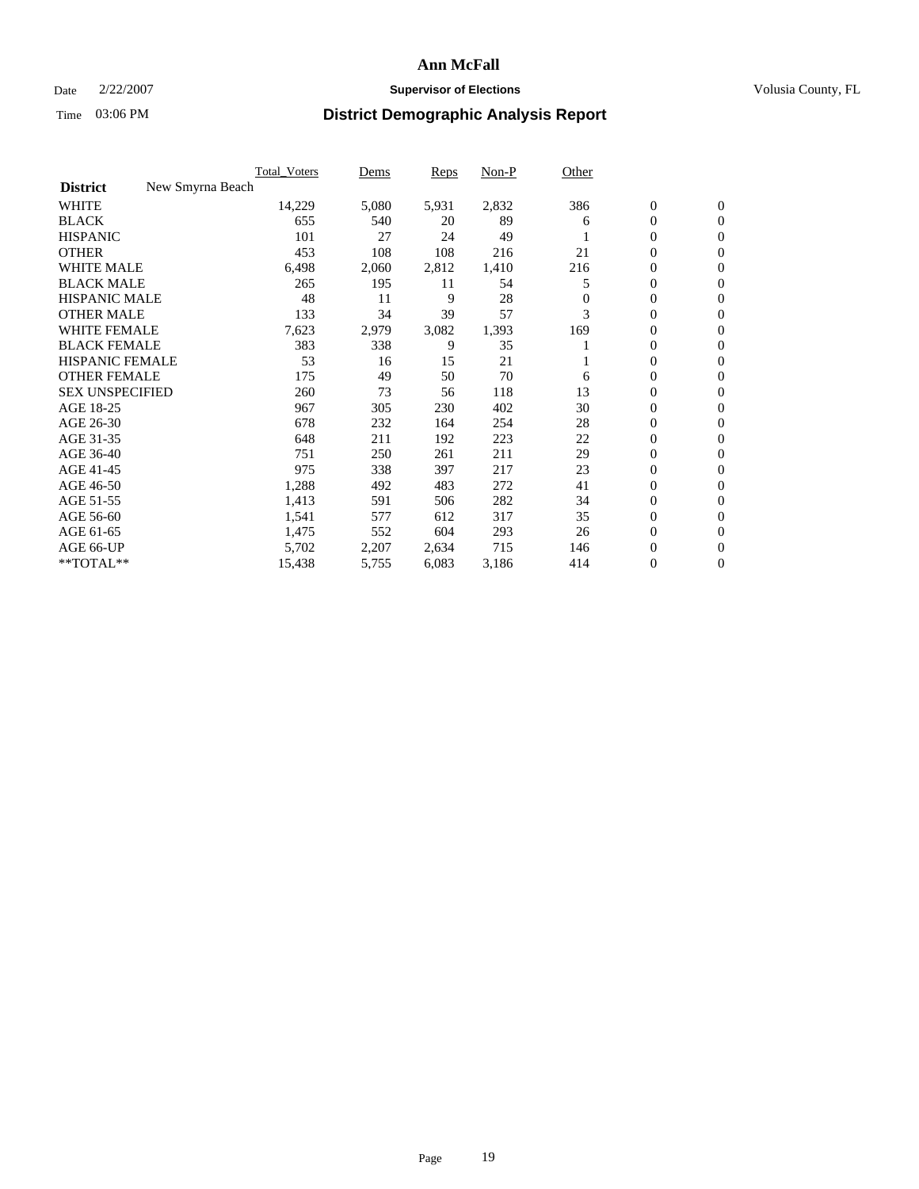# Ann McFall

Date 2/22/2007 **Supervisor of Elections** Volusia County, FL

Time 03:06 PM **District Demographic Analysis Report**

| | Total_Voters | Dems | Reps | Non-P | Other | | |
|---|---|---|---|---|---|---|---|
| **District** New Smyrna Beach | | | | | | | |
| WHITE | 14,229 | 5,080 | 5,931 | 2,832 | 386 | 0 | 0 |
| BLACK | 655 | 540 | 20 | 89 | 6 | 0 | 0 |
| HISPANIC | 101 | 27 | 24 | 49 | 1 | 0 | 0 |
| OTHER | 453 | 108 | 108 | 216 | 21 | 0 | 0 |
| WHITE MALE | 6,498 | 2,060 | 2,812 | 1,410 | 216 | 0 | 0 |
| BLACK MALE | 265 | 195 | 11 | 54 | 5 | 0 | 0 |
| HISPANIC MALE | 48 | 11 | 9 | 28 | 0 | 0 | 0 |
| OTHER MALE | 133 | 34 | 39 | 57 | 3 | 0 | 0 |
| WHITE FEMALE | 7,623 | 2,979 | 3,082 | 1,393 | 169 | 0 | 0 |
| BLACK FEMALE | 383 | 338 | 9 | 35 | 1 | 0 | 0 |
| HISPANIC FEMALE | 53 | 16 | 15 | 21 | 1 | 0 | 0 |
| OTHER FEMALE | 175 | 49 | 50 | 70 | 6 | 0 | 0 |
| SEX UNSPECIFIED | 260 | 73 | 56 | 118 | 13 | 0 | 0 |
| AGE 18-25 | 967 | 305 | 230 | 402 | 30 | 0 | 0 |
| AGE 26-30 | 678 | 232 | 164 | 254 | 28 | 0 | 0 |
| AGE 31-35 | 648 | 211 | 192 | 223 | 22 | 0 | 0 |
| AGE 36-40 | 751 | 250 | 261 | 211 | 29 | 0 | 0 |
| AGE 41-45 | 975 | 338 | 397 | 217 | 23 | 0 | 0 |
| AGE 46-50 | 1,288 | 492 | 483 | 272 | 41 | 0 | 0 |
| AGE 51-55 | 1,413 | 591 | 506 | 282 | 34 | 0 | 0 |
| AGE 56-60 | 1,541 | 577 | 612 | 317 | 35 | 0 | 0 |
| AGE 61-65 | 1,475 | 552 | 604 | 293 | 26 | 0 | 0 |
| AGE 66-UP | 5,702 | 2,207 | 2,634 | 715 | 146 | 0 | 0 |
| **TOTAL** | 15,438 | 5,755 | 6,083 | 3,186 | 414 | 0 | 0 |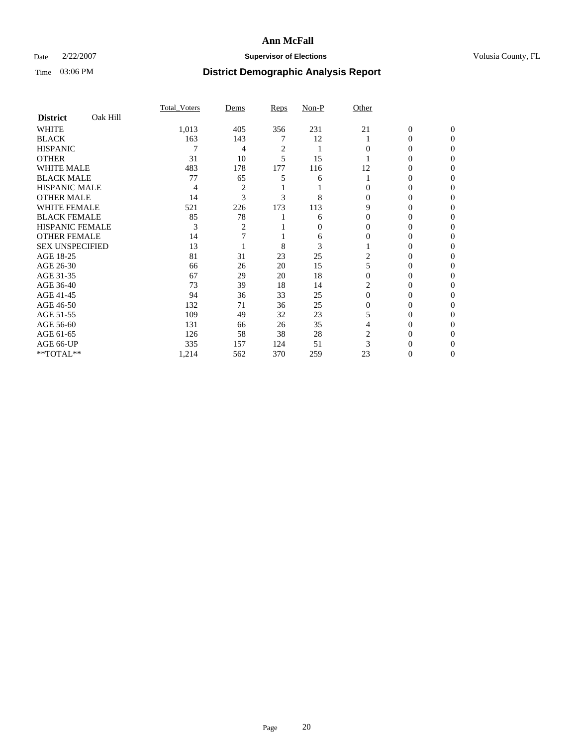# Ann McFall

Date 2/22/2007 **Supervisor of Elections** Volusia County, FL

Time 03:06 PM **District Demographic Analysis Report**

| **District** Oak Hill | Total_Voters | Dems | Reps | Non-P | Other | | |
|---|---|---|---|---|---|---|---|
| WHITE | 1,013 | 405 | 356 | 231 | 21 | 0 | 0 |
| BLACK | 163 | 143 | 7 | 12 | 1 | 0 | 0 |
| HISPANIC | 7 | 4 | 2 | 1 | 0 | 0 | 0 |
| OTHER | 31 | 10 | 5 | 15 | 1 | 0 | 0 |
| WHITE MALE | 483 | 178 | 177 | 116 | 12 | 0 | 0 |
| BLACK MALE | 77 | 65 | 5 | 6 | 1 | 0 | 0 |
| HISPANIC MALE | 4 | 2 | 1 | 1 | 0 | 0 | 0 |
| OTHER MALE | 14 | 3 | 3 | 8 | 0 | 0 | 0 |
| WHITE FEMALE | 521 | 226 | 173 | 113 | 9 | 0 | 0 |
| BLACK FEMALE | 85 | 78 | 1 | 6 | 0 | 0 | 0 |
| HISPANIC FEMALE | 3 | 2 | 1 | 0 | 0 | 0 | 0 |
| OTHER FEMALE | 14 | 7 | 1 | 6 | 0 | 0 | 0 |
| SEX UNSPECIFIED | 13 | 1 | 8 | 3 | 1 | 0 | 0 |
| AGE 18-25 | 81 | 31 | 23 | 25 | 2 | 0 | 0 |
| AGE 26-30 | 66 | 26 | 20 | 15 | 5 | 0 | 0 |
| AGE 31-35 | 67 | 29 | 20 | 18 | 0 | 0 | 0 |
| AGE 36-40 | 73 | 39 | 18 | 14 | 2 | 0 | 0 |
| AGE 41-45 | 94 | 36 | 33 | 25 | 0 | 0 | 0 |
| AGE 46-50 | 132 | 71 | 36 | 25 | 0 | 0 | 0 |
| AGE 51-55 | 109 | 49 | 32 | 23 | 5 | 0 | 0 |
| AGE 56-60 | 131 | 66 | 26 | 35 | 4 | 0 | 0 |
| AGE 61-65 | 126 | 58 | 38 | 28 | 2 | 0 | 0 |
| AGE 66-UP | 335 | 157 | 124 | 51 | 3 | 0 | 0 |
| **TOTAL** | 1,214 | 562 | 370 | 259 | 23 | 0 | 0 |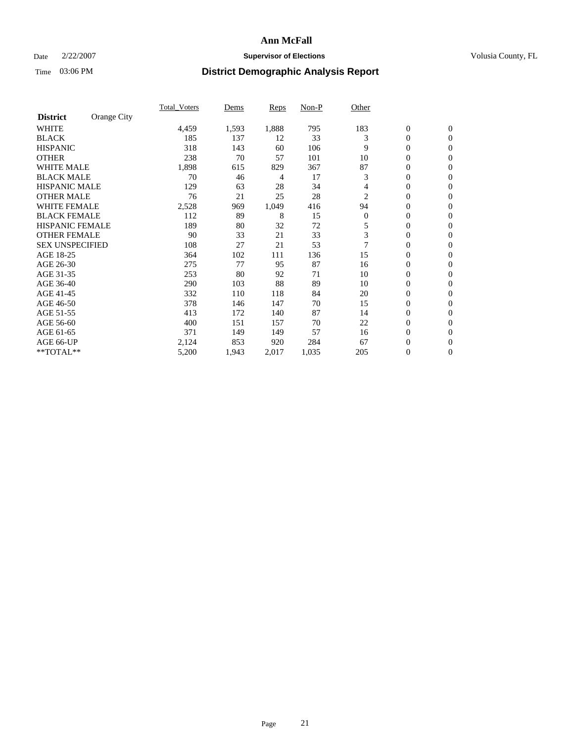# Ann McFall

Date 2/22/2007 **Supervisor of Elections** Volusia County, FL

Time 03:06 PM **District Demographic Analysis Report**

| **District** Orange City | Total_Voters | Dems | Reps | Non-P | Other | | |
|---|---|---|---|---|---|---|---|
| WHITE | 4,459 | 1,593 | 1,888 | 795 | 183 | 0 | 0 |
| BLACK | 185 | 137 | 12 | 33 | 3 | 0 | 0 |
| HISPANIC | 318 | 143 | 60 | 106 | 9 | 0 | 0 |
| OTHER | 238 | 70 | 57 | 101 | 10 | 0 | 0 |
| WHITE MALE | 1,898 | 615 | 829 | 367 | 87 | 0 | 0 |
| BLACK MALE | 70 | 46 | 4 | 17 | 3 | 0 | 0 |
| HISPANIC MALE | 129 | 63 | 28 | 34 | 4 | 0 | 0 |
| OTHER MALE | 76 | 21 | 25 | 28 | 2 | 0 | 0 |
| WHITE FEMALE | 2,528 | 969 | 1,049 | 416 | 94 | 0 | 0 |
| BLACK FEMALE | 112 | 89 | 8 | 15 | 0 | 0 | 0 |
| HISPANIC FEMALE | 189 | 80 | 32 | 72 | 5 | 0 | 0 |
| OTHER FEMALE | 90 | 33 | 21 | 33 | 3 | 0 | 0 |
| SEX UNSPECIFIED | 108 | 27 | 21 | 53 | 7 | 0 | 0 |
| AGE 18-25 | 364 | 102 | 111 | 136 | 15 | 0 | 0 |
| AGE 26-30 | 275 | 77 | 95 | 87 | 16 | 0 | 0 |
| AGE 31-35 | 253 | 80 | 92 | 71 | 10 | 0 | 0 |
| AGE 36-40 | 290 | 103 | 88 | 89 | 10 | 0 | 0 |
| AGE 41-45 | 332 | 110 | 118 | 84 | 20 | 0 | 0 |
| AGE 46-50 | 378 | 146 | 147 | 70 | 15 | 0 | 0 |
| AGE 51-55 | 413 | 172 | 140 | 87 | 14 | 0 | 0 |
| AGE 56-60 | 400 | 151 | 157 | 70 | 22 | 0 | 0 |
| AGE 61-65 | 371 | 149 | 149 | 57 | 16 | 0 | 0 |
| AGE 66-UP | 2,124 | 853 | 920 | 284 | 67 | 0 | 0 |
| **TOTAL** | 5,200 | 1,943 | 2,017 | 1,035 | 205 | 0 | 0 |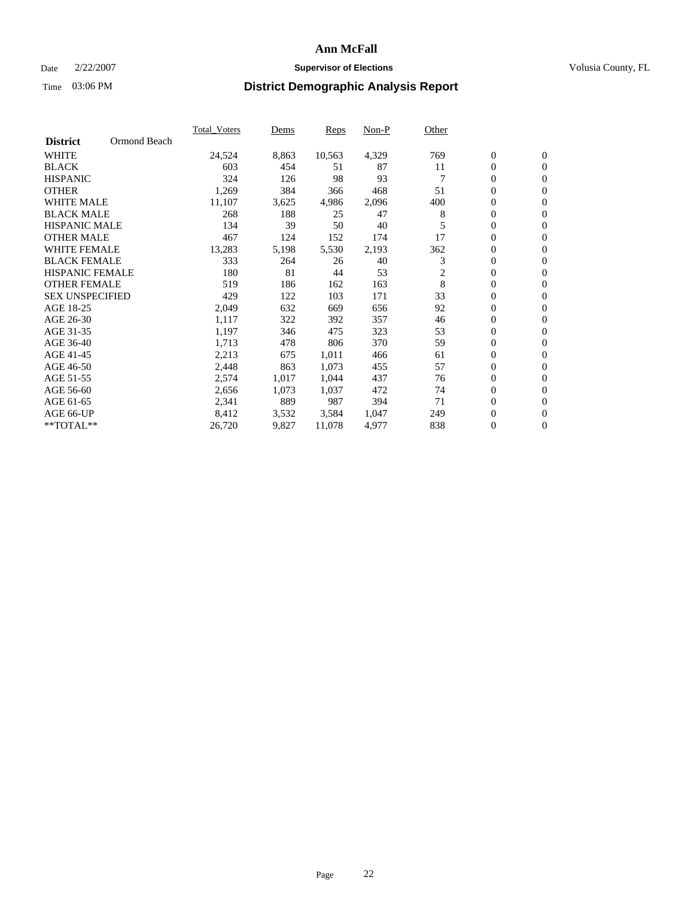# Ann McFall

Date 2/22/2007 **Supervisor of Elections** Volusia County, FL

Time 03:06 PM **District Demographic Analysis Report**

| **District** Ormond Beach | Total_Voters | Dems | Reps | Non-P | Other | | |
|---|---|---|---|---|---|---|---|
| WHITE | 24,524 | 8,863 | 10,563 | 4,329 | 769 | 0 | 0 |
| BLACK | 603 | 454 | 51 | 87 | 11 | 0 | 0 |
| HISPANIC | 324 | 126 | 98 | 93 | 7 | 0 | 0 |
| OTHER | 1,269 | 384 | 366 | 468 | 51 | 0 | 0 |
| WHITE MALE | 11,107 | 3,625 | 4,986 | 2,096 | 400 | 0 | 0 |
| BLACK MALE | 268 | 188 | 25 | 47 | 8 | 0 | 0 |
| HISPANIC MALE | 134 | 39 | 50 | 40 | 5 | 0 | 0 |
| OTHER MALE | 467 | 124 | 152 | 174 | 17 | 0 | 0 |
| WHITE FEMALE | 13,283 | 5,198 | 5,530 | 2,193 | 362 | 0 | 0 |
| BLACK FEMALE | 333 | 264 | 26 | 40 | 3 | 0 | 0 |
| HISPANIC FEMALE | 180 | 81 | 44 | 53 | 2 | 0 | 0 |
| OTHER FEMALE | 519 | 186 | 162 | 163 | 8 | 0 | 0 |
| SEX UNSPECIFIED | 429 | 122 | 103 | 171 | 33 | 0 | 0 |
| AGE 18-25 | 2,049 | 632 | 669 | 656 | 92 | 0 | 0 |
| AGE 26-30 | 1,117 | 322 | 392 | 357 | 46 | 0 | 0 |
| AGE 31-35 | 1,197 | 346 | 475 | 323 | 53 | 0 | 0 |
| AGE 36-40 | 1,713 | 478 | 806 | 370 | 59 | 0 | 0 |
| AGE 41-45 | 2,213 | 675 | 1,011 | 466 | 61 | 0 | 0 |
| AGE 46-50 | 2,448 | 863 | 1,073 | 455 | 57 | 0 | 0 |
| AGE 51-55 | 2,574 | 1,017 | 1,044 | 437 | 76 | 0 | 0 |
| AGE 56-60 | 2,656 | 1,073 | 1,037 | 472 | 74 | 0 | 0 |
| AGE 61-65 | 2,341 | 889 | 987 | 394 | 71 | 0 | 0 |
| AGE 66-UP | 8,412 | 3,532 | 3,584 | 1,047 | 249 | 0 | 0 |
| **TOTAL** | 26,720 | 9,827 | 11,078 | 4,977 | 838 | 0 | 0 |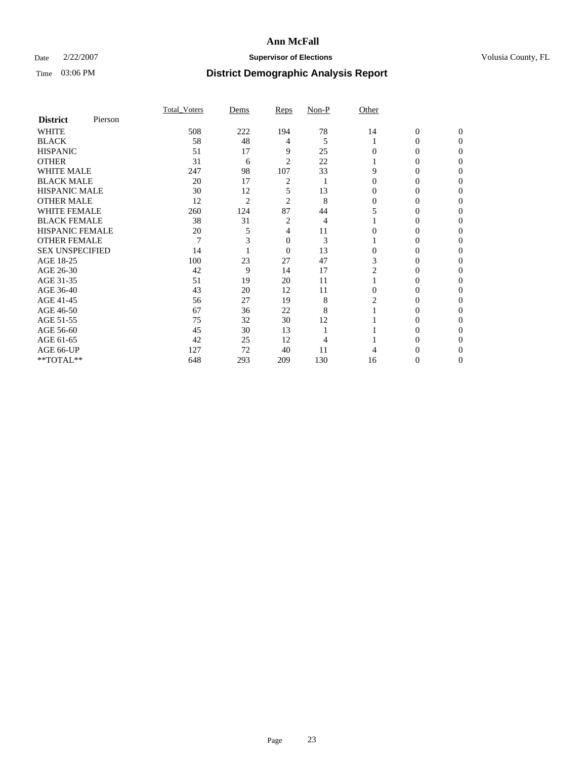# Ann McFall

Date 2/22/2007 **Supervisor of Elections** Volusia County, FL

Time 03:06 PM **District Demographic Analysis Report**

| **District** Pierson | Total_Voters | Dems | Reps | Non-P | Other | | |
|---|---|---|---|---|---|---|---|
| WHITE | 508 | 222 | 194 | 78 | 14 | 0 | 0 |
| BLACK | 58 | 48 | 4 | 5 | 1 | 0 | 0 |
| HISPANIC | 51 | 17 | 9 | 25 | 0 | 0 | 0 |
| OTHER | 31 | 6 | 2 | 22 | 1 | 0 | 0 |
| WHITE MALE | 247 | 98 | 107 | 33 | 9 | 0 | 0 |
| BLACK MALE | 20 | 17 | 2 | 1 | 0 | 0 | 0 |
| HISPANIC MALE | 30 | 12 | 5 | 13 | 0 | 0 | 0 |
| OTHER MALE | 12 | 2 | 2 | 8 | 0 | 0 | 0 |
| WHITE FEMALE | 260 | 124 | 87 | 44 | 5 | 0 | 0 |
| BLACK FEMALE | 38 | 31 | 2 | 4 | 1 | 0 | 0 |
| HISPANIC FEMALE | 20 | 5 | 4 | 11 | 0 | 0 | 0 |
| OTHER FEMALE | 7 | 3 | 0 | 3 | 1 | 0 | 0 |
| SEX UNSPECIFIED | 14 | 1 | 0 | 13 | 0 | 0 | 0 |
| AGE 18-25 | 100 | 23 | 27 | 47 | 3 | 0 | 0 |
| AGE 26-30 | 42 | 9 | 14 | 17 | 2 | 0 | 0 |
| AGE 31-35 | 51 | 19 | 20 | 11 | 1 | 0 | 0 |
| AGE 36-40 | 43 | 20 | 12 | 11 | 0 | 0 | 0 |
| AGE 41-45 | 56 | 27 | 19 | 8 | 2 | 0 | 0 |
| AGE 46-50 | 67 | 36 | 22 | 8 | 1 | 0 | 0 |
| AGE 51-55 | 75 | 32 | 30 | 12 | 1 | 0 | 0 |
| AGE 56-60 | 45 | 30 | 13 | 1 | 1 | 0 | 0 |
| AGE 61-65 | 42 | 25 | 12 | 4 | 1 | 0 | 0 |
| AGE 66-UP | 127 | 72 | 40 | 11 | 4 | 0 | 0 |
| **TOTAL** | 648 | 293 | 209 | 130 | 16 | 0 | 0 |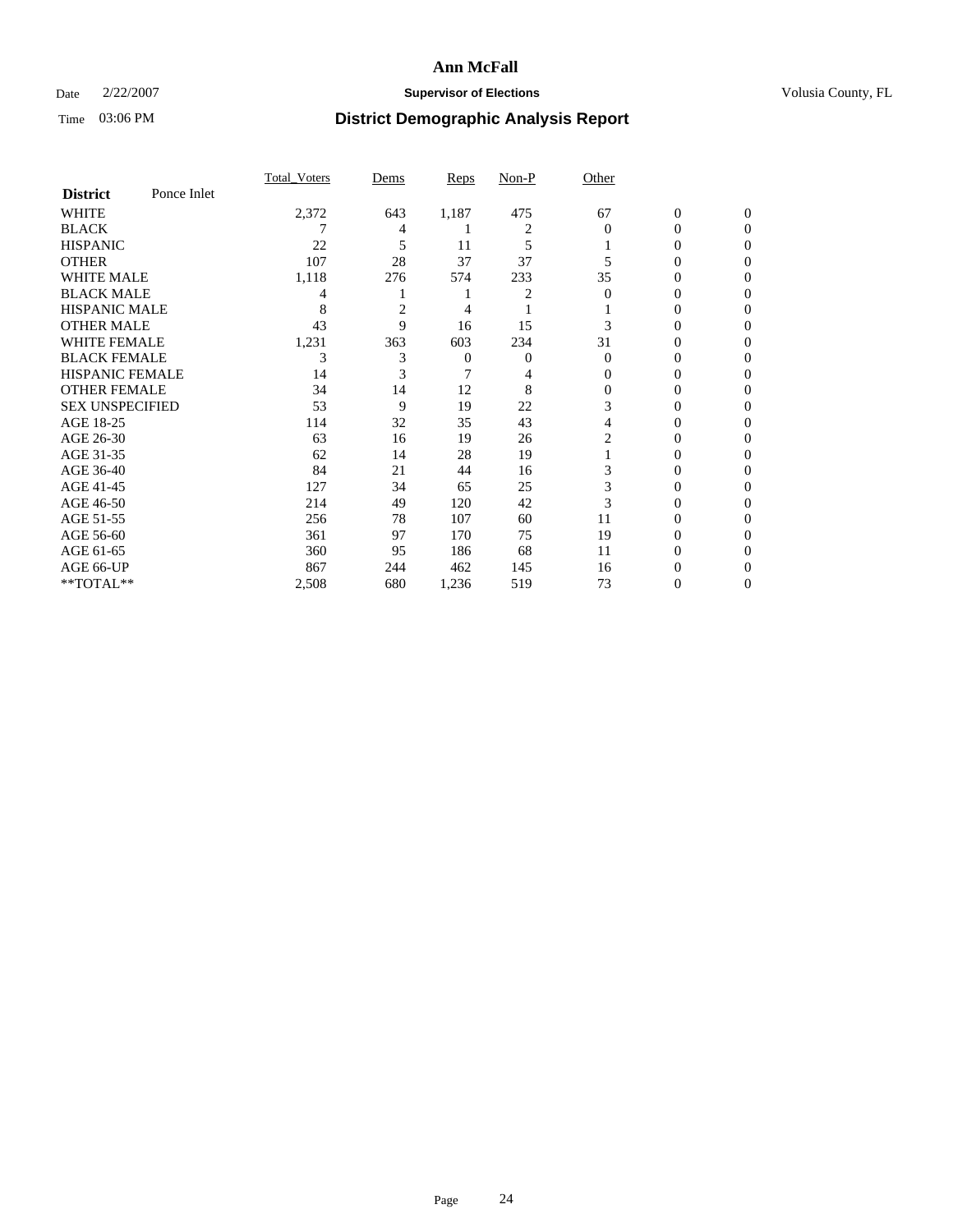# Ann McFall

Date 2/22/2007 **Supervisor of Elections** Volusia County, FL

Time 03:06 PM **District Demographic Analysis Report**

| **District** Ponce Inlet | Total_Voters | Dems | Reps | Non-P | Other | | |
|---|---|---|---|---|---|---|---|
| WHITE | 2,372 | 643 | 1,187 | 475 | 67 | 0 | 0 |
| BLACK | 7 | 4 | 1 | 2 | 0 | 0 | 0 |
| HISPANIC | 22 | 5 | 11 | 5 | 1 | 0 | 0 |
| OTHER | 107 | 28 | 37 | 37 | 5 | 0 | 0 |
| WHITE MALE | 1,118 | 276 | 574 | 233 | 35 | 0 | 0 |
| BLACK MALE | 4 | 1 | 1 | 2 | 0 | 0 | 0 |
| HISPANIC MALE | 8 | 2 | 4 | 1 | 1 | 0 | 0 |
| OTHER MALE | 43 | 9 | 16 | 15 | 3 | 0 | 0 |
| WHITE FEMALE | 1,231 | 363 | 603 | 234 | 31 | 0 | 0 |
| BLACK FEMALE | 3 | 3 | 0 | 0 | 0 | 0 | 0 |
| HISPANIC FEMALE | 14 | 3 | 7 | 4 | 0 | 0 | 0 |
| OTHER FEMALE | 34 | 14 | 12 | 8 | 0 | 0 | 0 |
| SEX UNSPECIFIED | 53 | 9 | 19 | 22 | 3 | 0 | 0 |
| AGE 18-25 | 114 | 32 | 35 | 43 | 4 | 0 | 0 |
| AGE 26-30 | 63 | 16 | 19 | 26 | 2 | 0 | 0 |
| AGE 31-35 | 62 | 14 | 28 | 19 | 1 | 0 | 0 |
| AGE 36-40 | 84 | 21 | 44 | 16 | 3 | 0 | 0 |
| AGE 41-45 | 127 | 34 | 65 | 25 | 3 | 0 | 0 |
| AGE 46-50 | 214 | 49 | 120 | 42 | 3 | 0 | 0 |
| AGE 51-55 | 256 | 78 | 107 | 60 | 11 | 0 | 0 |
| AGE 56-60 | 361 | 97 | 170 | 75 | 19 | 0 | 0 |
| AGE 61-65 | 360 | 95 | 186 | 68 | 11 | 0 | 0 |
| AGE 66-UP | 867 | 244 | 462 | 145 | 16 | 0 | 0 |
| **TOTAL** | 2,508 | 680 | 1,236 | 519 | 73 | 0 | 0 |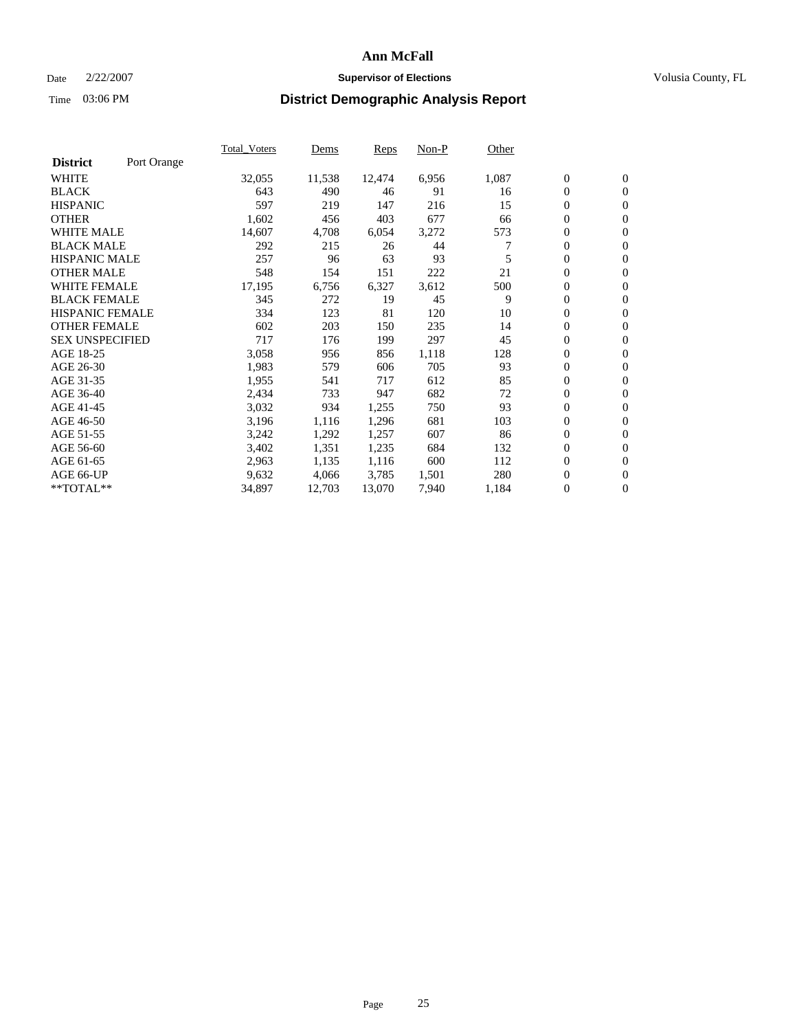# Ann McFall

Date 2/22/2007 **Supervisor of Elections** Volusia County, FL

Time 03:06 PM **District Demographic Analysis Report**

| **District** Port Orange | Total_Voters | Dems | Reps | Non-P | Other | | |
|---|---|---|---|---|---|---|---|
| WHITE | 32,055 | 11,538 | 12,474 | 6,956 | 1,087 | 0 | 0 |
| BLACK | 643 | 490 | 46 | 91 | 16 | 0 | 0 |
| HISPANIC | 597 | 219 | 147 | 216 | 15 | 0 | 0 |
| OTHER | 1,602 | 456 | 403 | 677 | 66 | 0 | 0 |
| WHITE MALE | 14,607 | 4,708 | 6,054 | 3,272 | 573 | 0 | 0 |
| BLACK MALE | 292 | 215 | 26 | 44 | 7 | 0 | 0 |
| HISPANIC MALE | 257 | 96 | 63 | 93 | 5 | 0 | 0 |
| OTHER MALE | 548 | 154 | 151 | 222 | 21 | 0 | 0 |
| WHITE FEMALE | 17,195 | 6,756 | 6,327 | 3,612 | 500 | 0 | 0 |
| BLACK FEMALE | 345 | 272 | 19 | 45 | 9 | 0 | 0 |
| HISPANIC FEMALE | 334 | 123 | 81 | 120 | 10 | 0 | 0 |
| OTHER FEMALE | 602 | 203 | 150 | 235 | 14 | 0 | 0 |
| SEX UNSPECIFIED | 717 | 176 | 199 | 297 | 45 | 0 | 0 |
| AGE 18-25 | 3,058 | 956 | 856 | 1,118 | 128 | 0 | 0 |
| AGE 26-30 | 1,983 | 579 | 606 | 705 | 93 | 0 | 0 |
| AGE 31-35 | 1,955 | 541 | 717 | 612 | 85 | 0 | 0 |
| AGE 36-40 | 2,434 | 733 | 947 | 682 | 72 | 0 | 0 |
| AGE 41-45 | 3,032 | 934 | 1,255 | 750 | 93 | 0 | 0 |
| AGE 46-50 | 3,196 | 1,116 | 1,296 | 681 | 103 | 0 | 0 |
| AGE 51-55 | 3,242 | 1,292 | 1,257 | 607 | 86 | 0 | 0 |
| AGE 56-60 | 3,402 | 1,351 | 1,235 | 684 | 132 | 0 | 0 |
| AGE 61-65 | 2,963 | 1,135 | 1,116 | 600 | 112 | 0 | 0 |
| AGE 66-UP | 9,632 | 4,066 | 3,785 | 1,501 | 280 | 0 | 0 |
| **TOTAL** | 34,897 | 12,703 | 13,070 | 7,940 | 1,184 | 0 | 0 |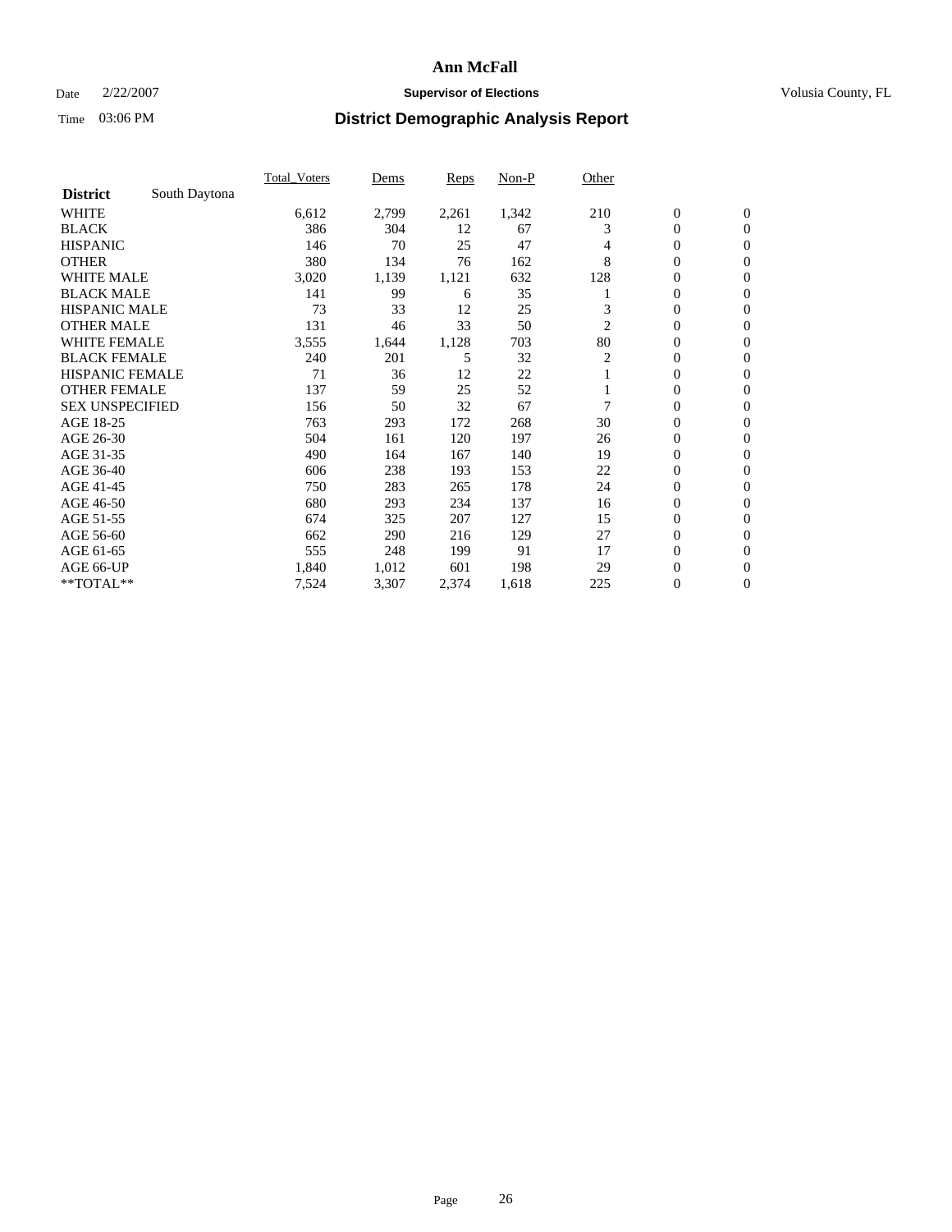# Ann McFall

Date 2/22/2007 **Supervisor of Elections** Volusia County, FL

Time 03:06 PM **District Demographic Analysis Report**

| | Total_Voters | Dems | Reps | Non-P | Other | | |
|---|---|---|---|---|---|---|---|
| **District** South Daytona | | | | | | | |
| WHITE | 6,612 | 2,799 | 2,261 | 1,342 | 210 | 0 | 0 |
| BLACK | 386 | 304 | 12 | 67 | 3 | 0 | 0 |
| HISPANIC | 146 | 70 | 25 | 47 | 4 | 0 | 0 |
| OTHER | 380 | 134 | 76 | 162 | 8 | 0 | 0 |
| WHITE MALE | 3,020 | 1,139 | 1,121 | 632 | 128 | 0 | 0 |
| BLACK MALE | 141 | 99 | 6 | 35 | 1 | 0 | 0 |
| HISPANIC MALE | 73 | 33 | 12 | 25 | 3 | 0 | 0 |
| OTHER MALE | 131 | 46 | 33 | 50 | 2 | 0 | 0 |
| WHITE FEMALE | 3,555 | 1,644 | 1,128 | 703 | 80 | 0 | 0 |
| BLACK FEMALE | 240 | 201 | 5 | 32 | 2 | 0 | 0 |
| HISPANIC FEMALE | 71 | 36 | 12 | 22 | 1 | 0 | 0 |
| OTHER FEMALE | 137 | 59 | 25 | 52 | 1 | 0 | 0 |
| SEX UNSPECIFIED | 156 | 50 | 32 | 67 | 7 | 0 | 0 |
| AGE 18-25 | 763 | 293 | 172 | 268 | 30 | 0 | 0 |
| AGE 26-30 | 504 | 161 | 120 | 197 | 26 | 0 | 0 |
| AGE 31-35 | 490 | 164 | 167 | 140 | 19 | 0 | 0 |
| AGE 36-40 | 606 | 238 | 193 | 153 | 22 | 0 | 0 |
| AGE 41-45 | 750 | 283 | 265 | 178 | 24 | 0 | 0 |
| AGE 46-50 | 680 | 293 | 234 | 137 | 16 | 0 | 0 |
| AGE 51-55 | 674 | 325 | 207 | 127 | 15 | 0 | 0 |
| AGE 56-60 | 662 | 290 | 216 | 129 | 27 | 0 | 0 |
| AGE 61-65 | 555 | 248 | 199 | 91 | 17 | 0 | 0 |
| AGE 66-UP | 1,840 | 1,012 | 601 | 198 | 29 | 0 | 0 |
| **TOTAL** | 7,524 | 3,307 | 2,374 | 1,618 | 225 | 0 | 0 |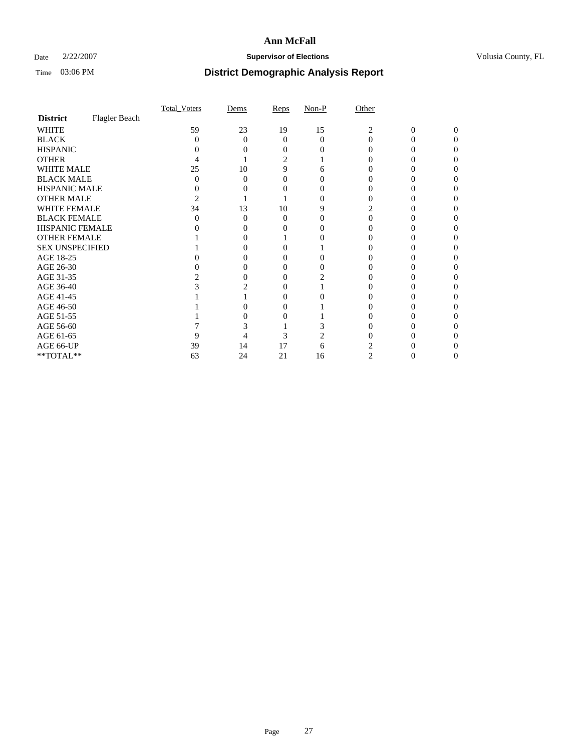# Ann McFall

Date 2/22/2007 **Supervisor of Elections** Volusia County, FL

Time 03:06 PM **District Demographic Analysis Report**

| **District** Flagler Beach | Total_Voters | Dems | Reps | Non-P | Other | | |
|---|---|---|---|---|---|---|---|
| WHITE | 59 | 23 | 19 | 15 | 2 | 0 | 0 |
| BLACK | 0 | 0 | 0 | 0 | 0 | 0 | 0 |
| HISPANIC | 0 | 0 | 0 | 0 | 0 | 0 | 0 |
| OTHER | 4 | 1 | 2 | 1 | 0 | 0 | 0 |
| WHITE MALE | 25 | 10 | 9 | 6 | 0 | 0 | 0 |
| BLACK MALE | 0 | 0 | 0 | 0 | 0 | 0 | 0 |
| HISPANIC MALE | 0 | 0 | 0 | 0 | 0 | 0 | 0 |
| OTHER MALE | 2 | 1 | 1 | 0 | 0 | 0 | 0 |
| WHITE FEMALE | 34 | 13 | 10 | 9 | 2 | 0 | 0 |
| BLACK FEMALE | 0 | 0 | 0 | 0 | 0 | 0 | 0 |
| HISPANIC FEMALE | 0 | 0 | 0 | 0 | 0 | 0 | 0 |
| OTHER FEMALE | 1 | 0 | 1 | 0 | 0 | 0 | 0 |
| SEX UNSPECIFIED | 1 | 0 | 0 | 1 | 0 | 0 | 0 |
| AGE 18-25 | 0 | 0 | 0 | 0 | 0 | 0 | 0 |
| AGE 26-30 | 0 | 0 | 0 | 0 | 0 | 0 | 0 |
| AGE 31-35 | 2 | 0 | 0 | 2 | 0 | 0 | 0 |
| AGE 36-40 | 3 | 2 | 0 | 1 | 0 | 0 | 0 |
| AGE 41-45 | 1 | 1 | 0 | 0 | 0 | 0 | 0 |
| AGE 46-50 | 1 | 0 | 0 | 1 | 0 | 0 | 0 |
| AGE 51-55 | 1 | 0 | 0 | 1 | 0 | 0 | 0 |
| AGE 56-60 | 7 | 3 | 1 | 3 | 0 | 0 | 0 |
| AGE 61-65 | 9 | 4 | 3 | 2 | 0 | 0 | 0 |
| AGE 66-UP | 39 | 14 | 17 | 6 | 2 | 0 | 0 |
| **TOTAL** | 63 | 24 | 21 | 16 | 2 | 0 | 0 |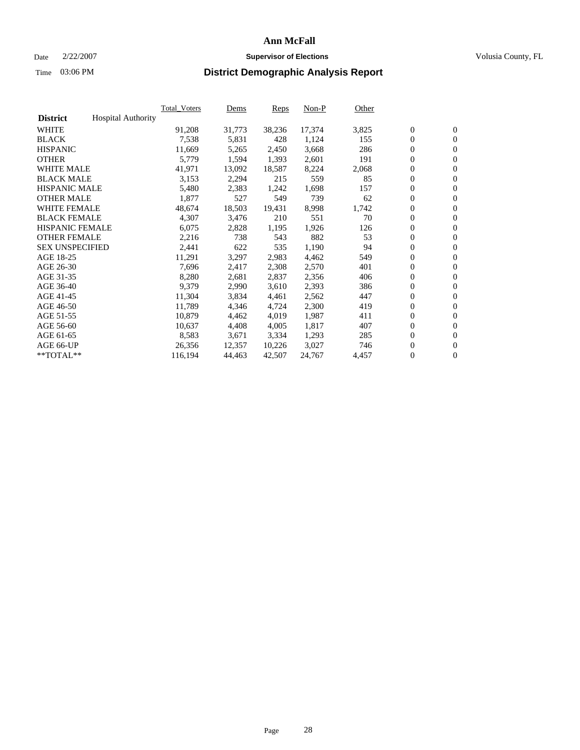# Ann McFall

Date 2/22/2007 **Supervisor of Elections** Volusia County, FL

Time 03:06 PM **District Demographic Analysis Report**

| **District** Hospital Authority | Total_Voters | Dems | Reps | Non-P | Other | | |
|---|---|---|---|---|---|---|---|
| WHITE | 91,208 | 31,773 | 38,236 | 17,374 | 3,825 | 0 | 0 |
| BLACK | 7,538 | 5,831 | 428 | 1,124 | 155 | 0 | 0 |
| HISPANIC | 11,669 | 5,265 | 2,450 | 3,668 | 286 | 0 | 0 |
| OTHER | 5,779 | 1,594 | 1,393 | 2,601 | 191 | 0 | 0 |
| WHITE MALE | 41,971 | 13,092 | 18,587 | 8,224 | 2,068 | 0 | 0 |
| BLACK MALE | 3,153 | 2,294 | 215 | 559 | 85 | 0 | 0 |
| HISPANIC MALE | 5,480 | 2,383 | 1,242 | 1,698 | 157 | 0 | 0 |
| OTHER MALE | 1,877 | 527 | 549 | 739 | 62 | 0 | 0 |
| WHITE FEMALE | 48,674 | 18,503 | 19,431 | 8,998 | 1,742 | 0 | 0 |
| BLACK FEMALE | 4,307 | 3,476 | 210 | 551 | 70 | 0 | 0 |
| HISPANIC FEMALE | 6,075 | 2,828 | 1,195 | 1,926 | 126 | 0 | 0 |
| OTHER FEMALE | 2,216 | 738 | 543 | 882 | 53 | 0 | 0 |
| SEX UNSPECIFIED | 2,441 | 622 | 535 | 1,190 | 94 | 0 | 0 |
| AGE 18-25 | 11,291 | 3,297 | 2,983 | 4,462 | 549 | 0 | 0 |
| AGE 26-30 | 7,696 | 2,417 | 2,308 | 2,570 | 401 | 0 | 0 |
| AGE 31-35 | 8,280 | 2,681 | 2,837 | 2,356 | 406 | 0 | 0 |
| AGE 36-40 | 9,379 | 2,990 | 3,610 | 2,393 | 386 | 0 | 0 |
| AGE 41-45 | 11,304 | 3,834 | 4,461 | 2,562 | 447 | 0 | 0 |
| AGE 46-50 | 11,789 | 4,346 | 4,724 | 2,300 | 419 | 0 | 0 |
| AGE 51-55 | 10,879 | 4,462 | 4,019 | 1,987 | 411 | 0 | 0 |
| AGE 56-60 | 10,637 | 4,408 | 4,005 | 1,817 | 407 | 0 | 0 |
| AGE 61-65 | 8,583 | 3,671 | 3,334 | 1,293 | 285 | 0 | 0 |
| AGE 66-UP | 26,356 | 12,357 | 10,226 | 3,027 | 746 | 0 | 0 |
| **TOTAL** | 116,194 | 44,463 | 42,507 | 24,767 | 4,457 | 0 | 0 |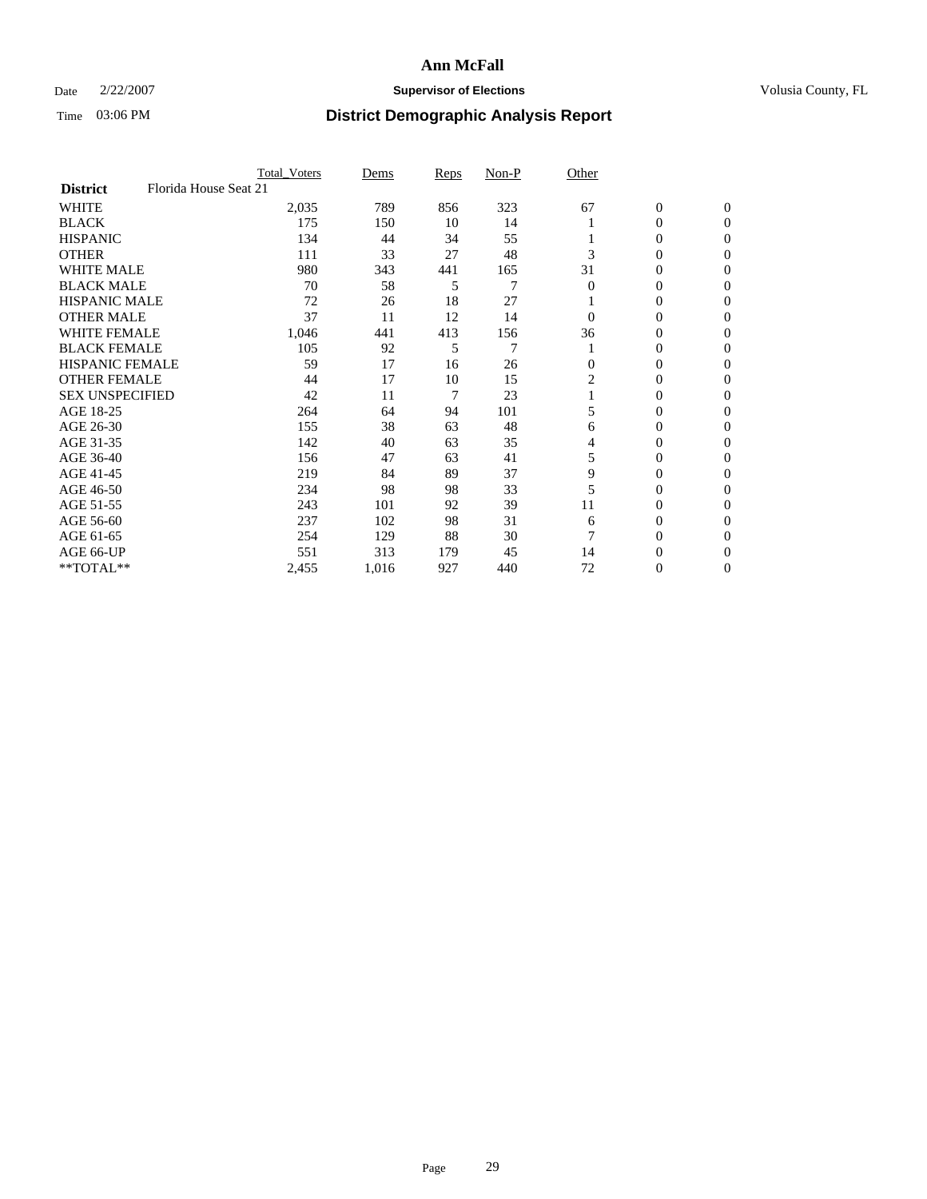# Ann McFall

Date 2/22/2007 **Supervisor of Elections** Volusia County, FL

Time 03:06 PM **District Demographic Analysis Report**

| | Total_Voters | Dems | Reps | Non-P | Other | | |
|---|---|---|---|---|---|---|---|
| **District** Florida House Seat 21 | | | | | | | |
| WHITE | 2,035 | 789 | 856 | 323 | 67 | 0 | 0 |
| BLACK | 175 | 150 | 10 | 14 | 1 | 0 | 0 |
| HISPANIC | 134 | 44 | 34 | 55 | 1 | 0 | 0 |
| OTHER | 111 | 33 | 27 | 48 | 3 | 0 | 0 |
| WHITE MALE | 980 | 343 | 441 | 165 | 31 | 0 | 0 |
| BLACK MALE | 70 | 58 | 5 | 7 | 0 | 0 | 0 |
| HISPANIC MALE | 72 | 26 | 18 | 27 | 1 | 0 | 0 |
| OTHER MALE | 37 | 11 | 12 | 14 | 0 | 0 | 0 |
| WHITE FEMALE | 1,046 | 441 | 413 | 156 | 36 | 0 | 0 |
| BLACK FEMALE | 105 | 92 | 5 | 7 | 1 | 0 | 0 |
| HISPANIC FEMALE | 59 | 17 | 16 | 26 | 0 | 0 | 0 |
| OTHER FEMALE | 44 | 17 | 10 | 15 | 2 | 0 | 0 |
| SEX UNSPECIFIED | 42 | 11 | 7 | 23 | 1 | 0 | 0 |
| AGE 18-25 | 264 | 64 | 94 | 101 | 5 | 0 | 0 |
| AGE 26-30 | 155 | 38 | 63 | 48 | 6 | 0 | 0 |
| AGE 31-35 | 142 | 40 | 63 | 35 | 4 | 0 | 0 |
| AGE 36-40 | 156 | 47 | 63 | 41 | 5 | 0 | 0 |
| AGE 41-45 | 219 | 84 | 89 | 37 | 9 | 0 | 0 |
| AGE 46-50 | 234 | 98 | 98 | 33 | 5 | 0 | 0 |
| AGE 51-55 | 243 | 101 | 92 | 39 | 11 | 0 | 0 |
| AGE 56-60 | 237 | 102 | 98 | 31 | 6 | 0 | 0 |
| AGE 61-65 | 254 | 129 | 88 | 30 | 7 | 0 | 0 |
| AGE 66-UP | 551 | 313 | 179 | 45 | 14 | 0 | 0 |
| **TOTAL** | 2,455 | 1,016 | 927 | 440 | 72 | 0 | 0 |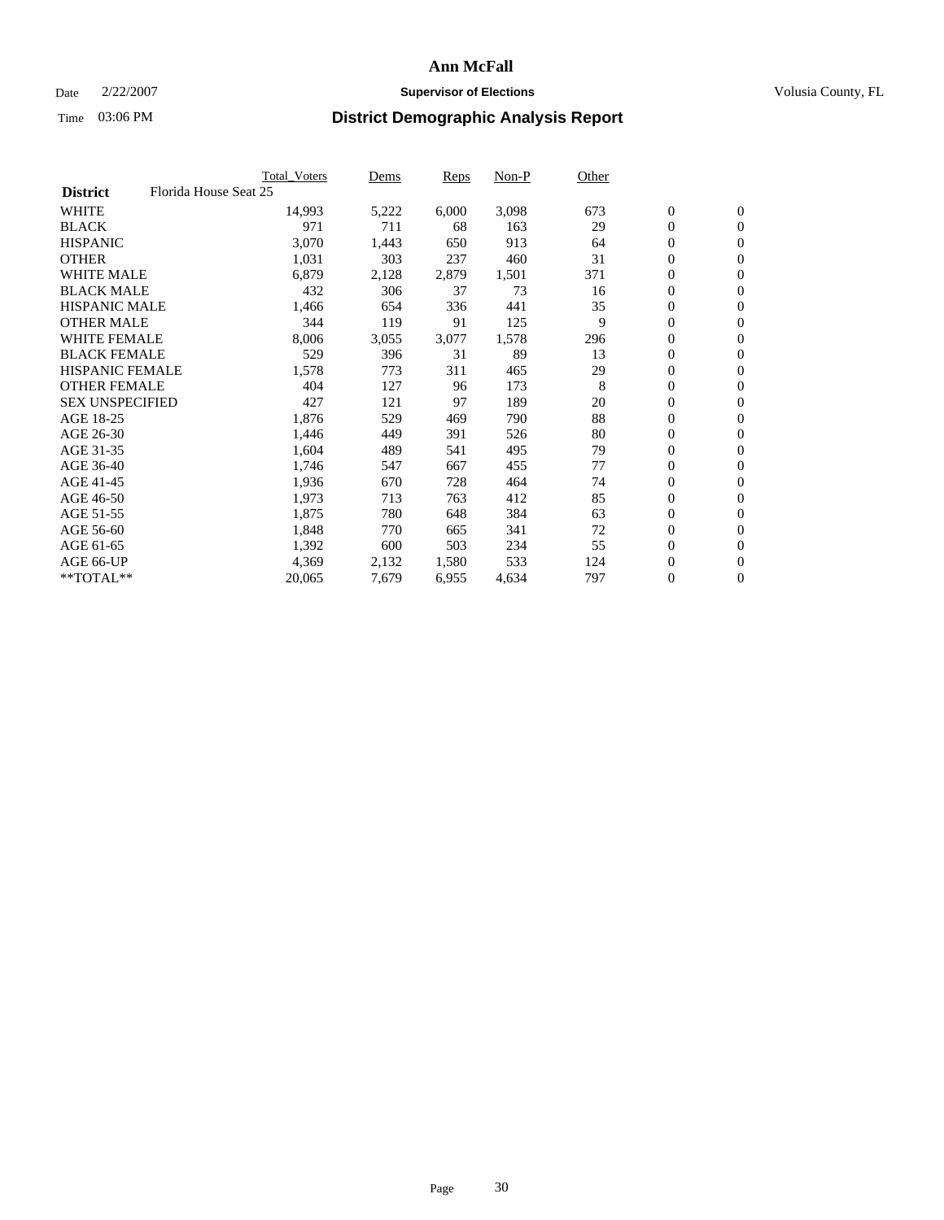# Ann McFall

Date 2/22/2007 **Supervisor of Elections** Volusia County, FL

Time 03:06 PM **District Demographic Analysis Report**

| | Total_Voters | Dems | Reps | Non-P | Other | | |
|---|---|---|---|---|---|---|---|
| **District** Florida House Seat 25 | | | | | | | |
| WHITE | 14,993 | 5,222 | 6,000 | 3,098 | 673 | 0 | 0 |
| BLACK | 971 | 711 | 68 | 163 | 29 | 0 | 0 |
| HISPANIC | 3,070 | 1,443 | 650 | 913 | 64 | 0 | 0 |
| OTHER | 1,031 | 303 | 237 | 460 | 31 | 0 | 0 |
| WHITE MALE | 6,879 | 2,128 | 2,879 | 1,501 | 371 | 0 | 0 |
| BLACK MALE | 432 | 306 | 37 | 73 | 16 | 0 | 0 |
| HISPANIC MALE | 1,466 | 654 | 336 | 441 | 35 | 0 | 0 |
| OTHER MALE | 344 | 119 | 91 | 125 | 9 | 0 | 0 |
| WHITE FEMALE | 8,006 | 3,055 | 3,077 | 1,578 | 296 | 0 | 0 |
| BLACK FEMALE | 529 | 396 | 31 | 89 | 13 | 0 | 0 |
| HISPANIC FEMALE | 1,578 | 773 | 311 | 465 | 29 | 0 | 0 |
| OTHER FEMALE | 404 | 127 | 96 | 173 | 8 | 0 | 0 |
| SEX UNSPECIFIED | 427 | 121 | 97 | 189 | 20 | 0 | 0 |
| AGE 18-25 | 1,876 | 529 | 469 | 790 | 88 | 0 | 0 |
| AGE 26-30 | 1,446 | 449 | 391 | 526 | 80 | 0 | 0 |
| AGE 31-35 | 1,604 | 489 | 541 | 495 | 79 | 0 | 0 |
| AGE 36-40 | 1,746 | 547 | 667 | 455 | 77 | 0 | 0 |
| AGE 41-45 | 1,936 | 670 | 728 | 464 | 74 | 0 | 0 |
| AGE 46-50 | 1,973 | 713 | 763 | 412 | 85 | 0 | 0 |
| AGE 51-55 | 1,875 | 780 | 648 | 384 | 63 | 0 | 0 |
| AGE 56-60 | 1,848 | 770 | 665 | 341 | 72 | 0 | 0 |
| AGE 61-65 | 1,392 | 600 | 503 | 234 | 55 | 0 | 0 |
| AGE 66-UP | 4,369 | 2,132 | 1,580 | 533 | 124 | 0 | 0 |
| **TOTAL** | 20,065 | 7,679 | 6,955 | 4,634 | 797 | 0 | 0 |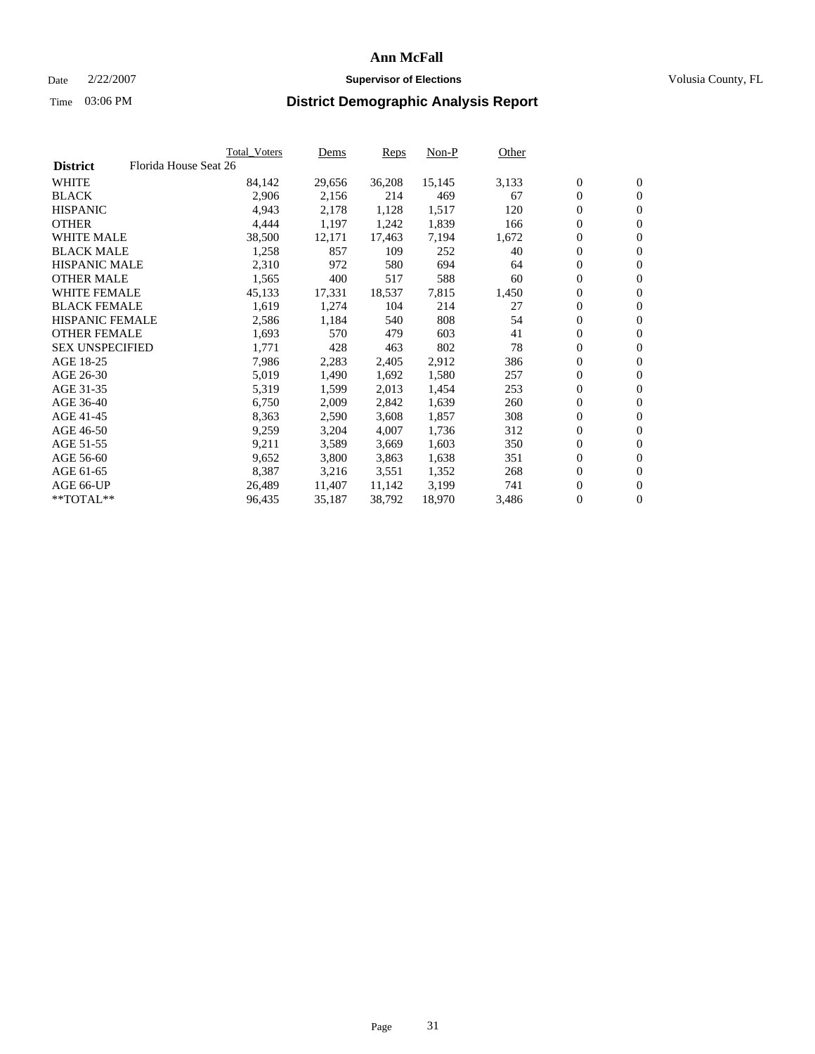# Ann McFall

Date 2/22/2007 **Supervisor of Elections** Volusia County, FL

Time 03:06 PM **District Demographic Analysis Report**

| | Total_Voters | Dems | Reps | Non-P | Other | | |
|---|---|---|---|---|---|---|---|
| **District** Florida House Seat 26 | | | | | | | |
| WHITE | 84,142 | 29,656 | 36,208 | 15,145 | 3,133 | 0 | 0 |
| BLACK | 2,906 | 2,156 | 214 | 469 | 67 | 0 | 0 |
| HISPANIC | 4,943 | 2,178 | 1,128 | 1,517 | 120 | 0 | 0 |
| OTHER | 4,444 | 1,197 | 1,242 | 1,839 | 166 | 0 | 0 |
| WHITE MALE | 38,500 | 12,171 | 17,463 | 7,194 | 1,672 | 0 | 0 |
| BLACK MALE | 1,258 | 857 | 109 | 252 | 40 | 0 | 0 |
| HISPANIC MALE | 2,310 | 972 | 580 | 694 | 64 | 0 | 0 |
| OTHER MALE | 1,565 | 400 | 517 | 588 | 60 | 0 | 0 |
| WHITE FEMALE | 45,133 | 17,331 | 18,537 | 7,815 | 1,450 | 0 | 0 |
| BLACK FEMALE | 1,619 | 1,274 | 104 | 214 | 27 | 0 | 0 |
| HISPANIC FEMALE | 2,586 | 1,184 | 540 | 808 | 54 | 0 | 0 |
| OTHER FEMALE | 1,693 | 570 | 479 | 603 | 41 | 0 | 0 |
| SEX UNSPECIFIED | 1,771 | 428 | 463 | 802 | 78 | 0 | 0 |
| AGE 18-25 | 7,986 | 2,283 | 2,405 | 2,912 | 386 | 0 | 0 |
| AGE 26-30 | 5,019 | 1,490 | 1,692 | 1,580 | 257 | 0 | 0 |
| AGE 31-35 | 5,319 | 1,599 | 2,013 | 1,454 | 253 | 0 | 0 |
| AGE 36-40 | 6,750 | 2,009 | 2,842 | 1,639 | 260 | 0 | 0 |
| AGE 41-45 | 8,363 | 2,590 | 3,608 | 1,857 | 308 | 0 | 0 |
| AGE 46-50 | 9,259 | 3,204 | 4,007 | 1,736 | 312 | 0 | 0 |
| AGE 51-55 | 9,211 | 3,589 | 3,669 | 1,603 | 350 | 0 | 0 |
| AGE 56-60 | 9,652 | 3,800 | 3,863 | 1,638 | 351 | 0 | 0 |
| AGE 61-65 | 8,387 | 3,216 | 3,551 | 1,352 | 268 | 0 | 0 |
| AGE 66-UP | 26,489 | 11,407 | 11,142 | 3,199 | 741 | 0 | 0 |
| **TOTAL** | 96,435 | 35,187 | 38,792 | 18,970 | 3,486 | 0 | 0 |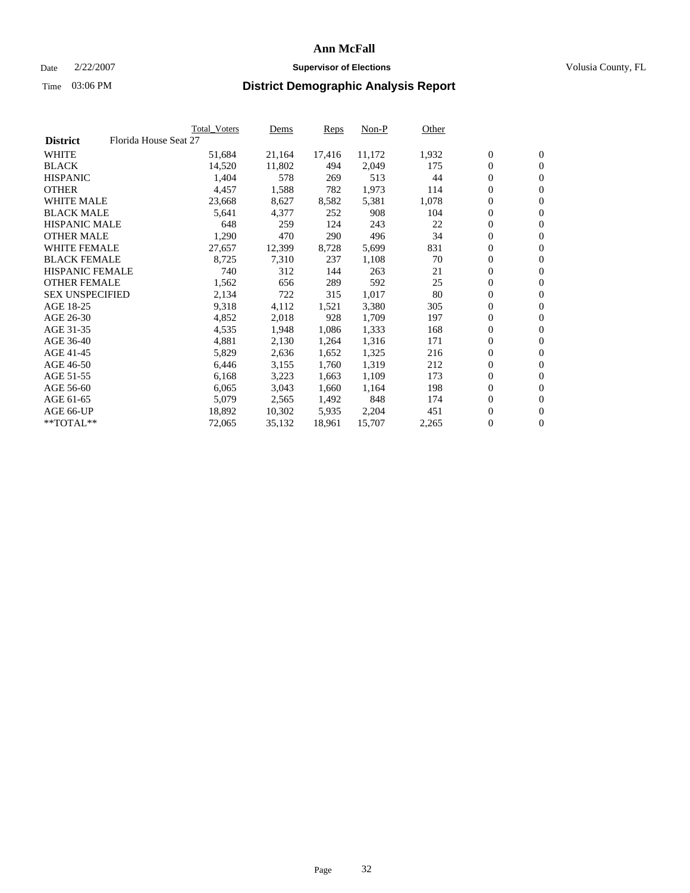# Ann McFall

Date 2/22/2007 **Supervisor of Elections** Volusia County, FL

Time 03:06 PM **District Demographic Analysis Report**

| **District** Florida House Seat 27 | Total_Voters | Dems | Reps | Non-P | Other | | |
|---|---|---|---|---|---|---|---|
| WHITE | 51,684 | 21,164 | 17,416 | 11,172 | 1,932 | 0 | 0 |
| BLACK | 14,520 | 11,802 | 494 | 2,049 | 175 | 0 | 0 |
| HISPANIC | 1,404 | 578 | 269 | 513 | 44 | 0 | 0 |
| OTHER | 4,457 | 1,588 | 782 | 1,973 | 114 | 0 | 0 |
| WHITE MALE | 23,668 | 8,627 | 8,582 | 5,381 | 1,078 | 0 | 0 |
| BLACK MALE | 5,641 | 4,377 | 252 | 908 | 104 | 0 | 0 |
| HISPANIC MALE | 648 | 259 | 124 | 243 | 22 | 0 | 0 |
| OTHER MALE | 1,290 | 470 | 290 | 496 | 34 | 0 | 0 |
| WHITE FEMALE | 27,657 | 12,399 | 8,728 | 5,699 | 831 | 0 | 0 |
| BLACK FEMALE | 8,725 | 7,310 | 237 | 1,108 | 70 | 0 | 0 |
| HISPANIC FEMALE | 740 | 312 | 144 | 263 | 21 | 0 | 0 |
| OTHER FEMALE | 1,562 | 656 | 289 | 592 | 25 | 0 | 0 |
| SEX UNSPECIFIED | 2,134 | 722 | 315 | 1,017 | 80 | 0 | 0 |
| AGE 18-25 | 9,318 | 4,112 | 1,521 | 3,380 | 305 | 0 | 0 |
| AGE 26-30 | 4,852 | 2,018 | 928 | 1,709 | 197 | 0 | 0 |
| AGE 31-35 | 4,535 | 1,948 | 1,086 | 1,333 | 168 | 0 | 0 |
| AGE 36-40 | 4,881 | 2,130 | 1,264 | 1,316 | 171 | 0 | 0 |
| AGE 41-45 | 5,829 | 2,636 | 1,652 | 1,325 | 216 | 0 | 0 |
| AGE 46-50 | 6,446 | 3,155 | 1,760 | 1,319 | 212 | 0 | 0 |
| AGE 51-55 | 6,168 | 3,223 | 1,663 | 1,109 | 173 | 0 | 0 |
| AGE 56-60 | 6,065 | 3,043 | 1,660 | 1,164 | 198 | 0 | 0 |
| AGE 61-65 | 5,079 | 2,565 | 1,492 | 848 | 174 | 0 | 0 |
| AGE 66-UP | 18,892 | 10,302 | 5,935 | 2,204 | 451 | 0 | 0 |
| **TOTAL** | 72,065 | 35,132 | 18,961 | 15,707 | 2,265 | 0 | 0 |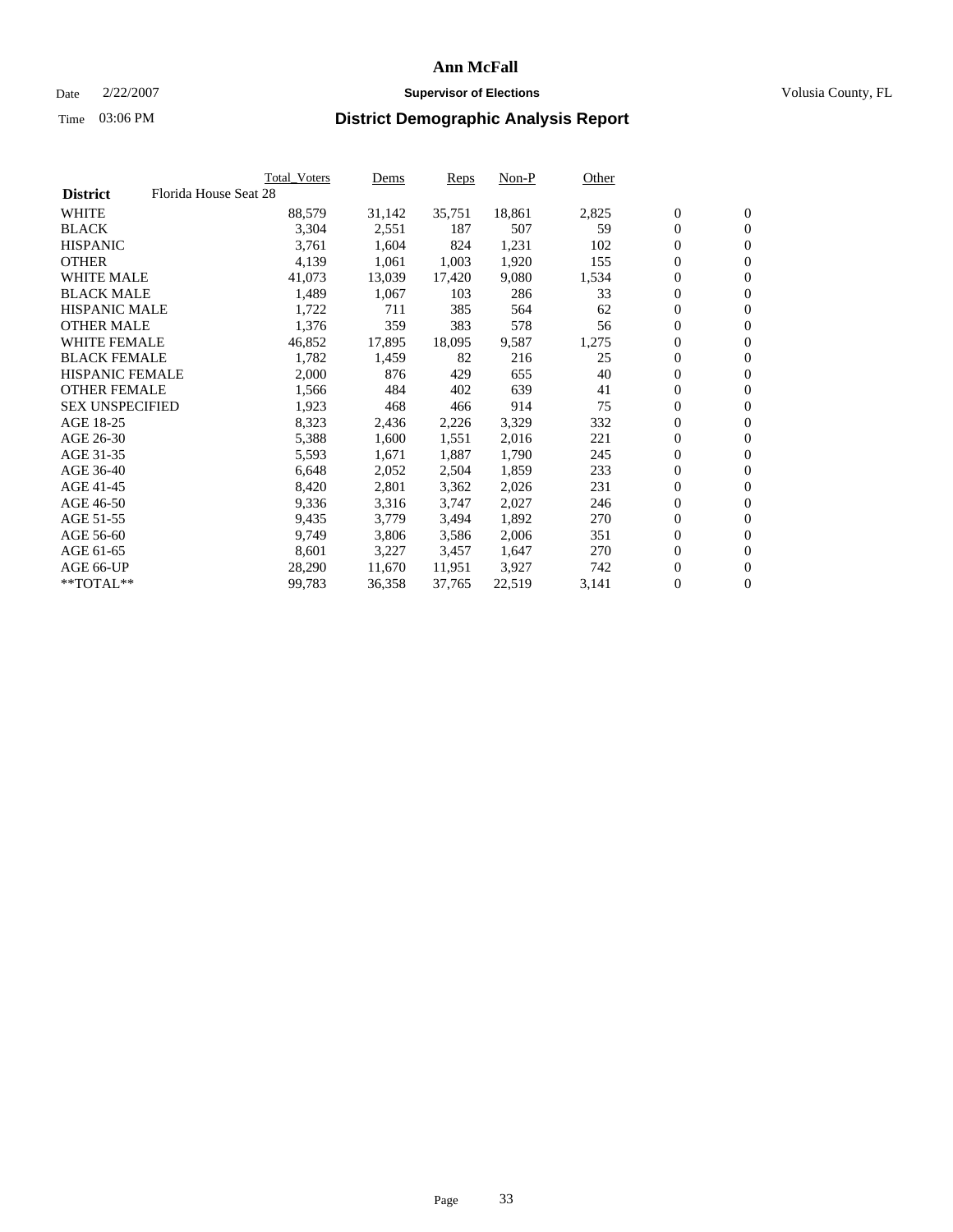# Ann McFall

Date 2/22/2007 **Supervisor of Elections** Volusia County, FL

Time 03:06 PM

## District Demographic Analysis Report

| District | Florida House Seat 28 | Total_Voters | Dems | Reps | Non-P | Other | | |
|---|---|---|---|---|---|---|---|---|
| WHITE | | 88,579 | 31,142 | 35,751 | 18,861 | 2,825 | 0 | 0 |
| BLACK | | 3,304 | 2,551 | 187 | 507 | 59 | 0 | 0 |
| HISPANIC | | 3,761 | 1,604 | 824 | 1,231 | 102 | 0 | 0 |
| OTHER | | 4,139 | 1,061 | 1,003 | 1,920 | 155 | 0 | 0 |
| WHITE MALE | | 41,073 | 13,039 | 17,420 | 9,080 | 1,534 | 0 | 0 |
| BLACK MALE | | 1,489 | 1,067 | 103 | 286 | 33 | 0 | 0 |
| HISPANIC MALE | | 1,722 | 711 | 385 | 564 | 62 | 0 | 0 |
| OTHER MALE | | 1,376 | 359 | 383 | 578 | 56 | 0 | 0 |
| WHITE FEMALE | | 46,852 | 17,895 | 18,095 | 9,587 | 1,275 | 0 | 0 |
| BLACK FEMALE | | 1,782 | 1,459 | 82 | 216 | 25 | 0 | 0 |
| HISPANIC FEMALE | | 2,000 | 876 | 429 | 655 | 40 | 0 | 0 |
| OTHER FEMALE | | 1,566 | 484 | 402 | 639 | 41 | 0 | 0 |
| SEX UNSPECIFIED | | 1,923 | 468 | 466 | 914 | 75 | 0 | 0 |
| AGE 18-25 | | 8,323 | 2,436 | 2,226 | 3,329 | 332 | 0 | 0 |
| AGE 26-30 | | 5,388 | 1,600 | 1,551 | 2,016 | 221 | 0 | 0 |
| AGE 31-35 | | 5,593 | 1,671 | 1,887 | 1,790 | 245 | 0 | 0 |
| AGE 36-40 | | 6,648 | 2,052 | 2,504 | 1,859 | 233 | 0 | 0 |
| AGE 41-45 | | 8,420 | 2,801 | 3,362 | 2,026 | 231 | 0 | 0 |
| AGE 46-50 | | 9,336 | 3,316 | 3,747 | 2,027 | 246 | 0 | 0 |
| AGE 51-55 | | 9,435 | 3,779 | 3,494 | 1,892 | 270 | 0 | 0 |
| AGE 56-60 | | 9,749 | 3,806 | 3,586 | 2,006 | 351 | 0 | 0 |
| AGE 61-65 | | 8,601 | 3,227 | 3,457 | 1,647 | 270 | 0 | 0 |
| AGE 66-UP | | 28,290 | 11,670 | 11,951 | 3,927 | 742 | 0 | 0 |
| **TOTAL** | | 99,783 | 36,358 | 37,765 | 22,519 | 3,141 | 0 | 0 |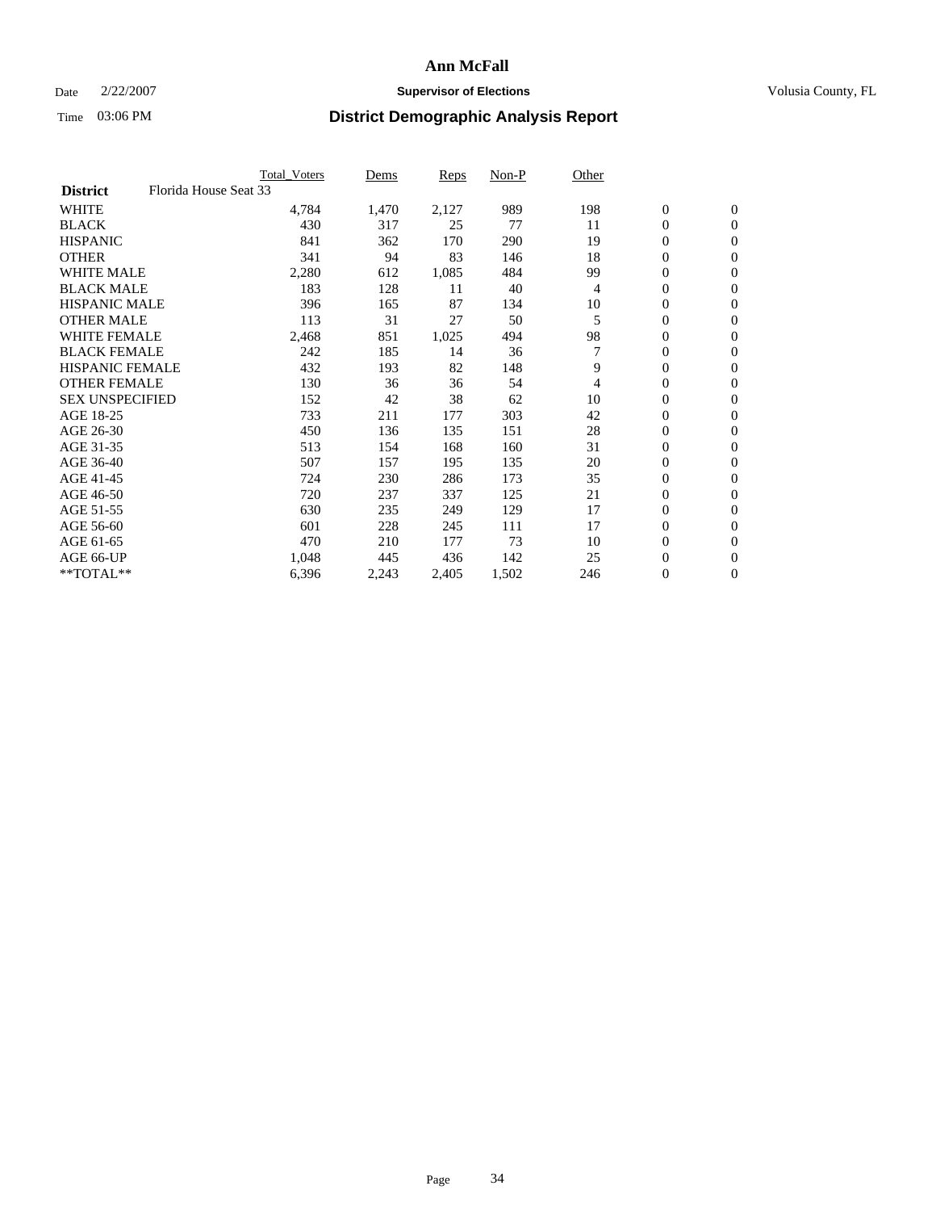# Ann McFall

Date 2/22/2007 **Supervisor of Elections** Volusia County, FL

Time 03:06 PM **District Demographic Analysis Report**

| **District** Florida House Seat 33 | Total_Voters | Dems | Reps | Non-P | Other | | |
|---|---|---|---|---|---|---|---|
| WHITE | 4,784 | 1,470 | 2,127 | 989 | 198 | 0 | 0 |
| BLACK | 430 | 317 | 25 | 77 | 11 | 0 | 0 |
| HISPANIC | 841 | 362 | 170 | 290 | 19 | 0 | 0 |
| OTHER | 341 | 94 | 83 | 146 | 18 | 0 | 0 |
| WHITE MALE | 2,280 | 612 | 1,085 | 484 | 99 | 0 | 0 |
| BLACK MALE | 183 | 128 | 11 | 40 | 4 | 0 | 0 |
| HISPANIC MALE | 396 | 165 | 87 | 134 | 10 | 0 | 0 |
| OTHER MALE | 113 | 31 | 27 | 50 | 5 | 0 | 0 |
| WHITE FEMALE | 2,468 | 851 | 1,025 | 494 | 98 | 0 | 0 |
| BLACK FEMALE | 242 | 185 | 14 | 36 | 7 | 0 | 0 |
| HISPANIC FEMALE | 432 | 193 | 82 | 148 | 9 | 0 | 0 |
| OTHER FEMALE | 130 | 36 | 36 | 54 | 4 | 0 | 0 |
| SEX UNSPECIFIED | 152 | 42 | 38 | 62 | 10 | 0 | 0 |
| AGE 18-25 | 733 | 211 | 177 | 303 | 42 | 0 | 0 |
| AGE 26-30 | 450 | 136 | 135 | 151 | 28 | 0 | 0 |
| AGE 31-35 | 513 | 154 | 168 | 160 | 31 | 0 | 0 |
| AGE 36-40 | 507 | 157 | 195 | 135 | 20 | 0 | 0 |
| AGE 41-45 | 724 | 230 | 286 | 173 | 35 | 0 | 0 |
| AGE 46-50 | 720 | 237 | 337 | 125 | 21 | 0 | 0 |
| AGE 51-55 | 630 | 235 | 249 | 129 | 17 | 0 | 0 |
| AGE 56-60 | 601 | 228 | 245 | 111 | 17 | 0 | 0 |
| AGE 61-65 | 470 | 210 | 177 | 73 | 10 | 0 | 0 |
| AGE 66-UP | 1,048 | 445 | 436 | 142 | 25 | 0 | 0 |
| **TOTAL** | 6,396 | 2,243 | 2,405 | 1,502 | 246 | 0 | 0 |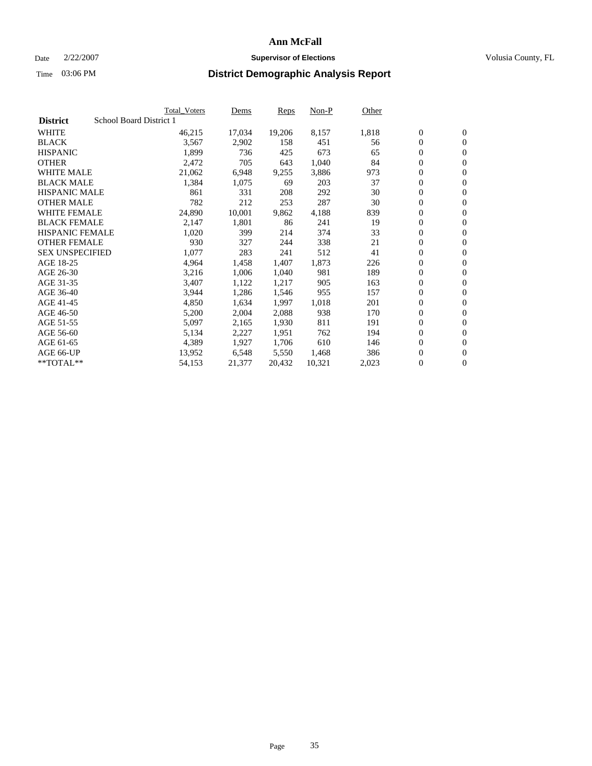# Ann McFall

Date 2/22/2007 **Supervisor of Elections** Volusia County, FL

Time 03:06 PM **District Demographic Analysis Report**

| | Total_Voters | Dems | Reps | Non-P | Other | | |
|---|---|---|---|---|---|---|---|
| **District** School Board District 1 | | | | | | | |
| WHITE | 46,215 | 17,034 | 19,206 | 8,157 | 1,818 | 0 | 0 |
| BLACK | 3,567 | 2,902 | 158 | 451 | 56 | 0 | 0 |
| HISPANIC | 1,899 | 736 | 425 | 673 | 65 | 0 | 0 |
| OTHER | 2,472 | 705 | 643 | 1,040 | 84 | 0 | 0 |
| WHITE MALE | 21,062 | 6,948 | 9,255 | 3,886 | 973 | 0 | 0 |
| BLACK MALE | 1,384 | 1,075 | 69 | 203 | 37 | 0 | 0 |
| HISPANIC MALE | 861 | 331 | 208 | 292 | 30 | 0 | 0 |
| OTHER MALE | 782 | 212 | 253 | 287 | 30 | 0 | 0 |
| WHITE FEMALE | 24,890 | 10,001 | 9,862 | 4,188 | 839 | 0 | 0 |
| BLACK FEMALE | 2,147 | 1,801 | 86 | 241 | 19 | 0 | 0 |
| HISPANIC FEMALE | 1,020 | 399 | 214 | 374 | 33 | 0 | 0 |
| OTHER FEMALE | 930 | 327 | 244 | 338 | 21 | 0 | 0 |
| SEX UNSPECIFIED | 1,077 | 283 | 241 | 512 | 41 | 0 | 0 |
| AGE 18-25 | 4,964 | 1,458 | 1,407 | 1,873 | 226 | 0 | 0 |
| AGE 26-30 | 3,216 | 1,006 | 1,040 | 981 | 189 | 0 | 0 |
| AGE 31-35 | 3,407 | 1,122 | 1,217 | 905 | 163 | 0 | 0 |
| AGE 36-40 | 3,944 | 1,286 | 1,546 | 955 | 157 | 0 | 0 |
| AGE 41-45 | 4,850 | 1,634 | 1,997 | 1,018 | 201 | 0 | 0 |
| AGE 46-50 | 5,200 | 2,004 | 2,088 | 938 | 170 | 0 | 0 |
| AGE 51-55 | 5,097 | 2,165 | 1,930 | 811 | 191 | 0 | 0 |
| AGE 56-60 | 5,134 | 2,227 | 1,951 | 762 | 194 | 0 | 0 |
| AGE 61-65 | 4,389 | 1,927 | 1,706 | 610 | 146 | 0 | 0 |
| AGE 66-UP | 13,952 | 6,548 | 5,550 | 1,468 | 386 | 0 | 0 |
| **TOTAL** | 54,153 | 21,377 | 20,432 | 10,321 | 2,023 | 0 | 0 |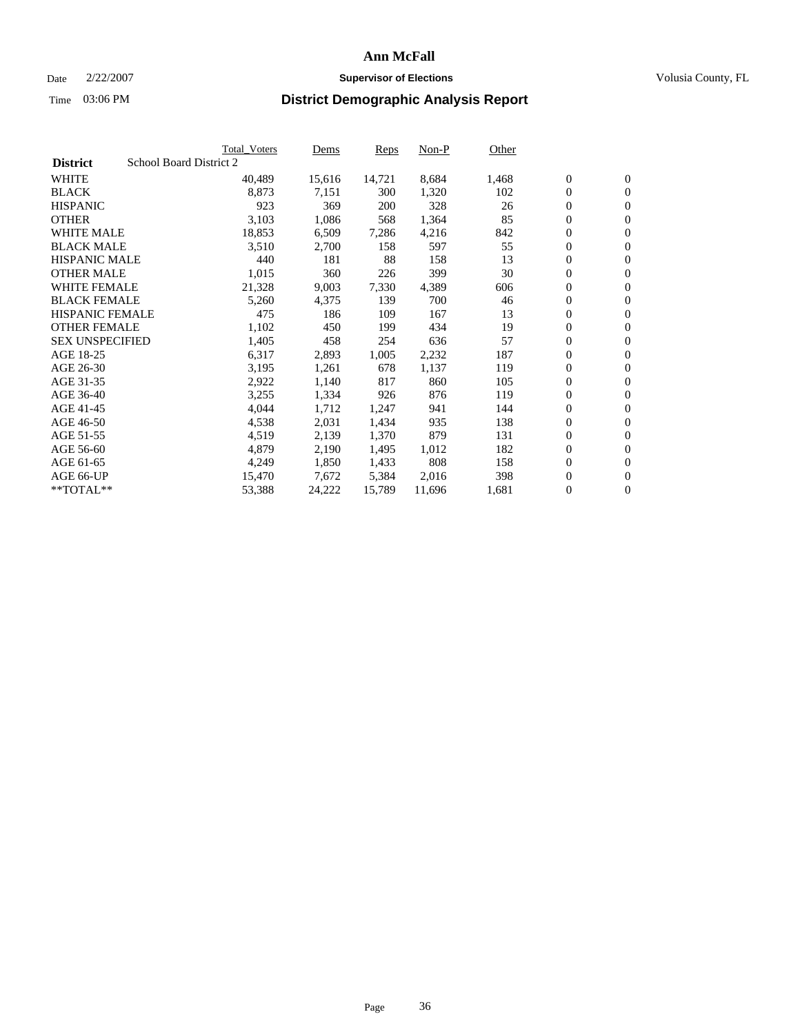# Ann McFall

Date 2/22/2007 **Supervisor of Elections** Volusia County, FL

Time 03:06 PM **District Demographic Analysis Report**

| **District** School Board District 2 | Total_Voters | Dems | Reps | Non-P | Other | | |
|---|---|---|---|---|---|---|---|
| WHITE | 40,489 | 15,616 | 14,721 | 8,684 | 1,468 | 0 | 0 |
| BLACK | 8,873 | 7,151 | 300 | 1,320 | 102 | 0 | 0 |
| HISPANIC | 923 | 369 | 200 | 328 | 26 | 0 | 0 |
| OTHER | 3,103 | 1,086 | 568 | 1,364 | 85 | 0 | 0 |
| WHITE MALE | 18,853 | 6,509 | 7,286 | 4,216 | 842 | 0 | 0 |
| BLACK MALE | 3,510 | 2,700 | 158 | 597 | 55 | 0 | 0 |
| HISPANIC MALE | 440 | 181 | 88 | 158 | 13 | 0 | 0 |
| OTHER MALE | 1,015 | 360 | 226 | 399 | 30 | 0 | 0 |
| WHITE FEMALE | 21,328 | 9,003 | 7,330 | 4,389 | 606 | 0 | 0 |
| BLACK FEMALE | 5,260 | 4,375 | 139 | 700 | 46 | 0 | 0 |
| HISPANIC FEMALE | 475 | 186 | 109 | 167 | 13 | 0 | 0 |
| OTHER FEMALE | 1,102 | 450 | 199 | 434 | 19 | 0 | 0 |
| SEX UNSPECIFIED | 1,405 | 458 | 254 | 636 | 57 | 0 | 0 |
| AGE 18-25 | 6,317 | 2,893 | 1,005 | 2,232 | 187 | 0 | 0 |
| AGE 26-30 | 3,195 | 1,261 | 678 | 1,137 | 119 | 0 | 0 |
| AGE 31-35 | 2,922 | 1,140 | 817 | 860 | 105 | 0 | 0 |
| AGE 36-40 | 3,255 | 1,334 | 926 | 876 | 119 | 0 | 0 |
| AGE 41-45 | 4,044 | 1,712 | 1,247 | 941 | 144 | 0 | 0 |
| AGE 46-50 | 4,538 | 2,031 | 1,434 | 935 | 138 | 0 | 0 |
| AGE 51-55 | 4,519 | 2,139 | 1,370 | 879 | 131 | 0 | 0 |
| AGE 56-60 | 4,879 | 2,190 | 1,495 | 1,012 | 182 | 0 | 0 |
| AGE 61-65 | 4,249 | 1,850 | 1,433 | 808 | 158 | 0 | 0 |
| AGE 66-UP | 15,470 | 7,672 | 5,384 | 2,016 | 398 | 0 | 0 |
| **TOTAL** | 53,388 | 24,222 | 15,789 | 11,696 | 1,681 | 0 | 0 |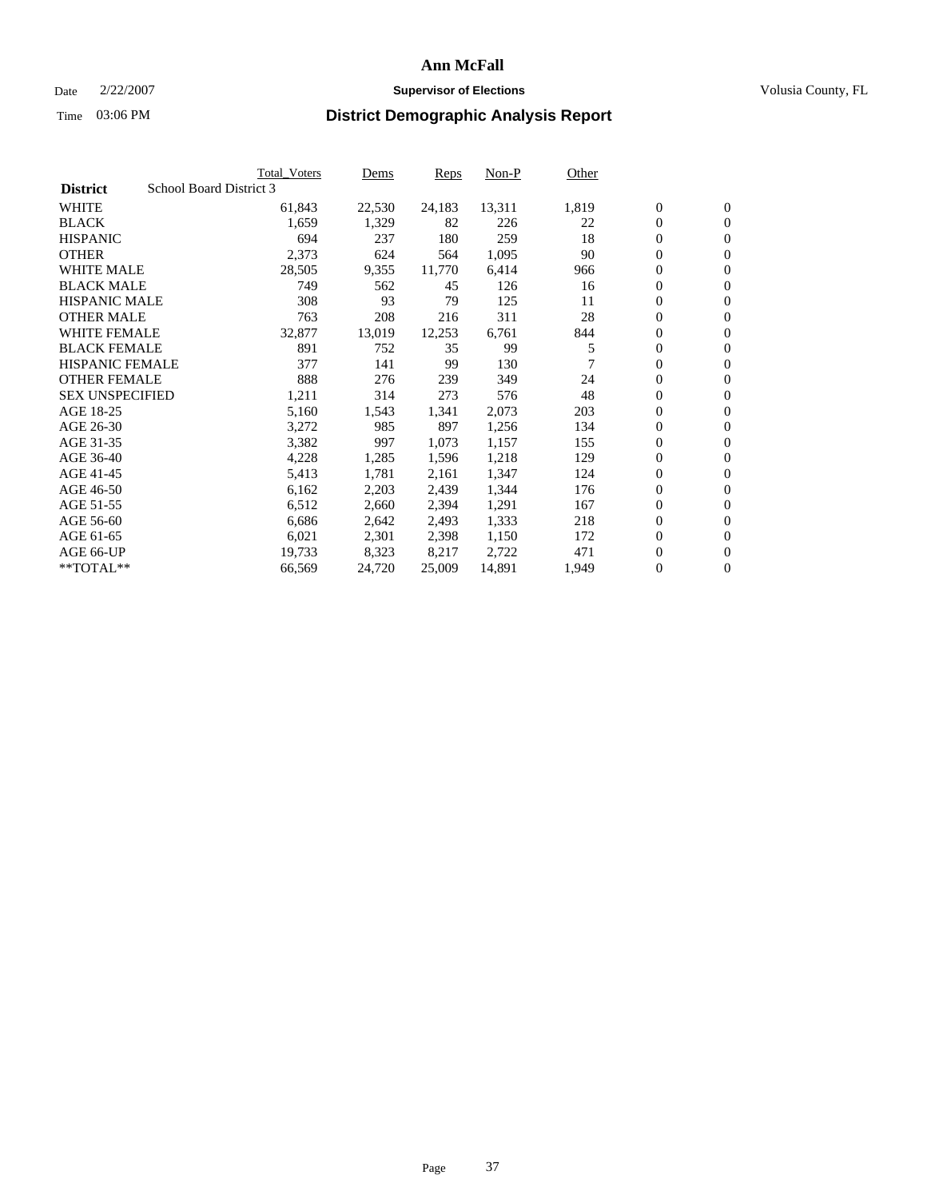# Ann McFall

Date 2/22/2007 **Supervisor of Elections** Volusia County, FL

Time 03:06 PM **District Demographic Analysis Report**

| | Total_Voters | Dems | Reps | Non-P | Other | | |
|---|---|---|---|---|---|---|---|
| **District** School Board District 3 | | | | | | | |
| WHITE | 61,843 | 22,530 | 24,183 | 13,311 | 1,819 | 0 | 0 |
| BLACK | 1,659 | 1,329 | 82 | 226 | 22 | 0 | 0 |
| HISPANIC | 694 | 237 | 180 | 259 | 18 | 0 | 0 |
| OTHER | 2,373 | 624 | 564 | 1,095 | 90 | 0 | 0 |
| WHITE MALE | 28,505 | 9,355 | 11,770 | 6,414 | 966 | 0 | 0 |
| BLACK MALE | 749 | 562 | 45 | 126 | 16 | 0 | 0 |
| HISPANIC MALE | 308 | 93 | 79 | 125 | 11 | 0 | 0 |
| OTHER MALE | 763 | 208 | 216 | 311 | 28 | 0 | 0 |
| WHITE FEMALE | 32,877 | 13,019 | 12,253 | 6,761 | 844 | 0 | 0 |
| BLACK FEMALE | 891 | 752 | 35 | 99 | 5 | 0 | 0 |
| HISPANIC FEMALE | 377 | 141 | 99 | 130 | 7 | 0 | 0 |
| OTHER FEMALE | 888 | 276 | 239 | 349 | 24 | 0 | 0 |
| SEX UNSPECIFIED | 1,211 | 314 | 273 | 576 | 48 | 0 | 0 |
| AGE 18-25 | 5,160 | 1,543 | 1,341 | 2,073 | 203 | 0 | 0 |
| AGE 26-30 | 3,272 | 985 | 897 | 1,256 | 134 | 0 | 0 |
| AGE 31-35 | 3,382 | 997 | 1,073 | 1,157 | 155 | 0 | 0 |
| AGE 36-40 | 4,228 | 1,285 | 1,596 | 1,218 | 129 | 0 | 0 |
| AGE 41-45 | 5,413 | 1,781 | 2,161 | 1,347 | 124 | 0 | 0 |
| AGE 46-50 | 6,162 | 2,203 | 2,439 | 1,344 | 176 | 0 | 0 |
| AGE 51-55 | 6,512 | 2,660 | 2,394 | 1,291 | 167 | 0 | 0 |
| AGE 56-60 | 6,686 | 2,642 | 2,493 | 1,333 | 218 | 0 | 0 |
| AGE 61-65 | 6,021 | 2,301 | 2,398 | 1,150 | 172 | 0 | 0 |
| AGE 66-UP | 19,733 | 8,323 | 8,217 | 2,722 | 471 | 0 | 0 |
| **TOTAL** | 66,569 | 24,720 | 25,009 | 14,891 | 1,949 | 0 | 0 |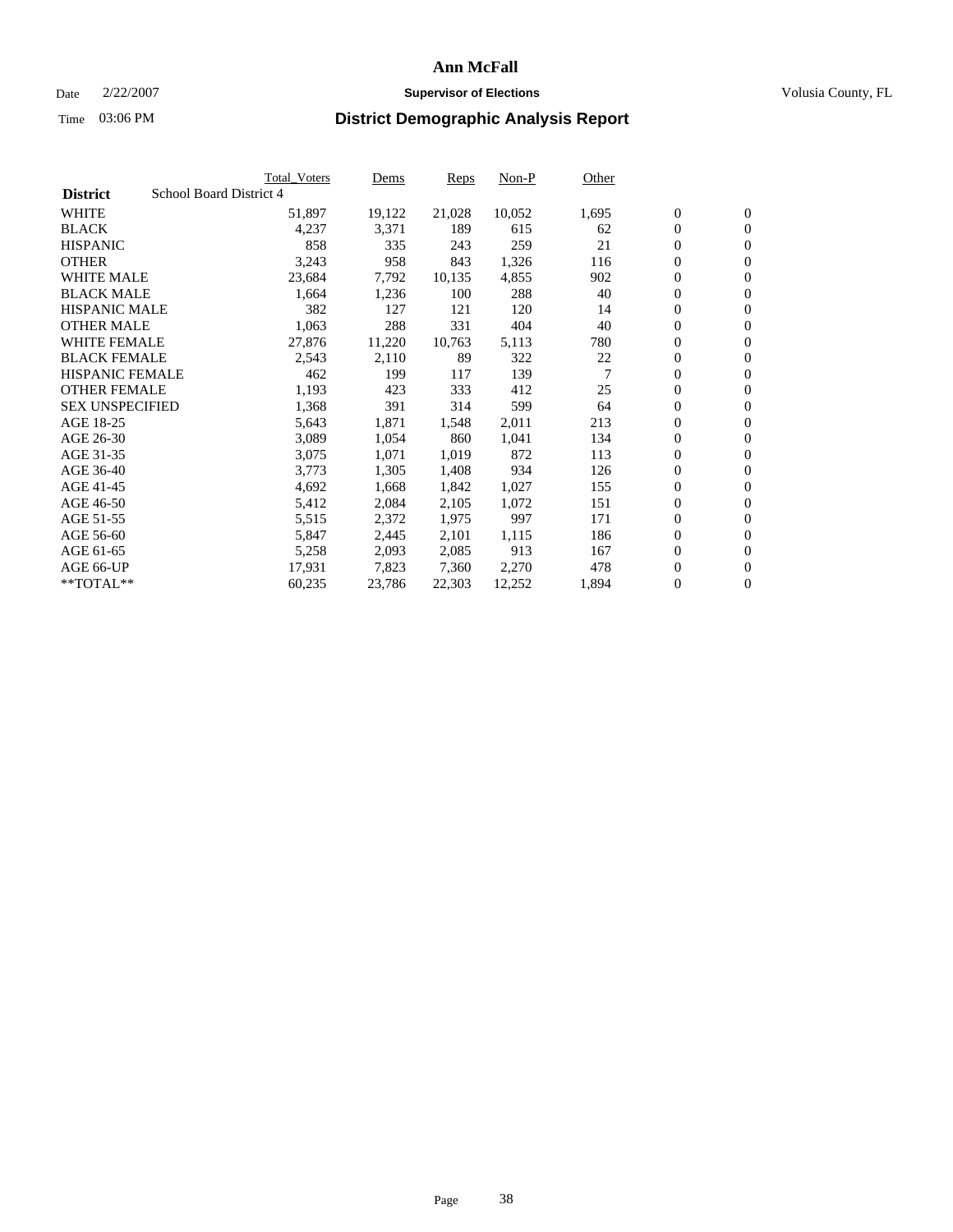# Ann McFall

Date 2/22/2007 **Supervisor of Elections** Volusia County, FL

Time 03:06 PM **District Demographic Analysis Report**

| **District** School Board District 4 | Total_Voters | Dems | Reps | Non-P | Other | | |
|---|---|---|---|---|---|---|---|
| WHITE | 51,897 | 19,122 | 21,028 | 10,052 | 1,695 | 0 | 0 |
| BLACK | 4,237 | 3,371 | 189 | 615 | 62 | 0 | 0 |
| HISPANIC | 858 | 335 | 243 | 259 | 21 | 0 | 0 |
| OTHER | 3,243 | 958 | 843 | 1,326 | 116 | 0 | 0 |
| WHITE MALE | 23,684 | 7,792 | 10,135 | 4,855 | 902 | 0 | 0 |
| BLACK MALE | 1,664 | 1,236 | 100 | 288 | 40 | 0 | 0 |
| HISPANIC MALE | 382 | 127 | 121 | 120 | 14 | 0 | 0 |
| OTHER MALE | 1,063 | 288 | 331 | 404 | 40 | 0 | 0 |
| WHITE FEMALE | 27,876 | 11,220 | 10,763 | 5,113 | 780 | 0 | 0 |
| BLACK FEMALE | 2,543 | 2,110 | 89 | 322 | 22 | 0 | 0 |
| HISPANIC FEMALE | 462 | 199 | 117 | 139 | 7 | 0 | 0 |
| OTHER FEMALE | 1,193 | 423 | 333 | 412 | 25 | 0 | 0 |
| SEX UNSPECIFIED | 1,368 | 391 | 314 | 599 | 64 | 0 | 0 |
| AGE 18-25 | 5,643 | 1,871 | 1,548 | 2,011 | 213 | 0 | 0 |
| AGE 26-30 | 3,089 | 1,054 | 860 | 1,041 | 134 | 0 | 0 |
| AGE 31-35 | 3,075 | 1,071 | 1,019 | 872 | 113 | 0 | 0 |
| AGE 36-40 | 3,773 | 1,305 | 1,408 | 934 | 126 | 0 | 0 |
| AGE 41-45 | 4,692 | 1,668 | 1,842 | 1,027 | 155 | 0 | 0 |
| AGE 46-50 | 5,412 | 2,084 | 2,105 | 1,072 | 151 | 0 | 0 |
| AGE 51-55 | 5,515 | 2,372 | 1,975 | 997 | 171 | 0 | 0 |
| AGE 56-60 | 5,847 | 2,445 | 2,101 | 1,115 | 186 | 0 | 0 |
| AGE 61-65 | 5,258 | 2,093 | 2,085 | 913 | 167 | 0 | 0 |
| AGE 66-UP | 17,931 | 7,823 | 7,360 | 2,270 | 478 | 0 | 0 |
| **TOTAL** | 60,235 | 23,786 | 22,303 | 12,252 | 1,894 | 0 | 0 |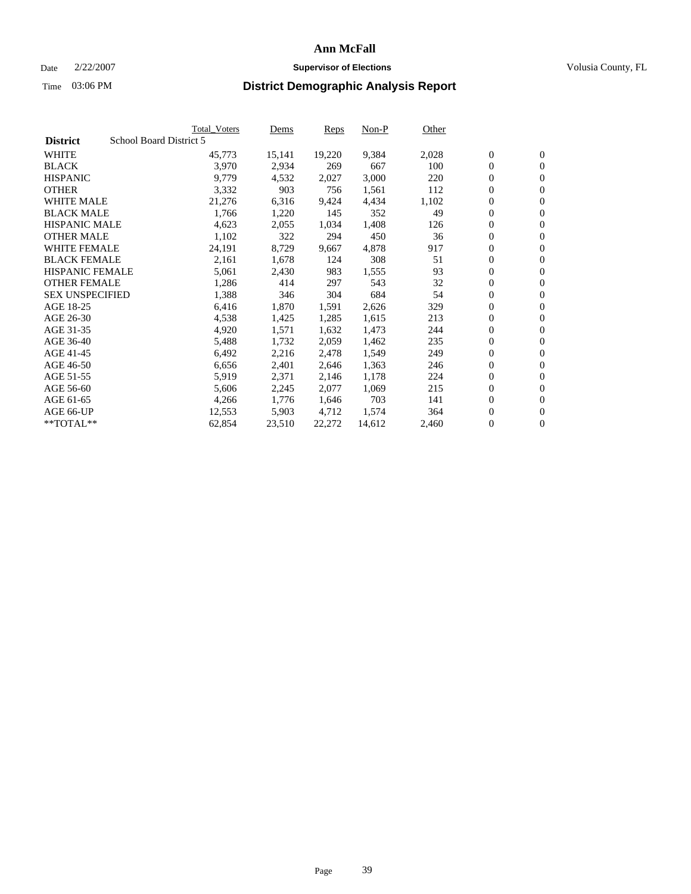# Ann McFall

Date 2/22/2007 **Supervisor of Elections** Volusia County, FL

Time 03:06 PM **District Demographic Analysis Report**

| | Total_Voters | Dems | Reps | Non-P | Other | | |
|---|---|---|---|---|---|---|---|
| **District** School Board District 5 | | | | | | | |
| WHITE | 45,773 | 15,141 | 19,220 | 9,384 | 2,028 | 0 | 0 |
| BLACK | 3,970 | 2,934 | 269 | 667 | 100 | 0 | 0 |
| HISPANIC | 9,779 | 4,532 | 2,027 | 3,000 | 220 | 0 | 0 |
| OTHER | 3,332 | 903 | 756 | 1,561 | 112 | 0 | 0 |
| WHITE MALE | 21,276 | 6,316 | 9,424 | 4,434 | 1,102 | 0 | 0 |
| BLACK MALE | 1,766 | 1,220 | 145 | 352 | 49 | 0 | 0 |
| HISPANIC MALE | 4,623 | 2,055 | 1,034 | 1,408 | 126 | 0 | 0 |
| OTHER MALE | 1,102 | 322 | 294 | 450 | 36 | 0 | 0 |
| WHITE FEMALE | 24,191 | 8,729 | 9,667 | 4,878 | 917 | 0 | 0 |
| BLACK FEMALE | 2,161 | 1,678 | 124 | 308 | 51 | 0 | 0 |
| HISPANIC FEMALE | 5,061 | 2,430 | 983 | 1,555 | 93 | 0 | 0 |
| OTHER FEMALE | 1,286 | 414 | 297 | 543 | 32 | 0 | 0 |
| SEX UNSPECIFIED | 1,388 | 346 | 304 | 684 | 54 | 0 | 0 |
| AGE 18-25 | 6,416 | 1,870 | 1,591 | 2,626 | 329 | 0 | 0 |
| AGE 26-30 | 4,538 | 1,425 | 1,285 | 1,615 | 213 | 0 | 0 |
| AGE 31-35 | 4,920 | 1,571 | 1,632 | 1,473 | 244 | 0 | 0 |
| AGE 36-40 | 5,488 | 1,732 | 2,059 | 1,462 | 235 | 0 | 0 |
| AGE 41-45 | 6,492 | 2,216 | 2,478 | 1,549 | 249 | 0 | 0 |
| AGE 46-50 | 6,656 | 2,401 | 2,646 | 1,363 | 246 | 0 | 0 |
| AGE 51-55 | 5,919 | 2,371 | 2,146 | 1,178 | 224 | 0 | 0 |
| AGE 56-60 | 5,606 | 2,245 | 2,077 | 1,069 | 215 | 0 | 0 |
| AGE 61-65 | 4,266 | 1,776 | 1,646 | 703 | 141 | 0 | 0 |
| AGE 66-UP | 12,553 | 5,903 | 4,712 | 1,574 | 364 | 0 | 0 |
| **TOTAL** | 62,854 | 23,510 | 22,272 | 14,612 | 2,460 | 0 | 0 |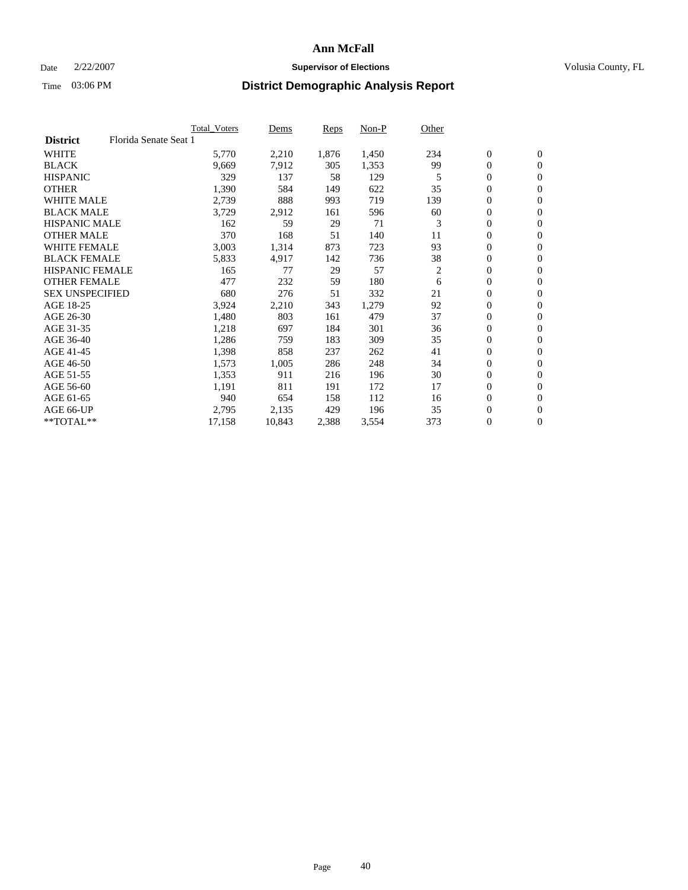# Ann McFall

Date 2/22/2007 **Supervisor of Elections** Volusia County, FL

Time 03:06 PM **District Demographic Analysis Report**

| | Total_Voters | Dems | Reps | Non-P | Other | | |
|---|---|---|---|---|---|---|---|
| **District** Florida Senate Seat 1 | | | | | | | |
| WHITE | 5,770 | 2,210 | 1,876 | 1,450 | 234 | 0 | 0 |
| BLACK | 9,669 | 7,912 | 305 | 1,353 | 99 | 0 | 0 |
| HISPANIC | 329 | 137 | 58 | 129 | 5 | 0 | 0 |
| OTHER | 1,390 | 584 | 149 | 622 | 35 | 0 | 0 |
| WHITE MALE | 2,739 | 888 | 993 | 719 | 139 | 0 | 0 |
| BLACK MALE | 3,729 | 2,912 | 161 | 596 | 60 | 0 | 0 |
| HISPANIC MALE | 162 | 59 | 29 | 71 | 3 | 0 | 0 |
| OTHER MALE | 370 | 168 | 51 | 140 | 11 | 0 | 0 |
| WHITE FEMALE | 3,003 | 1,314 | 873 | 723 | 93 | 0 | 0 |
| BLACK FEMALE | 5,833 | 4,917 | 142 | 736 | 38 | 0 | 0 |
| HISPANIC FEMALE | 165 | 77 | 29 | 57 | 2 | 0 | 0 |
| OTHER FEMALE | 477 | 232 | 59 | 180 | 6 | 0 | 0 |
| SEX UNSPECIFIED | 680 | 276 | 51 | 332 | 21 | 0 | 0 |
| AGE 18-25 | 3,924 | 2,210 | 343 | 1,279 | 92 | 0 | 0 |
| AGE 26-30 | 1,480 | 803 | 161 | 479 | 37 | 0 | 0 |
| AGE 31-35 | 1,218 | 697 | 184 | 301 | 36 | 0 | 0 |
| AGE 36-40 | 1,286 | 759 | 183 | 309 | 35 | 0 | 0 |
| AGE 41-45 | 1,398 | 858 | 237 | 262 | 41 | 0 | 0 |
| AGE 46-50 | 1,573 | 1,005 | 286 | 248 | 34 | 0 | 0 |
| AGE 51-55 | 1,353 | 911 | 216 | 196 | 30 | 0 | 0 |
| AGE 56-60 | 1,191 | 811 | 191 | 172 | 17 | 0 | 0 |
| AGE 61-65 | 940 | 654 | 158 | 112 | 16 | 0 | 0 |
| AGE 66-UP | 2,795 | 2,135 | 429 | 196 | 35 | 0 | 0 |
| **TOTAL** | 17,158 | 10,843 | 2,388 | 3,554 | 373 | 0 | 0 |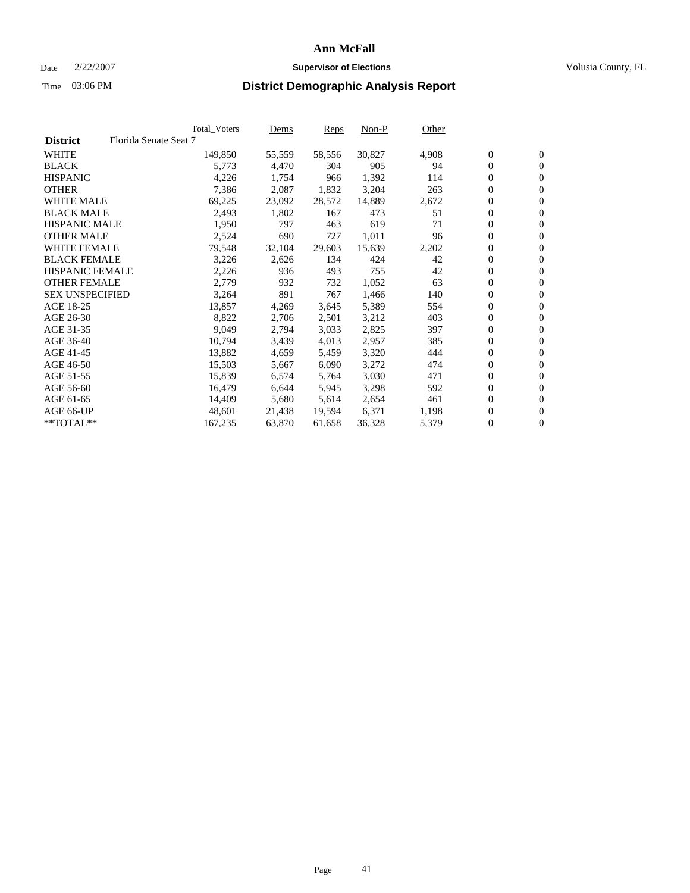# Ann McFall

Date 2/22/2007 **Supervisor of Elections** Volusia County, FL

Time 03:06 PM **District Demographic Analysis Report**

| **District** Florida Senate Seat 7 | Total_Voters | Dems | Reps | Non-P | Other | | |
|---|---|---|---|---|---|---|---|
| WHITE | 149,850 | 55,559 | 58,556 | 30,827 | 4,908 | 0 | 0 |
| BLACK | 5,773 | 4,470 | 304 | 905 | 94 | 0 | 0 |
| HISPANIC | 4,226 | 1,754 | 966 | 1,392 | 114 | 0 | 0 |
| OTHER | 7,386 | 2,087 | 1,832 | 3,204 | 263 | 0 | 0 |
| WHITE MALE | 69,225 | 23,092 | 28,572 | 14,889 | 2,672 | 0 | 0 |
| BLACK MALE | 2,493 | 1,802 | 167 | 473 | 51 | 0 | 0 |
| HISPANIC MALE | 1,950 | 797 | 463 | 619 | 71 | 0 | 0 |
| OTHER MALE | 2,524 | 690 | 727 | 1,011 | 96 | 0 | 0 |
| WHITE FEMALE | 79,548 | 32,104 | 29,603 | 15,639 | 2,202 | 0 | 0 |
| BLACK FEMALE | 3,226 | 2,626 | 134 | 424 | 42 | 0 | 0 |
| HISPANIC FEMALE | 2,226 | 936 | 493 | 755 | 42 | 0 | 0 |
| OTHER FEMALE | 2,779 | 932 | 732 | 1,052 | 63 | 0 | 0 |
| SEX UNSPECIFIED | 3,264 | 891 | 767 | 1,466 | 140 | 0 | 0 |
| AGE 18-25 | 13,857 | 4,269 | 3,645 | 5,389 | 554 | 0 | 0 |
| AGE 26-30 | 8,822 | 2,706 | 2,501 | 3,212 | 403 | 0 | 0 |
| AGE 31-35 | 9,049 | 2,794 | 3,033 | 2,825 | 397 | 0 | 0 |
| AGE 36-40 | 10,794 | 3,439 | 4,013 | 2,957 | 385 | 0 | 0 |
| AGE 41-45 | 13,882 | 4,659 | 5,459 | 3,320 | 444 | 0 | 0 |
| AGE 46-50 | 15,503 | 5,667 | 6,090 | 3,272 | 474 | 0 | 0 |
| AGE 51-55 | 15,839 | 6,574 | 5,764 | 3,030 | 471 | 0 | 0 |
| AGE 56-60 | 16,479 | 6,644 | 5,945 | 3,298 | 592 | 0 | 0 |
| AGE 61-65 | 14,409 | 5,680 | 5,614 | 2,654 | 461 | 0 | 0 |
| AGE 66-UP | 48,601 | 21,438 | 19,594 | 6,371 | 1,198 | 0 | 0 |
| **TOTAL** | 167,235 | 63,870 | 61,658 | 36,328 | 5,379 | 0 | 0 |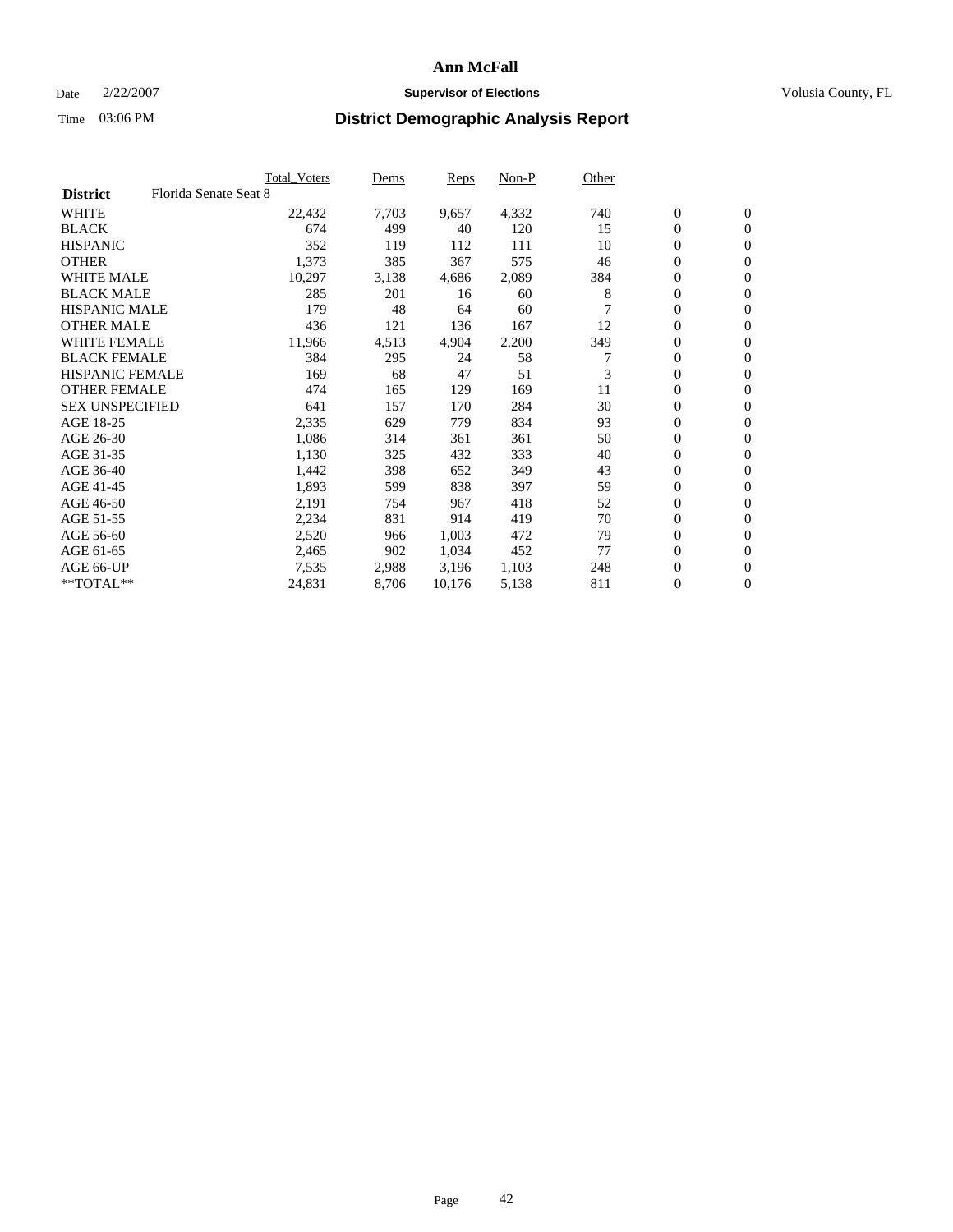# Ann McFall

Date 2/22/2007 **Supervisor of Elections** Volusia County, FL

Time 03:06 PM **District Demographic Analysis Report**

| | Total_Voters | Dems | Reps | Non-P | Other | | |
|---|---|---|---|---|---|---|---|
| **District** Florida Senate Seat 8 | | | | | | | |
| WHITE | 22,432 | 7,703 | 9,657 | 4,332 | 740 | 0 | 0 |
| BLACK | 674 | 499 | 40 | 120 | 15 | 0 | 0 |
| HISPANIC | 352 | 119 | 112 | 111 | 10 | 0 | 0 |
| OTHER | 1,373 | 385 | 367 | 575 | 46 | 0 | 0 |
| WHITE MALE | 10,297 | 3,138 | 4,686 | 2,089 | 384 | 0 | 0 |
| BLACK MALE | 285 | 201 | 16 | 60 | 8 | 0 | 0 |
| HISPANIC MALE | 179 | 48 | 64 | 60 | 7 | 0 | 0 |
| OTHER MALE | 436 | 121 | 136 | 167 | 12 | 0 | 0 |
| WHITE FEMALE | 11,966 | 4,513 | 4,904 | 2,200 | 349 | 0 | 0 |
| BLACK FEMALE | 384 | 295 | 24 | 58 | 7 | 0 | 0 |
| HISPANIC FEMALE | 169 | 68 | 47 | 51 | 3 | 0 | 0 |
| OTHER FEMALE | 474 | 165 | 129 | 169 | 11 | 0 | 0 |
| SEX UNSPECIFIED | 641 | 157 | 170 | 284 | 30 | 0 | 0 |
| AGE 18-25 | 2,335 | 629 | 779 | 834 | 93 | 0 | 0 |
| AGE 26-30 | 1,086 | 314 | 361 | 361 | 50 | 0 | 0 |
| AGE 31-35 | 1,130 | 325 | 432 | 333 | 40 | 0 | 0 |
| AGE 36-40 | 1,442 | 398 | 652 | 349 | 43 | 0 | 0 |
| AGE 41-45 | 1,893 | 599 | 838 | 397 | 59 | 0 | 0 |
| AGE 46-50 | 2,191 | 754 | 967 | 418 | 52 | 0 | 0 |
| AGE 51-55 | 2,234 | 831 | 914 | 419 | 70 | 0 | 0 |
| AGE 56-60 | 2,520 | 966 | 1,003 | 472 | 79 | 0 | 0 |
| AGE 61-65 | 2,465 | 902 | 1,034 | 452 | 77 | 0 | 0 |
| AGE 66-UP | 7,535 | 2,988 | 3,196 | 1,103 | 248 | 0 | 0 |
| **TOTAL** | 24,831 | 8,706 | 10,176 | 5,138 | 811 | 0 | 0 |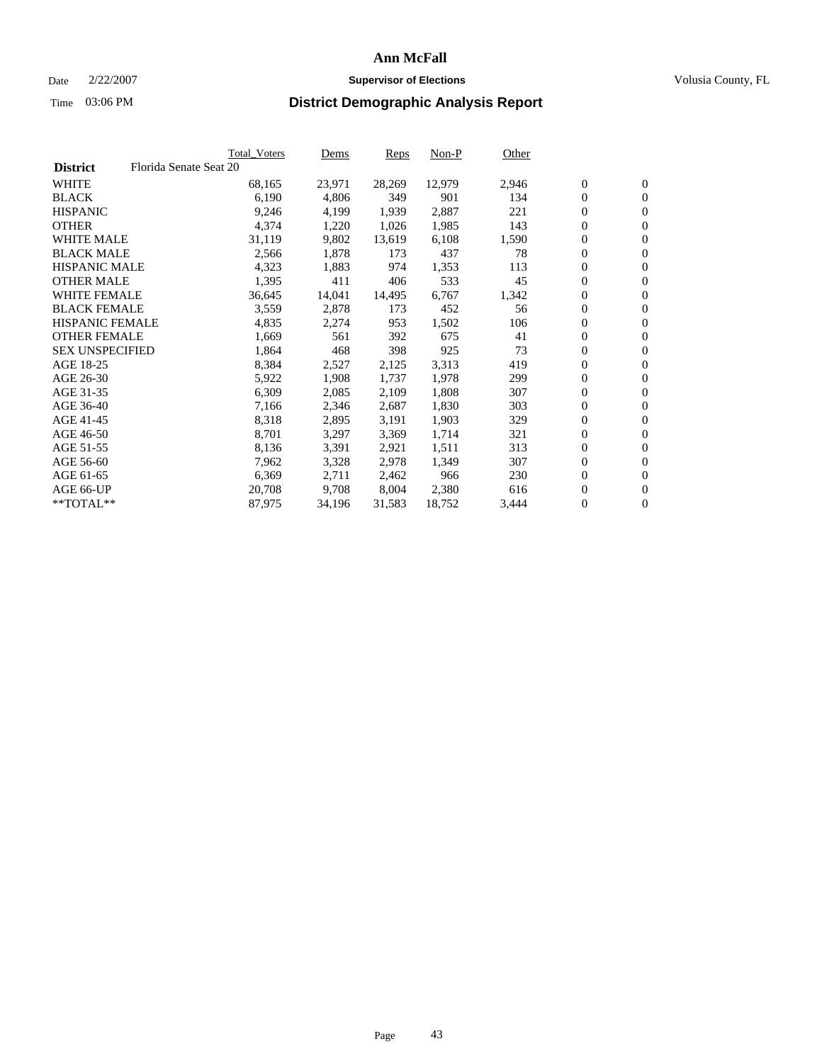# Ann McFall

Date 2/22/2007 **Supervisor of Elections** Volusia County, FL

Time 03:06 PM **District Demographic Analysis Report**

| **District** Florida Senate Seat 20 | Total_Voters | Dems | Reps | Non-P | Other | | |
|---|---|---|---|---|---|---|---|
| WHITE | 68,165 | 23,971 | 28,269 | 12,979 | 2,946 | 0 | 0 |
| BLACK | 6,190 | 4,806 | 349 | 901 | 134 | 0 | 0 |
| HISPANIC | 9,246 | 4,199 | 1,939 | 2,887 | 221 | 0 | 0 |
| OTHER | 4,374 | 1,220 | 1,026 | 1,985 | 143 | 0 | 0 |
| WHITE MALE | 31,119 | 9,802 | 13,619 | 6,108 | 1,590 | 0 | 0 |
| BLACK MALE | 2,566 | 1,878 | 173 | 437 | 78 | 0 | 0 |
| HISPANIC MALE | 4,323 | 1,883 | 974 | 1,353 | 113 | 0 | 0 |
| OTHER MALE | 1,395 | 411 | 406 | 533 | 45 | 0 | 0 |
| WHITE FEMALE | 36,645 | 14,041 | 14,495 | 6,767 | 1,342 | 0 | 0 |
| BLACK FEMALE | 3,559 | 2,878 | 173 | 452 | 56 | 0 | 0 |
| HISPANIC FEMALE | 4,835 | 2,274 | 953 | 1,502 | 106 | 0 | 0 |
| OTHER FEMALE | 1,669 | 561 | 392 | 675 | 41 | 0 | 0 |
| SEX UNSPECIFIED | 1,864 | 468 | 398 | 925 | 73 | 0 | 0 |
| AGE 18-25 | 8,384 | 2,527 | 2,125 | 3,313 | 419 | 0 | 0 |
| AGE 26-30 | 5,922 | 1,908 | 1,737 | 1,978 | 299 | 0 | 0 |
| AGE 31-35 | 6,309 | 2,085 | 2,109 | 1,808 | 307 | 0 | 0 |
| AGE 36-40 | 7,166 | 2,346 | 2,687 | 1,830 | 303 | 0 | 0 |
| AGE 41-45 | 8,318 | 2,895 | 3,191 | 1,903 | 329 | 0 | 0 |
| AGE 46-50 | 8,701 | 3,297 | 3,369 | 1,714 | 321 | 0 | 0 |
| AGE 51-55 | 8,136 | 3,391 | 2,921 | 1,511 | 313 | 0 | 0 |
| AGE 56-60 | 7,962 | 3,328 | 2,978 | 1,349 | 307 | 0 | 0 |
| AGE 61-65 | 6,369 | 2,711 | 2,462 | 966 | 230 | 0 | 0 |
| AGE 66-UP | 20,708 | 9,708 | 8,004 | 2,380 | 616 | 0 | 0 |
| **TOTAL** | 87,975 | 34,196 | 31,583 | 18,752 | 3,444 | 0 | 0 |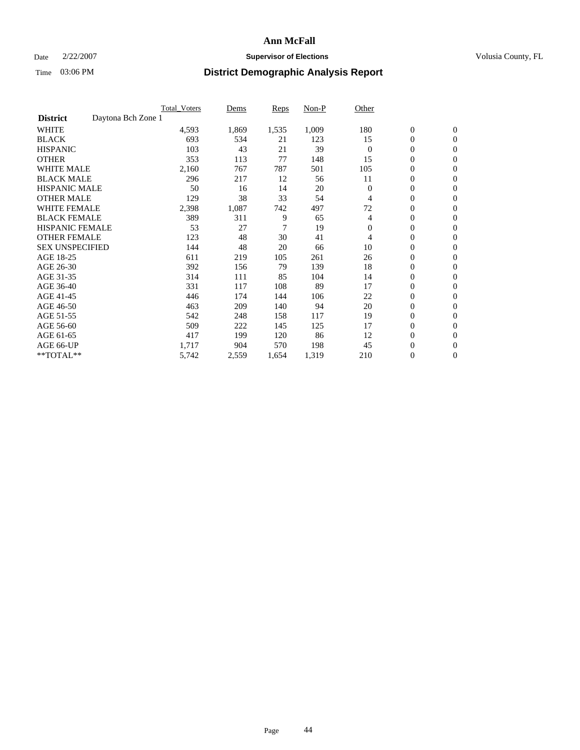# Ann McFall

Date 2/22/2007 **Supervisor of Elections** Volusia County, FL

Time 03:06 PM **District Demographic Analysis Report**

| | Total_Voters | Dems | Reps | Non-P | Other | | |
|---|---|---|---|---|---|---|---|
| **District** Daytona Bch Zone 1 | | | | | | | |
| WHITE | 4,593 | 1,869 | 1,535 | 1,009 | 180 | 0 | 0 |
| BLACK | 693 | 534 | 21 | 123 | 15 | 0 | 0 |
| HISPANIC | 103 | 43 | 21 | 39 | 0 | 0 | 0 |
| OTHER | 353 | 113 | 77 | 148 | 15 | 0 | 0 |
| WHITE MALE | 2,160 | 767 | 787 | 501 | 105 | 0 | 0 |
| BLACK MALE | 296 | 217 | 12 | 56 | 11 | 0 | 0 |
| HISPANIC MALE | 50 | 16 | 14 | 20 | 0 | 0 | 0 |
| OTHER MALE | 129 | 38 | 33 | 54 | 4 | 0 | 0 |
| WHITE FEMALE | 2,398 | 1,087 | 742 | 497 | 72 | 0 | 0 |
| BLACK FEMALE | 389 | 311 | 9 | 65 | 4 | 0 | 0 |
| HISPANIC FEMALE | 53 | 27 | 7 | 19 | 0 | 0 | 0 |
| OTHER FEMALE | 123 | 48 | 30 | 41 | 4 | 0 | 0 |
| SEX UNSPECIFIED | 144 | 48 | 20 | 66 | 10 | 0 | 0 |
| AGE 18-25 | 611 | 219 | 105 | 261 | 26 | 0 | 0 |
| AGE 26-30 | 392 | 156 | 79 | 139 | 18 | 0 | 0 |
| AGE 31-35 | 314 | 111 | 85 | 104 | 14 | 0 | 0 |
| AGE 36-40 | 331 | 117 | 108 | 89 | 17 | 0 | 0 |
| AGE 41-45 | 446 | 174 | 144 | 106 | 22 | 0 | 0 |
| AGE 46-50 | 463 | 209 | 140 | 94 | 20 | 0 | 0 |
| AGE 51-55 | 542 | 248 | 158 | 117 | 19 | 0 | 0 |
| AGE 56-60 | 509 | 222 | 145 | 125 | 17 | 0 | 0 |
| AGE 61-65 | 417 | 199 | 120 | 86 | 12 | 0 | 0 |
| AGE 66-UP | 1,717 | 904 | 570 | 198 | 45 | 0 | 0 |
| **TOTAL** | 5,742 | 2,559 | 1,654 | 1,319 | 210 | 0 | 0 |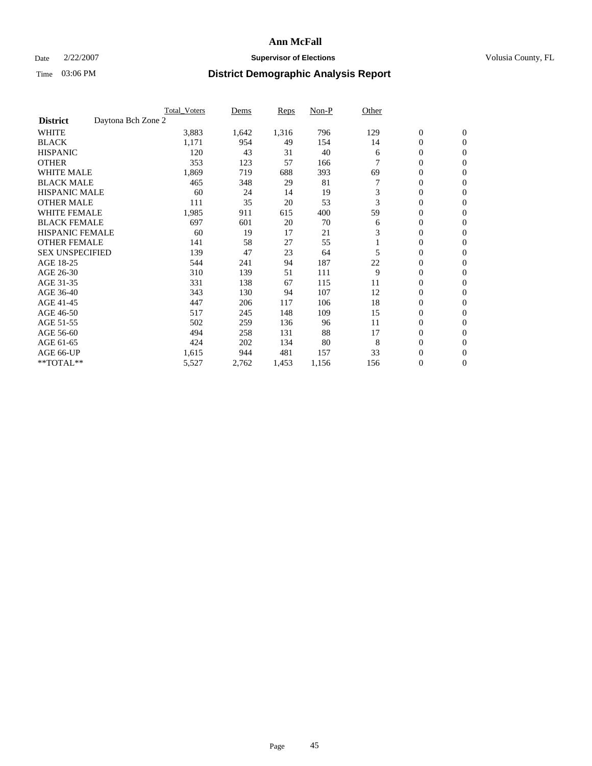# Ann McFall

Date 2/22/2007 **Supervisor of Elections** Volusia County, FL

Time 03:06 PM **District Demographic Analysis Report**

| | Total_Voters | Dems | Reps | Non-P | Other | | |
|---|---|---|---|---|---|---|---|
| **District** Daytona Bch Zone 2 | | | | | | | |
| WHITE | 3,883 | 1,642 | 1,316 | 796 | 129 | 0 | 0 |
| BLACK | 1,171 | 954 | 49 | 154 | 14 | 0 | 0 |
| HISPANIC | 120 | 43 | 31 | 40 | 6 | 0 | 0 |
| OTHER | 353 | 123 | 57 | 166 | 7 | 0 | 0 |
| WHITE MALE | 1,869 | 719 | 688 | 393 | 69 | 0 | 0 |
| BLACK MALE | 465 | 348 | 29 | 81 | 7 | 0 | 0 |
| HISPANIC MALE | 60 | 24 | 14 | 19 | 3 | 0 | 0 |
| OTHER MALE | 111 | 35 | 20 | 53 | 3 | 0 | 0 |
| WHITE FEMALE | 1,985 | 911 | 615 | 400 | 59 | 0 | 0 |
| BLACK FEMALE | 697 | 601 | 20 | 70 | 6 | 0 | 0 |
| HISPANIC FEMALE | 60 | 19 | 17 | 21 | 3 | 0 | 0 |
| OTHER FEMALE | 141 | 58 | 27 | 55 | 1 | 0 | 0 |
| SEX UNSPECIFIED | 139 | 47 | 23 | 64 | 5 | 0 | 0 |
| AGE 18-25 | 544 | 241 | 94 | 187 | 22 | 0 | 0 |
| AGE 26-30 | 310 | 139 | 51 | 111 | 9 | 0 | 0 |
| AGE 31-35 | 331 | 138 | 67 | 115 | 11 | 0 | 0 |
| AGE 36-40 | 343 | 130 | 94 | 107 | 12 | 0 | 0 |
| AGE 41-45 | 447 | 206 | 117 | 106 | 18 | 0 | 0 |
| AGE 46-50 | 517 | 245 | 148 | 109 | 15 | 0 | 0 |
| AGE 51-55 | 502 | 259 | 136 | 96 | 11 | 0 | 0 |
| AGE 56-60 | 494 | 258 | 131 | 88 | 17 | 0 | 0 |
| AGE 61-65 | 424 | 202 | 134 | 80 | 8 | 0 | 0 |
| AGE 66-UP | 1,615 | 944 | 481 | 157 | 33 | 0 | 0 |
| **TOTAL** | 5,527 | 2,762 | 1,453 | 1,156 | 156 | 0 | 0 |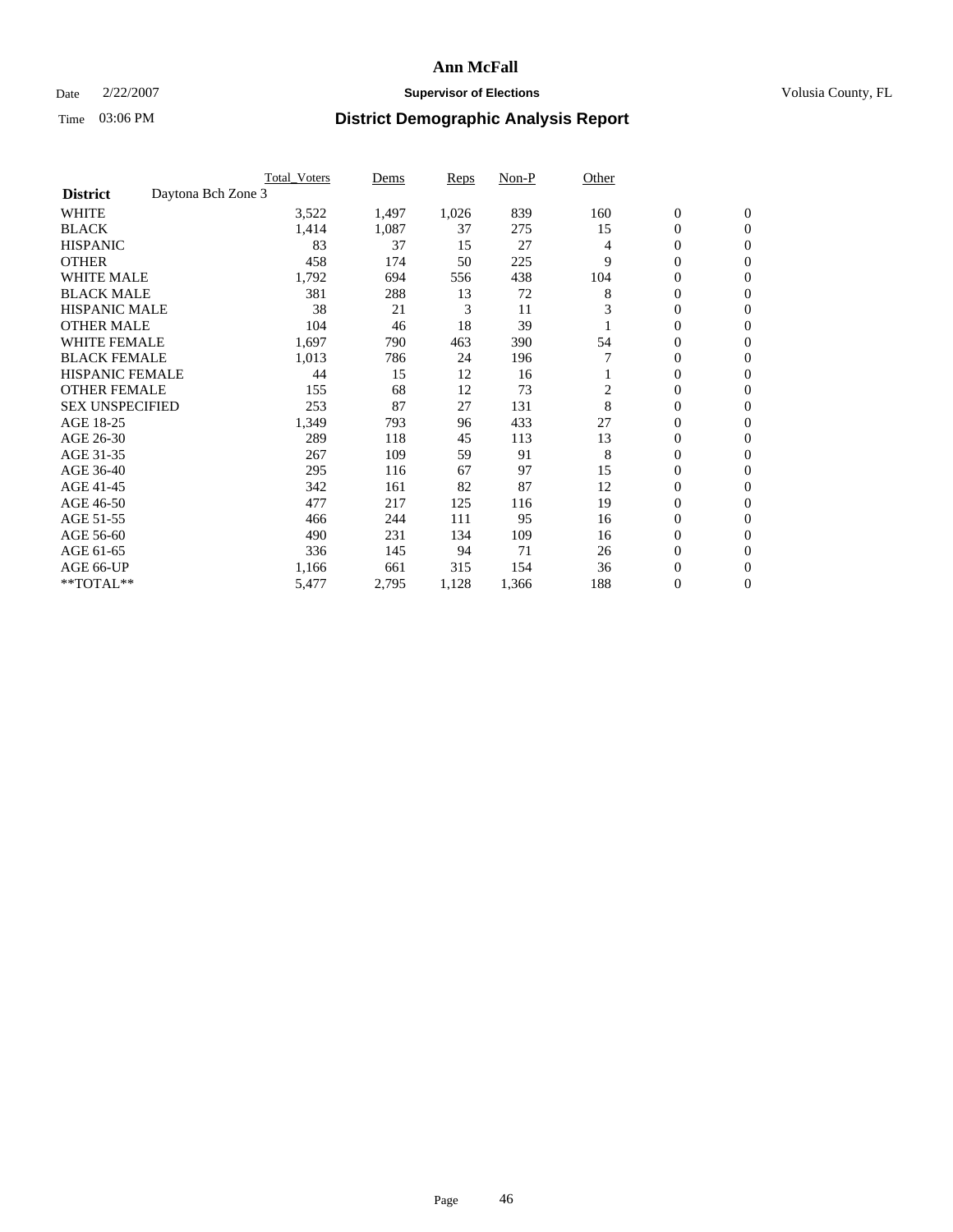# Ann McFall

Date 2/22/2007 **Supervisor of Elections** Volusia County, FL

Time 03:06 PM **District Demographic Analysis Report**

| | Total_Voters | Dems | Reps | Non-P | Other | | |
|---|---|---|---|---|---|---|---|
| **District** Daytona Bch Zone 3 | | | | | | | |
| WHITE | 3,522 | 1,497 | 1,026 | 839 | 160 | 0 | 0 |
| BLACK | 1,414 | 1,087 | 37 | 275 | 15 | 0 | 0 |
| HISPANIC | 83 | 37 | 15 | 27 | 4 | 0 | 0 |
| OTHER | 458 | 174 | 50 | 225 | 9 | 0 | 0 |
| WHITE MALE | 1,792 | 694 | 556 | 438 | 104 | 0 | 0 |
| BLACK MALE | 381 | 288 | 13 | 72 | 8 | 0 | 0 |
| HISPANIC MALE | 38 | 21 | 3 | 11 | 3 | 0 | 0 |
| OTHER MALE | 104 | 46 | 18 | 39 | 1 | 0 | 0 |
| WHITE FEMALE | 1,697 | 790 | 463 | 390 | 54 | 0 | 0 |
| BLACK FEMALE | 1,013 | 786 | 24 | 196 | 7 | 0 | 0 |
| HISPANIC FEMALE | 44 | 15 | 12 | 16 | 1 | 0 | 0 |
| OTHER FEMALE | 155 | 68 | 12 | 73 | 2 | 0 | 0 |
| SEX UNSPECIFIED | 253 | 87 | 27 | 131 | 8 | 0 | 0 |
| AGE 18-25 | 1,349 | 793 | 96 | 433 | 27 | 0 | 0 |
| AGE 26-30 | 289 | 118 | 45 | 113 | 13 | 0 | 0 |
| AGE 31-35 | 267 | 109 | 59 | 91 | 8 | 0 | 0 |
| AGE 36-40 | 295 | 116 | 67 | 97 | 15 | 0 | 0 |
| AGE 41-45 | 342 | 161 | 82 | 87 | 12 | 0 | 0 |
| AGE 46-50 | 477 | 217 | 125 | 116 | 19 | 0 | 0 |
| AGE 51-55 | 466 | 244 | 111 | 95 | 16 | 0 | 0 |
| AGE 56-60 | 490 | 231 | 134 | 109 | 16 | 0 | 0 |
| AGE 61-65 | 336 | 145 | 94 | 71 | 26 | 0 | 0 |
| AGE 66-UP | 1,166 | 661 | 315 | 154 | 36 | 0 | 0 |
| **TOTAL** | 5,477 | 2,795 | 1,128 | 1,366 | 188 | 0 | 0 |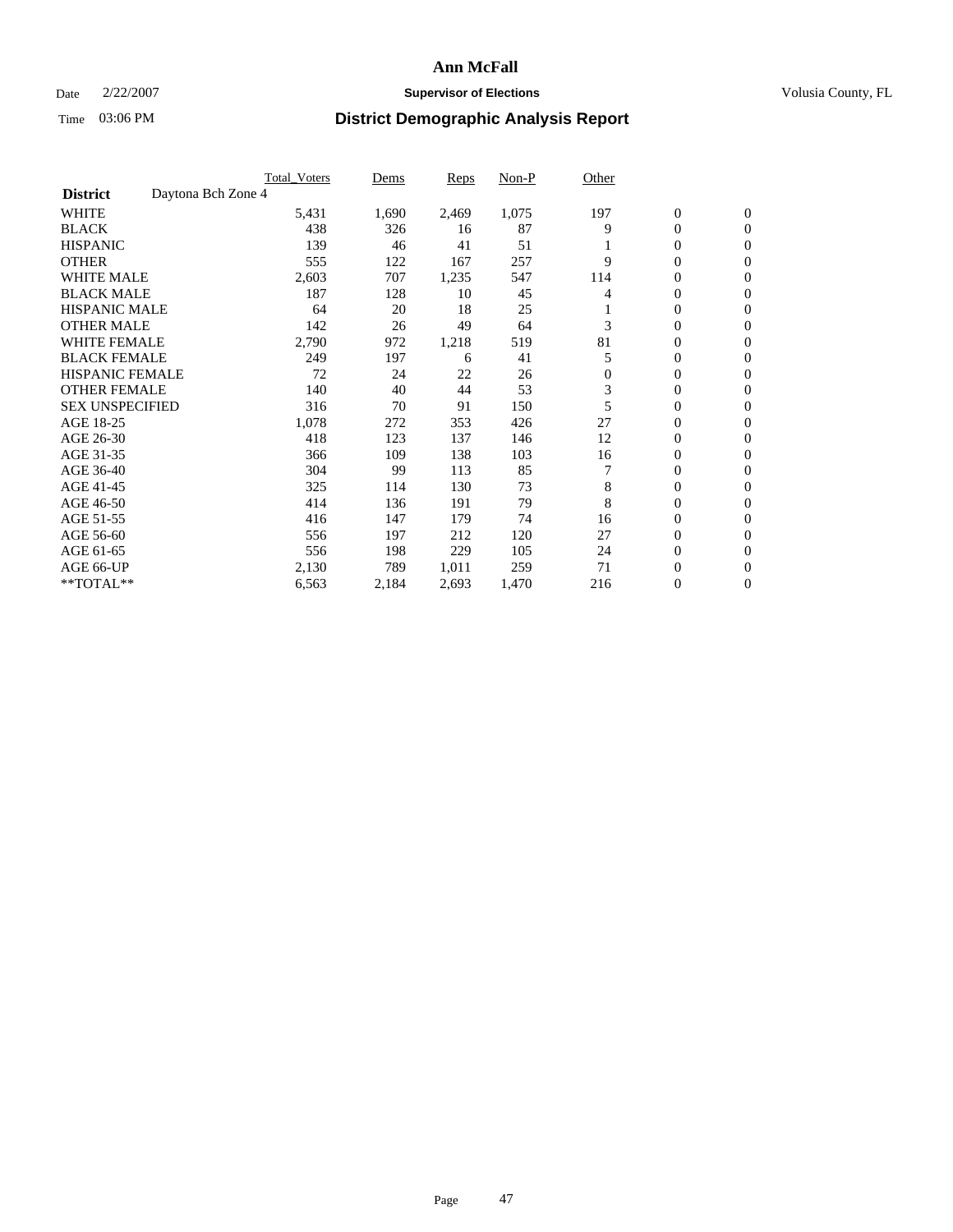# Ann McFall

Date 2/22/2007 **Supervisor of Elections** Volusia County, FL

Time 03:06 PM **District Demographic Analysis Report**

| | Total_Voters | Dems | Reps | Non-P | Other | | |
|---|---|---|---|---|---|---|---|
| **District** Daytona Bch Zone 4 | | | | | | | |
| WHITE | 5,431 | 1,690 | 2,469 | 1,075 | 197 | 0 | 0 |
| BLACK | 438 | 326 | 16 | 87 | 9 | 0 | 0 |
| HISPANIC | 139 | 46 | 41 | 51 | 1 | 0 | 0 |
| OTHER | 555 | 122 | 167 | 257 | 9 | 0 | 0 |
| WHITE MALE | 2,603 | 707 | 1,235 | 547 | 114 | 0 | 0 |
| BLACK MALE | 187 | 128 | 10 | 45 | 4 | 0 | 0 |
| HISPANIC MALE | 64 | 20 | 18 | 25 | 1 | 0 | 0 |
| OTHER MALE | 142 | 26 | 49 | 64 | 3 | 0 | 0 |
| WHITE FEMALE | 2,790 | 972 | 1,218 | 519 | 81 | 0 | 0 |
| BLACK FEMALE | 249 | 197 | 6 | 41 | 5 | 0 | 0 |
| HISPANIC FEMALE | 72 | 24 | 22 | 26 | 0 | 0 | 0 |
| OTHER FEMALE | 140 | 40 | 44 | 53 | 3 | 0 | 0 |
| SEX UNSPECIFIED | 316 | 70 | 91 | 150 | 5 | 0 | 0 |
| AGE 18-25 | 1,078 | 272 | 353 | 426 | 27 | 0 | 0 |
| AGE 26-30 | 418 | 123 | 137 | 146 | 12 | 0 | 0 |
| AGE 31-35 | 366 | 109 | 138 | 103 | 16 | 0 | 0 |
| AGE 36-40 | 304 | 99 | 113 | 85 | 7 | 0 | 0 |
| AGE 41-45 | 325 | 114 | 130 | 73 | 8 | 0 | 0 |
| AGE 46-50 | 414 | 136 | 191 | 79 | 8 | 0 | 0 |
| AGE 51-55 | 416 | 147 | 179 | 74 | 16 | 0 | 0 |
| AGE 56-60 | 556 | 197 | 212 | 120 | 27 | 0 | 0 |
| AGE 61-65 | 556 | 198 | 229 | 105 | 24 | 0 | 0 |
| AGE 66-UP | 2,130 | 789 | 1,011 | 259 | 71 | 0 | 0 |
| **TOTAL** | 6,563 | 2,184 | 2,693 | 1,470 | 216 | 0 | 0 |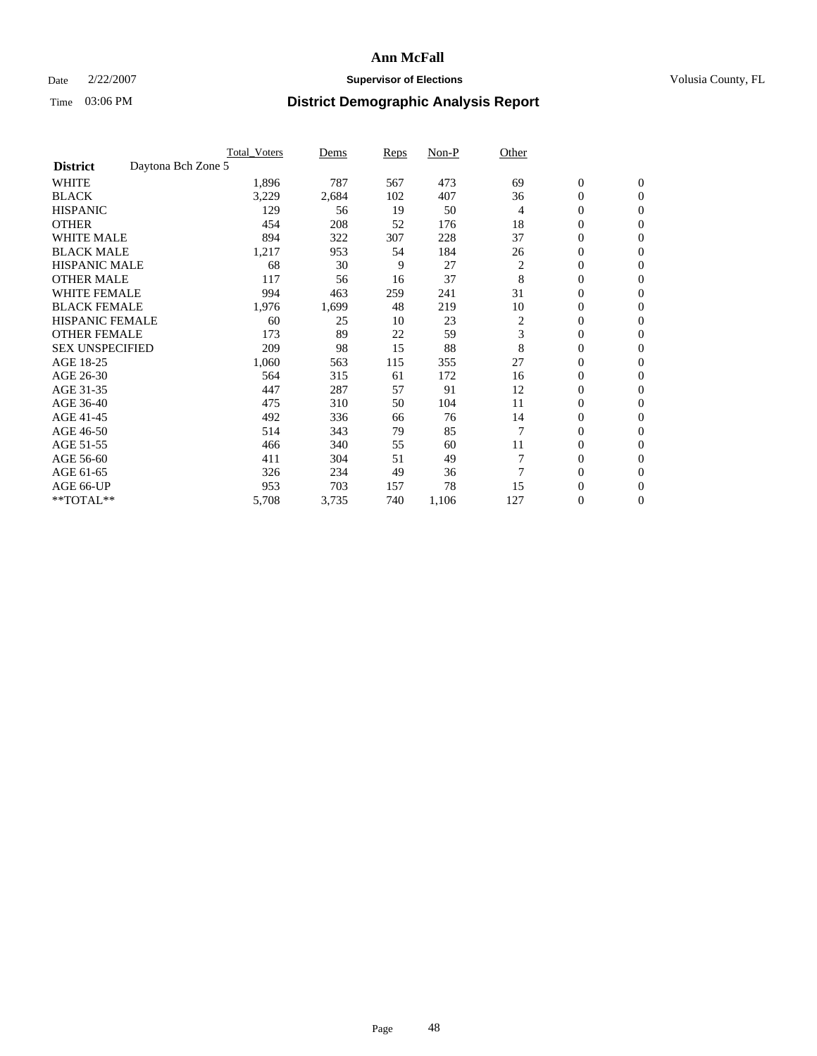# Ann McFall

Date 2/22/2007 **Supervisor of Elections** Volusia County, FL

Time 03:06 PM **District Demographic Analysis Report**

| | Total_Voters | Dems | Reps | Non-P | Other | | |
|---|---|---|---|---|---|---|---|
| **District** Daytona Bch Zone 5 | | | | | | | |
| WHITE | 1,896 | 787 | 567 | 473 | 69 | 0 | 0 |
| BLACK | 3,229 | 2,684 | 102 | 407 | 36 | 0 | 0 |
| HISPANIC | 129 | 56 | 19 | 50 | 4 | 0 | 0 |
| OTHER | 454 | 208 | 52 | 176 | 18 | 0 | 0 |
| WHITE MALE | 894 | 322 | 307 | 228 | 37 | 0 | 0 |
| BLACK MALE | 1,217 | 953 | 54 | 184 | 26 | 0 | 0 |
| HISPANIC MALE | 68 | 30 | 9 | 27 | 2 | 0 | 0 |
| OTHER MALE | 117 | 56 | 16 | 37 | 8 | 0 | 0 |
| WHITE FEMALE | 994 | 463 | 259 | 241 | 31 | 0 | 0 |
| BLACK FEMALE | 1,976 | 1,699 | 48 | 219 | 10 | 0 | 0 |
| HISPANIC FEMALE | 60 | 25 | 10 | 23 | 2 | 0 | 0 |
| OTHER FEMALE | 173 | 89 | 22 | 59 | 3 | 0 | 0 |
| SEX UNSPECIFIED | 209 | 98 | 15 | 88 | 8 | 0 | 0 |
| AGE 18-25 | 1,060 | 563 | 115 | 355 | 27 | 0 | 0 |
| AGE 26-30 | 564 | 315 | 61 | 172 | 16 | 0 | 0 |
| AGE 31-35 | 447 | 287 | 57 | 91 | 12 | 0 | 0 |
| AGE 36-40 | 475 | 310 | 50 | 104 | 11 | 0 | 0 |
| AGE 41-45 | 492 | 336 | 66 | 76 | 14 | 0 | 0 |
| AGE 46-50 | 514 | 343 | 79 | 85 | 7 | 0 | 0 |
| AGE 51-55 | 466 | 340 | 55 | 60 | 11 | 0 | 0 |
| AGE 56-60 | 411 | 304 | 51 | 49 | 7 | 0 | 0 |
| AGE 61-65 | 326 | 234 | 49 | 36 | 7 | 0 | 0 |
| AGE 66-UP | 953 | 703 | 157 | 78 | 15 | 0 | 0 |
| **TOTAL** | 5,708 | 3,735 | 740 | 1,106 | 127 | 0 | 0 |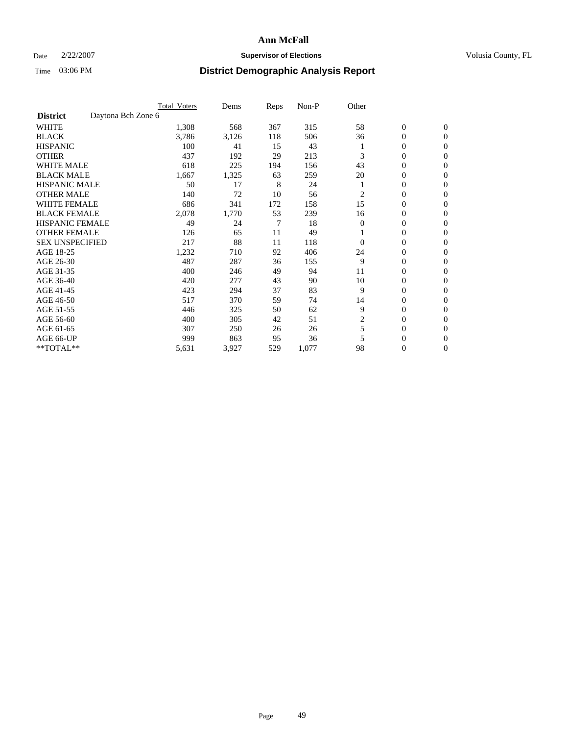# Ann McFall

Date 2/22/2007 **Supervisor of Elections** Volusia County, FL

Time 03:06 PM **District Demographic Analysis Report**

| | Total_Voters | Dems | Reps | Non-P | Other | | |
|---|---|---|---|---|---|---|---|
| **District** Daytona Bch Zone 6 | | | | | | | |
| WHITE | 1,308 | 568 | 367 | 315 | 58 | 0 | 0 |
| BLACK | 3,786 | 3,126 | 118 | 506 | 36 | 0 | 0 |
| HISPANIC | 100 | 41 | 15 | 43 | 1 | 0 | 0 |
| OTHER | 437 | 192 | 29 | 213 | 3 | 0 | 0 |
| WHITE MALE | 618 | 225 | 194 | 156 | 43 | 0 | 0 |
| BLACK MALE | 1,667 | 1,325 | 63 | 259 | 20 | 0 | 0 |
| HISPANIC MALE | 50 | 17 | 8 | 24 | 1 | 0 | 0 |
| OTHER MALE | 140 | 72 | 10 | 56 | 2 | 0 | 0 |
| WHITE FEMALE | 686 | 341 | 172 | 158 | 15 | 0 | 0 |
| BLACK FEMALE | 2,078 | 1,770 | 53 | 239 | 16 | 0 | 0 |
| HISPANIC FEMALE | 49 | 24 | 7 | 18 | 0 | 0 | 0 |
| OTHER FEMALE | 126 | 65 | 11 | 49 | 1 | 0 | 0 |
| SEX UNSPECIFIED | 217 | 88 | 11 | 118 | 0 | 0 | 0 |
| AGE 18-25 | 1,232 | 710 | 92 | 406 | 24 | 0 | 0 |
| AGE 26-30 | 487 | 287 | 36 | 155 | 9 | 0 | 0 |
| AGE 31-35 | 400 | 246 | 49 | 94 | 11 | 0 | 0 |
| AGE 36-40 | 420 | 277 | 43 | 90 | 10 | 0 | 0 |
| AGE 41-45 | 423 | 294 | 37 | 83 | 9 | 0 | 0 |
| AGE 46-50 | 517 | 370 | 59 | 74 | 14 | 0 | 0 |
| AGE 51-55 | 446 | 325 | 50 | 62 | 9 | 0 | 0 |
| AGE 56-60 | 400 | 305 | 42 | 51 | 2 | 0 | 0 |
| AGE 61-65 | 307 | 250 | 26 | 26 | 5 | 0 | 0 |
| AGE 66-UP | 999 | 863 | 95 | 36 | 5 | 0 | 0 |
| **TOTAL** | 5,631 | 3,927 | 529 | 1,077 | 98 | 0 | 0 |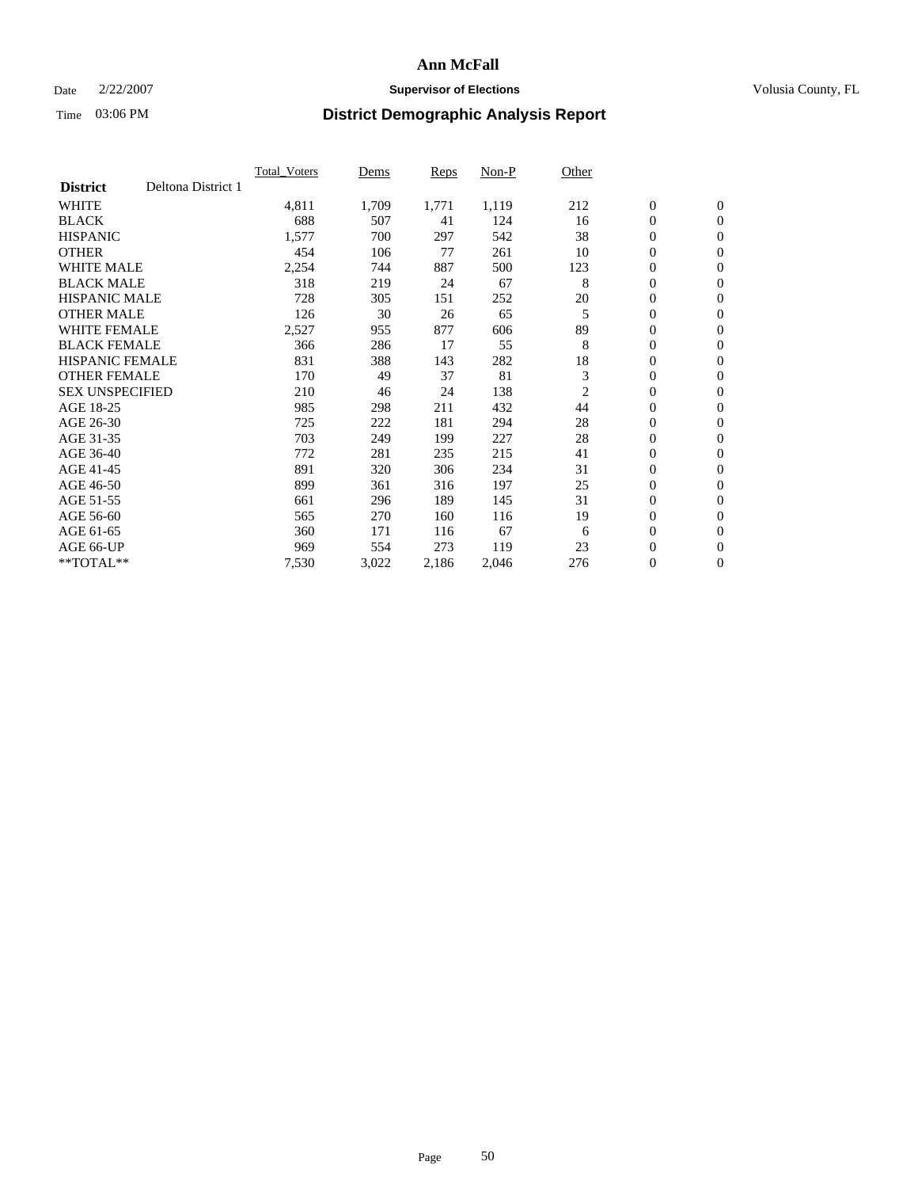# Ann McFall

Date 2/22/2007 **Supervisor of Elections** Volusia County, FL

Time 03:06 PM **District Demographic Analysis Report**

| | Total_Voters | Dems | Reps | Non-P | Other | | |
|---|---|---|---|---|---|---|---|
| **District** Deltona District 1 | | | | | | | |
| WHITE | 4,811 | 1,709 | 1,771 | 1,119 | 212 | 0 | 0 |
| BLACK | 688 | 507 | 41 | 124 | 16 | 0 | 0 |
| HISPANIC | 1,577 | 700 | 297 | 542 | 38 | 0 | 0 |
| OTHER | 454 | 106 | 77 | 261 | 10 | 0 | 0 |
| WHITE MALE | 2,254 | 744 | 887 | 500 | 123 | 0 | 0 |
| BLACK MALE | 318 | 219 | 24 | 67 | 8 | 0 | 0 |
| HISPANIC MALE | 728 | 305 | 151 | 252 | 20 | 0 | 0 |
| OTHER MALE | 126 | 30 | 26 | 65 | 5 | 0 | 0 |
| WHITE FEMALE | 2,527 | 955 | 877 | 606 | 89 | 0 | 0 |
| BLACK FEMALE | 366 | 286 | 17 | 55 | 8 | 0 | 0 |
| HISPANIC FEMALE | 831 | 388 | 143 | 282 | 18 | 0 | 0 |
| OTHER FEMALE | 170 | 49 | 37 | 81 | 3 | 0 | 0 |
| SEX UNSPECIFIED | 210 | 46 | 24 | 138 | 2 | 0 | 0 |
| AGE 18-25 | 985 | 298 | 211 | 432 | 44 | 0 | 0 |
| AGE 26-30 | 725 | 222 | 181 | 294 | 28 | 0 | 0 |
| AGE 31-35 | 703 | 249 | 199 | 227 | 28 | 0 | 0 |
| AGE 36-40 | 772 | 281 | 235 | 215 | 41 | 0 | 0 |
| AGE 41-45 | 891 | 320 | 306 | 234 | 31 | 0 | 0 |
| AGE 46-50 | 899 | 361 | 316 | 197 | 25 | 0 | 0 |
| AGE 51-55 | 661 | 296 | 189 | 145 | 31 | 0 | 0 |
| AGE 56-60 | 565 | 270 | 160 | 116 | 19 | 0 | 0 |
| AGE 61-65 | 360 | 171 | 116 | 67 | 6 | 0 | 0 |
| AGE 66-UP | 969 | 554 | 273 | 119 | 23 | 0 | 0 |
| **TOTAL** | 7,530 | 3,022 | 2,186 | 2,046 | 276 | 0 | 0 |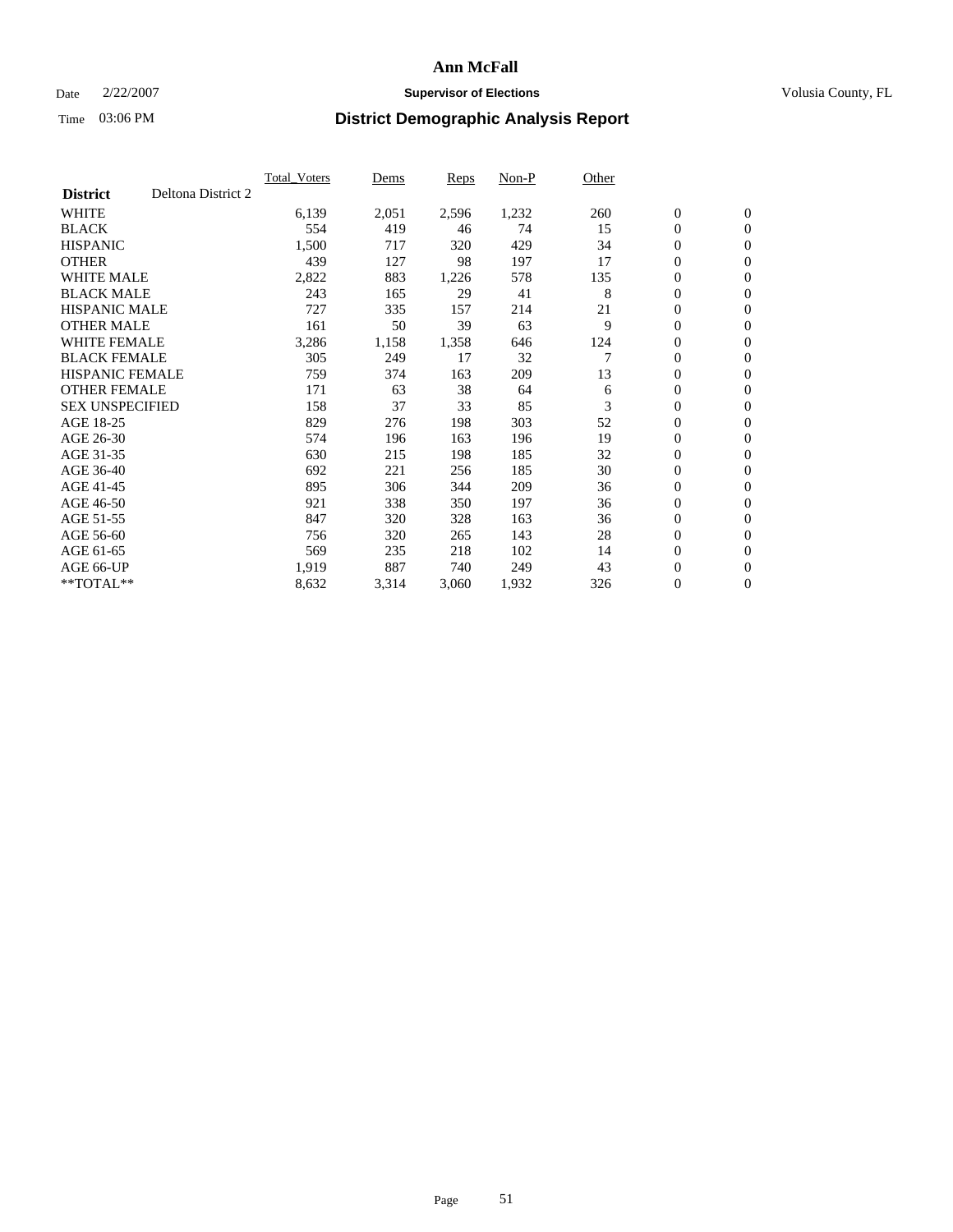# Ann McFall

Date 2/22/2007 **Supervisor of Elections** Volusia County, FL

Time 03:06 PM **District Demographic Analysis Report**

| | Total_Voters | Dems | Reps | Non-P | Other | | |
|---|---|---|---|---|---|---|---|
| **District** Deltona District 2 | | | | | | | |
| WHITE | 6,139 | 2,051 | 2,596 | 1,232 | 260 | 0 | 0 |
| BLACK | 554 | 419 | 46 | 74 | 15 | 0 | 0 |
| HISPANIC | 1,500 | 717 | 320 | 429 | 34 | 0 | 0 |
| OTHER | 439 | 127 | 98 | 197 | 17 | 0 | 0 |
| WHITE MALE | 2,822 | 883 | 1,226 | 578 | 135 | 0 | 0 |
| BLACK MALE | 243 | 165 | 29 | 41 | 8 | 0 | 0 |
| HISPANIC MALE | 727 | 335 | 157 | 214 | 21 | 0 | 0 |
| OTHER MALE | 161 | 50 | 39 | 63 | 9 | 0 | 0 |
| WHITE FEMALE | 3,286 | 1,158 | 1,358 | 646 | 124 | 0 | 0 |
| BLACK FEMALE | 305 | 249 | 17 | 32 | 7 | 0 | 0 |
| HISPANIC FEMALE | 759 | 374 | 163 | 209 | 13 | 0 | 0 |
| OTHER FEMALE | 171 | 63 | 38 | 64 | 6 | 0 | 0 |
| SEX UNSPECIFIED | 158 | 37 | 33 | 85 | 3 | 0 | 0 |
| AGE 18-25 | 829 | 276 | 198 | 303 | 52 | 0 | 0 |
| AGE 26-30 | 574 | 196 | 163 | 196 | 19 | 0 | 0 |
| AGE 31-35 | 630 | 215 | 198 | 185 | 32 | 0 | 0 |
| AGE 36-40 | 692 | 221 | 256 | 185 | 30 | 0 | 0 |
| AGE 41-45 | 895 | 306 | 344 | 209 | 36 | 0 | 0 |
| AGE 46-50 | 921 | 338 | 350 | 197 | 36 | 0 | 0 |
| AGE 51-55 | 847 | 320 | 328 | 163 | 36 | 0 | 0 |
| AGE 56-60 | 756 | 320 | 265 | 143 | 28 | 0 | 0 |
| AGE 61-65 | 569 | 235 | 218 | 102 | 14 | 0 | 0 |
| AGE 66-UP | 1,919 | 887 | 740 | 249 | 43 | 0 | 0 |
| **TOTAL** | 8,632 | 3,314 | 3,060 | 1,932 | 326 | 0 | 0 |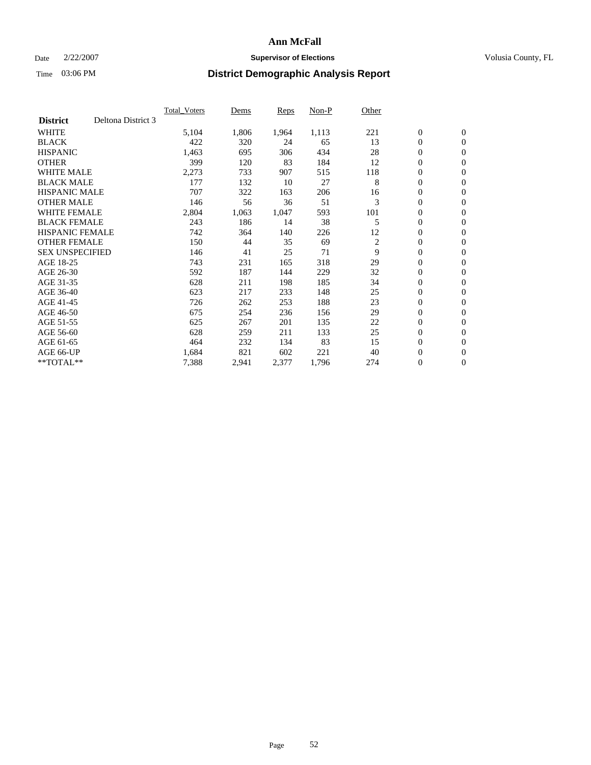# Ann McFall

Date 2/22/2007 **Supervisor of Elections** Volusia County, FL

Time 03:06 PM **District Demographic Analysis Report**

| | Total_Voters | Dems | Reps | Non-P | Other | | |
|---|---|---|---|---|---|---|---|
| **District** Deltona District 3 | | | | | | | |
| WHITE | 5,104 | 1,806 | 1,964 | 1,113 | 221 | 0 | 0 |
| BLACK | 422 | 320 | 24 | 65 | 13 | 0 | 0 |
| HISPANIC | 1,463 | 695 | 306 | 434 | 28 | 0 | 0 |
| OTHER | 399 | 120 | 83 | 184 | 12 | 0 | 0 |
| WHITE MALE | 2,273 | 733 | 907 | 515 | 118 | 0 | 0 |
| BLACK MALE | 177 | 132 | 10 | 27 | 8 | 0 | 0 |
| HISPANIC MALE | 707 | 322 | 163 | 206 | 16 | 0 | 0 |
| OTHER MALE | 146 | 56 | 36 | 51 | 3 | 0 | 0 |
| WHITE FEMALE | 2,804 | 1,063 | 1,047 | 593 | 101 | 0 | 0 |
| BLACK FEMALE | 243 | 186 | 14 | 38 | 5 | 0 | 0 |
| HISPANIC FEMALE | 742 | 364 | 140 | 226 | 12 | 0 | 0 |
| OTHER FEMALE | 150 | 44 | 35 | 69 | 2 | 0 | 0 |
| SEX UNSPECIFIED | 146 | 41 | 25 | 71 | 9 | 0 | 0 |
| AGE 18-25 | 743 | 231 | 165 | 318 | 29 | 0 | 0 |
| AGE 26-30 | 592 | 187 | 144 | 229 | 32 | 0 | 0 |
| AGE 31-35 | 628 | 211 | 198 | 185 | 34 | 0 | 0 |
| AGE 36-40 | 623 | 217 | 233 | 148 | 25 | 0 | 0 |
| AGE 41-45 | 726 | 262 | 253 | 188 | 23 | 0 | 0 |
| AGE 46-50 | 675 | 254 | 236 | 156 | 29 | 0 | 0 |
| AGE 51-55 | 625 | 267 | 201 | 135 | 22 | 0 | 0 |
| AGE 56-60 | 628 | 259 | 211 | 133 | 25 | 0 | 0 |
| AGE 61-65 | 464 | 232 | 134 | 83 | 15 | 0 | 0 |
| AGE 66-UP | 1,684 | 821 | 602 | 221 | 40 | 0 | 0 |
| **TOTAL** | 7,388 | 2,941 | 2,377 | 1,796 | 274 | 0 | 0 |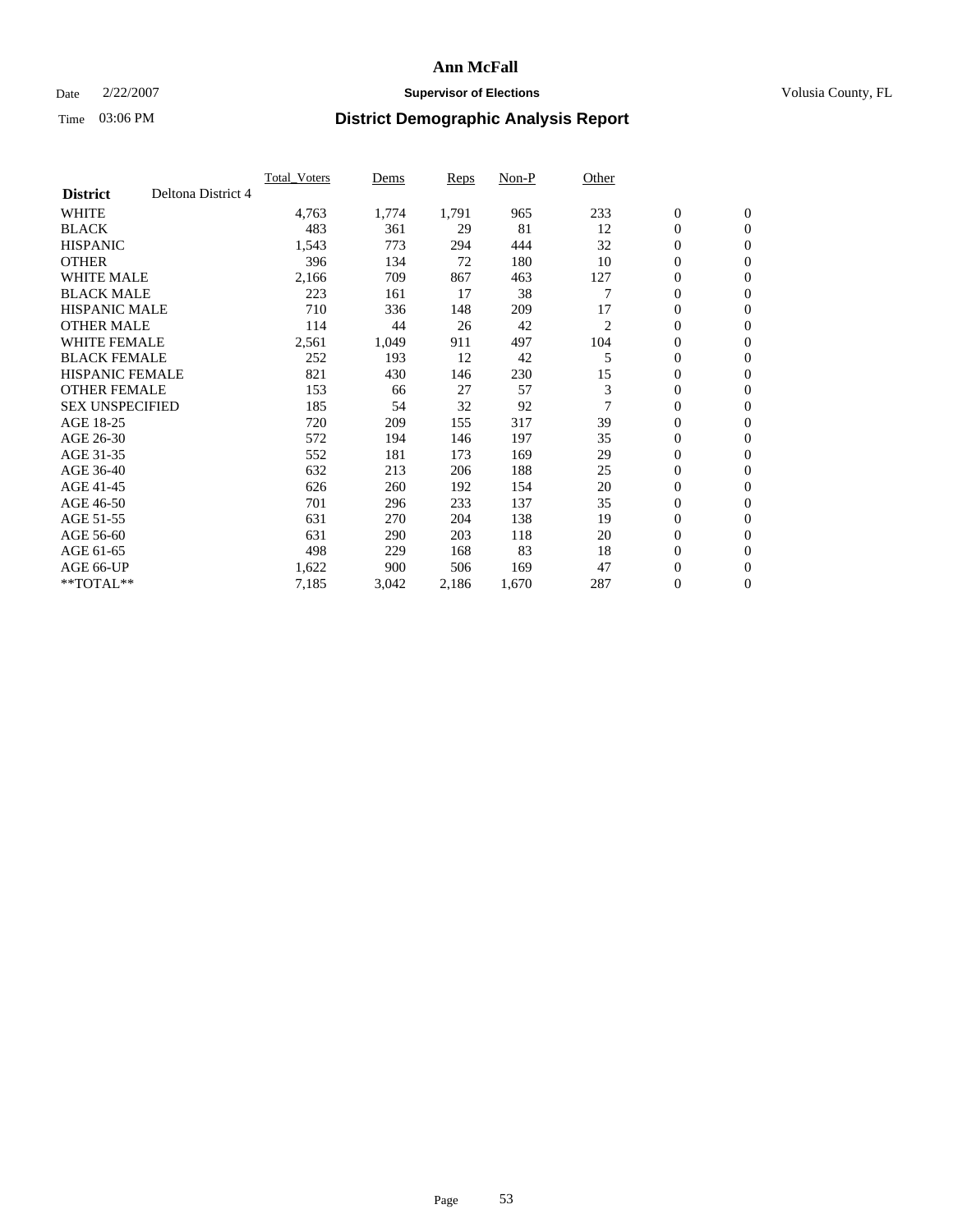# Ann McFall

Date 2/22/2007 **Supervisor of Elections** Volusia County, FL

Time 03:06 PM **District Demographic Analysis Report**

| **District** Deltona District 4 | Total_Voters | Dems | Reps | Non-P | Other | | |
|---|---|---|---|---|---|---|---|
| WHITE | 4,763 | 1,774 | 1,791 | 965 | 233 | 0 | 0 |
| BLACK | 483 | 361 | 29 | 81 | 12 | 0 | 0 |
| HISPANIC | 1,543 | 773 | 294 | 444 | 32 | 0 | 0 |
| OTHER | 396 | 134 | 72 | 180 | 10 | 0 | 0 |
| WHITE MALE | 2,166 | 709 | 867 | 463 | 127 | 0 | 0 |
| BLACK MALE | 223 | 161 | 17 | 38 | 7 | 0 | 0 |
| HISPANIC MALE | 710 | 336 | 148 | 209 | 17 | 0 | 0 |
| OTHER MALE | 114 | 44 | 26 | 42 | 2 | 0 | 0 |
| WHITE FEMALE | 2,561 | 1,049 | 911 | 497 | 104 | 0 | 0 |
| BLACK FEMALE | 252 | 193 | 12 | 42 | 5 | 0 | 0 |
| HISPANIC FEMALE | 821 | 430 | 146 | 230 | 15 | 0 | 0 |
| OTHER FEMALE | 153 | 66 | 27 | 57 | 3 | 0 | 0 |
| SEX UNSPECIFIED | 185 | 54 | 32 | 92 | 7 | 0 | 0 |
| AGE 18-25 | 720 | 209 | 155 | 317 | 39 | 0 | 0 |
| AGE 26-30 | 572 | 194 | 146 | 197 | 35 | 0 | 0 |
| AGE 31-35 | 552 | 181 | 173 | 169 | 29 | 0 | 0 |
| AGE 36-40 | 632 | 213 | 206 | 188 | 25 | 0 | 0 |
| AGE 41-45 | 626 | 260 | 192 | 154 | 20 | 0 | 0 |
| AGE 46-50 | 701 | 296 | 233 | 137 | 35 | 0 | 0 |
| AGE 51-55 | 631 | 270 | 204 | 138 | 19 | 0 | 0 |
| AGE 56-60 | 631 | 290 | 203 | 118 | 20 | 0 | 0 |
| AGE 61-65 | 498 | 229 | 168 | 83 | 18 | 0 | 0 |
| AGE 66-UP | 1,622 | 900 | 506 | 169 | 47 | 0 | 0 |
| **TOTAL** | 7,185 | 3,042 | 2,186 | 1,670 | 287 | 0 | 0 |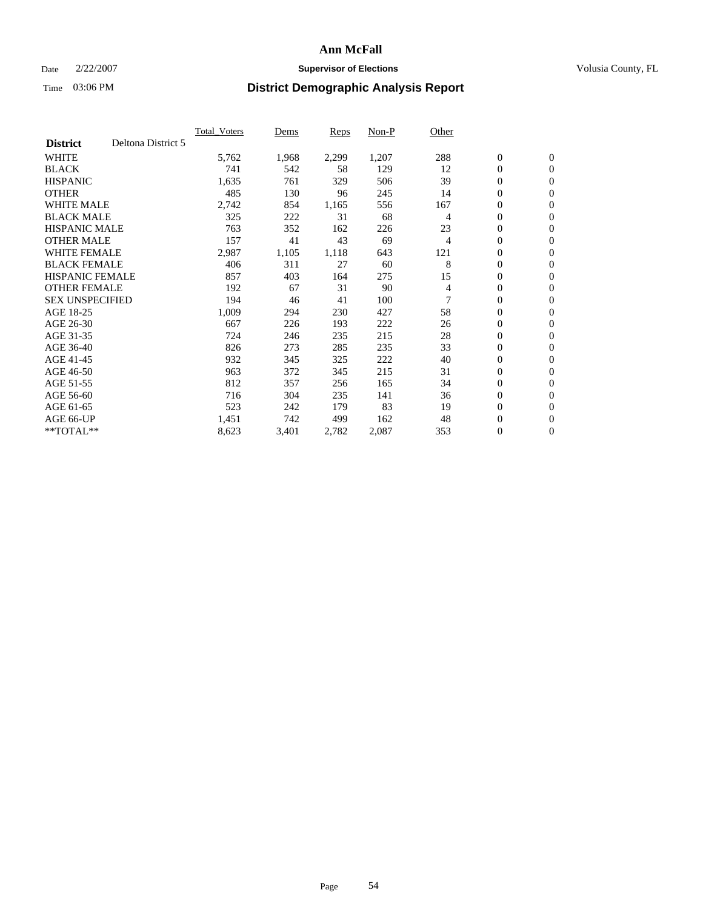# Ann McFall

Date 2/22/2007 **Supervisor of Elections** Volusia County, FL

Time 03:06 PM **District Demographic Analysis Report**

| | Total_Voters | Dems | Reps | Non-P | Other | | |
|---|---|---|---|---|---|---|---|
| **District** Deltona District 5 | | | | | | | |
| WHITE | 5,762 | 1,968 | 2,299 | 1,207 | 288 | 0 | 0 |
| BLACK | 741 | 542 | 58 | 129 | 12 | 0 | 0 |
| HISPANIC | 1,635 | 761 | 329 | 506 | 39 | 0 | 0 |
| OTHER | 485 | 130 | 96 | 245 | 14 | 0 | 0 |
| WHITE MALE | 2,742 | 854 | 1,165 | 556 | 167 | 0 | 0 |
| BLACK MALE | 325 | 222 | 31 | 68 | 4 | 0 | 0 |
| HISPANIC MALE | 763 | 352 | 162 | 226 | 23 | 0 | 0 |
| OTHER MALE | 157 | 41 | 43 | 69 | 4 | 0 | 0 |
| WHITE FEMALE | 2,987 | 1,105 | 1,118 | 643 | 121 | 0 | 0 |
| BLACK FEMALE | 406 | 311 | 27 | 60 | 8 | 0 | 0 |
| HISPANIC FEMALE | 857 | 403 | 164 | 275 | 15 | 0 | 0 |
| OTHER FEMALE | 192 | 67 | 31 | 90 | 4 | 0 | 0 |
| SEX UNSPECIFIED | 194 | 46 | 41 | 100 | 7 | 0 | 0 |
| AGE 18-25 | 1,009 | 294 | 230 | 427 | 58 | 0 | 0 |
| AGE 26-30 | 667 | 226 | 193 | 222 | 26 | 0 | 0 |
| AGE 31-35 | 724 | 246 | 235 | 215 | 28 | 0 | 0 |
| AGE 36-40 | 826 | 273 | 285 | 235 | 33 | 0 | 0 |
| AGE 41-45 | 932 | 345 | 325 | 222 | 40 | 0 | 0 |
| AGE 46-50 | 963 | 372 | 345 | 215 | 31 | 0 | 0 |
| AGE 51-55 | 812 | 357 | 256 | 165 | 34 | 0 | 0 |
| AGE 56-60 | 716 | 304 | 235 | 141 | 36 | 0 | 0 |
| AGE 61-65 | 523 | 242 | 179 | 83 | 19 | 0 | 0 |
| AGE 66-UP | 1,451 | 742 | 499 | 162 | 48 | 0 | 0 |
| **TOTAL** | 8,623 | 3,401 | 2,782 | 2,087 | 353 | 0 | 0 |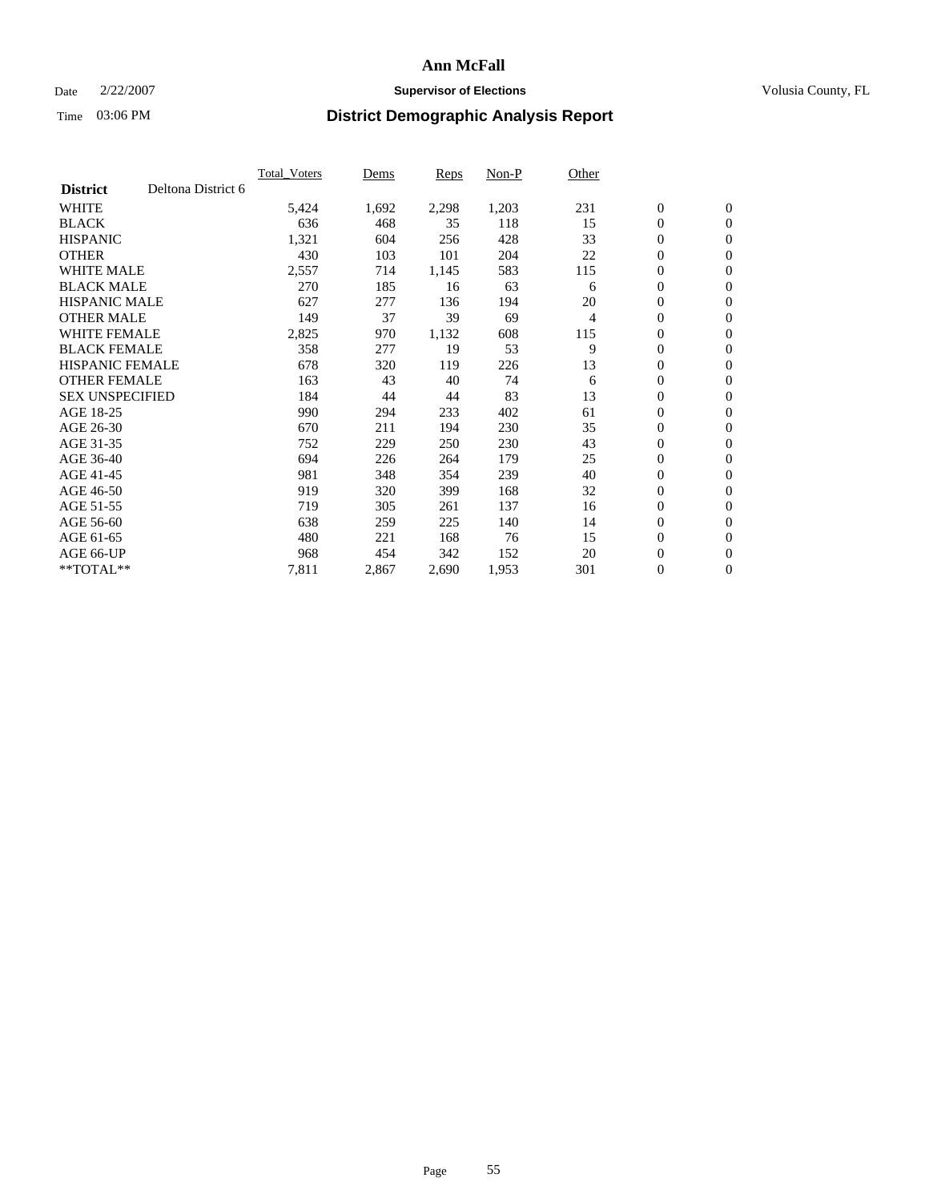**Ann McFall**

Date 2/22/2007 **Supervisor of Elections** Volusia County, FL

Time 03:06 PM

## District Demographic Analysis Report

| **District** | Deltona District 6 | Total_Voters | Dems | Reps | Non-P | Other | | |
|---|---|---|---|---|---|---|---|---|
| WHITE | | 5,424 | 1,692 | 2,298 | 1,203 | 231 | 0 | 0 |
| BLACK | | 636 | 468 | 35 | 118 | 15 | 0 | 0 |
| HISPANIC | | 1,321 | 604 | 256 | 428 | 33 | 0 | 0 |
| OTHER | | 430 | 103 | 101 | 204 | 22 | 0 | 0 |
| WHITE MALE | | 2,557 | 714 | 1,145 | 583 | 115 | 0 | 0 |
| BLACK MALE | | 270 | 185 | 16 | 63 | 6 | 0 | 0 |
| HISPANIC MALE | | 627 | 277 | 136 | 194 | 20 | 0 | 0 |
| OTHER MALE | | 149 | 37 | 39 | 69 | 4 | 0 | 0 |
| WHITE FEMALE | | 2,825 | 970 | 1,132 | 608 | 115 | 0 | 0 |
| BLACK FEMALE | | 358 | 277 | 19 | 53 | 9 | 0 | 0 |
| HISPANIC FEMALE | | 678 | 320 | 119 | 226 | 13 | 0 | 0 |
| OTHER FEMALE | | 163 | 43 | 40 | 74 | 6 | 0 | 0 |
| SEX UNSPECIFIED | | 184 | 44 | 44 | 83 | 13 | 0 | 0 |
| AGE 18-25 | | 990 | 294 | 233 | 402 | 61 | 0 | 0 |
| AGE 26-30 | | 670 | 211 | 194 | 230 | 35 | 0 | 0 |
| AGE 31-35 | | 752 | 229 | 250 | 230 | 43 | 0 | 0 |
| AGE 36-40 | | 694 | 226 | 264 | 179 | 25 | 0 | 0 |
| AGE 41-45 | | 981 | 348 | 354 | 239 | 40 | 0 | 0 |
| AGE 46-50 | | 919 | 320 | 399 | 168 | 32 | 0 | 0 |
| AGE 51-55 | | 719 | 305 | 261 | 137 | 16 | 0 | 0 |
| AGE 56-60 | | 638 | 259 | 225 | 140 | 14 | 0 | 0 |
| AGE 61-65 | | 480 | 221 | 168 | 76 | 15 | 0 | 0 |
| AGE 66-UP | | 968 | 454 | 342 | 152 | 20 | 0 | 0 |
| **TOTAL** | | 7,811 | 2,867 | 2,690 | 1,953 | 301 | 0 | 0 |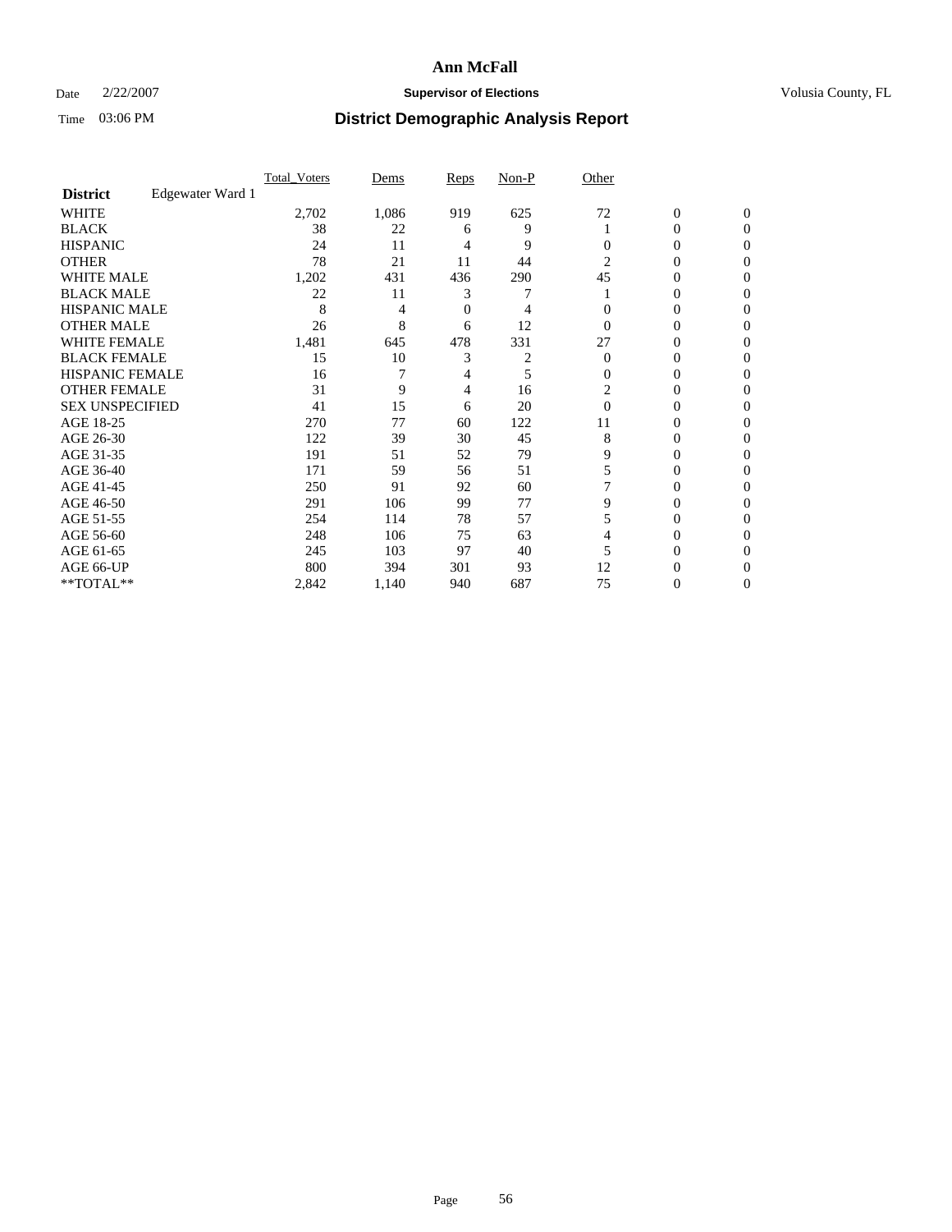# Ann McFall

Date 2/22/2007 **Supervisor of Elections** Volusia County, FL

Time 03:06 PM **District Demographic Analysis Report**

| | Total_Voters | Dems | Reps | Non-P | Other | | |
|---|---|---|---|---|---|---|---|
| **District** Edgewater Ward 1 | | | | | | | |
| WHITE | 2,702 | 1,086 | 919 | 625 | 72 | 0 | 0 |
| BLACK | 38 | 22 | 6 | 9 | 1 | 0 | 0 |
| HISPANIC | 24 | 11 | 4 | 9 | 0 | 0 | 0 |
| OTHER | 78 | 21 | 11 | 44 | 2 | 0 | 0 |
| WHITE MALE | 1,202 | 431 | 436 | 290 | 45 | 0 | 0 |
| BLACK MALE | 22 | 11 | 3 | 7 | 1 | 0 | 0 |
| HISPANIC MALE | 8 | 4 | 0 | 4 | 0 | 0 | 0 |
| OTHER MALE | 26 | 8 | 6 | 12 | 0 | 0 | 0 |
| WHITE FEMALE | 1,481 | 645 | 478 | 331 | 27 | 0 | 0 |
| BLACK FEMALE | 15 | 10 | 3 | 2 | 0 | 0 | 0 |
| HISPANIC FEMALE | 16 | 7 | 4 | 5 | 0 | 0 | 0 |
| OTHER FEMALE | 31 | 9 | 4 | 16 | 2 | 0 | 0 |
| SEX UNSPECIFIED | 41 | 15 | 6 | 20 | 0 | 0 | 0 |
| AGE 18-25 | 270 | 77 | 60 | 122 | 11 | 0 | 0 |
| AGE 26-30 | 122 | 39 | 30 | 45 | 8 | 0 | 0 |
| AGE 31-35 | 191 | 51 | 52 | 79 | 9 | 0 | 0 |
| AGE 36-40 | 171 | 59 | 56 | 51 | 5 | 0 | 0 |
| AGE 41-45 | 250 | 91 | 92 | 60 | 7 | 0 | 0 |
| AGE 46-50 | 291 | 106 | 99 | 77 | 9 | 0 | 0 |
| AGE 51-55 | 254 | 114 | 78 | 57 | 5 | 0 | 0 |
| AGE 56-60 | 248 | 106 | 75 | 63 | 4 | 0 | 0 |
| AGE 61-65 | 245 | 103 | 97 | 40 | 5 | 0 | 0 |
| AGE 66-UP | 800 | 394 | 301 | 93 | 12 | 0 | 0 |
| **TOTAL** | 2,842 | 1,140 | 940 | 687 | 75 | 0 | 0 |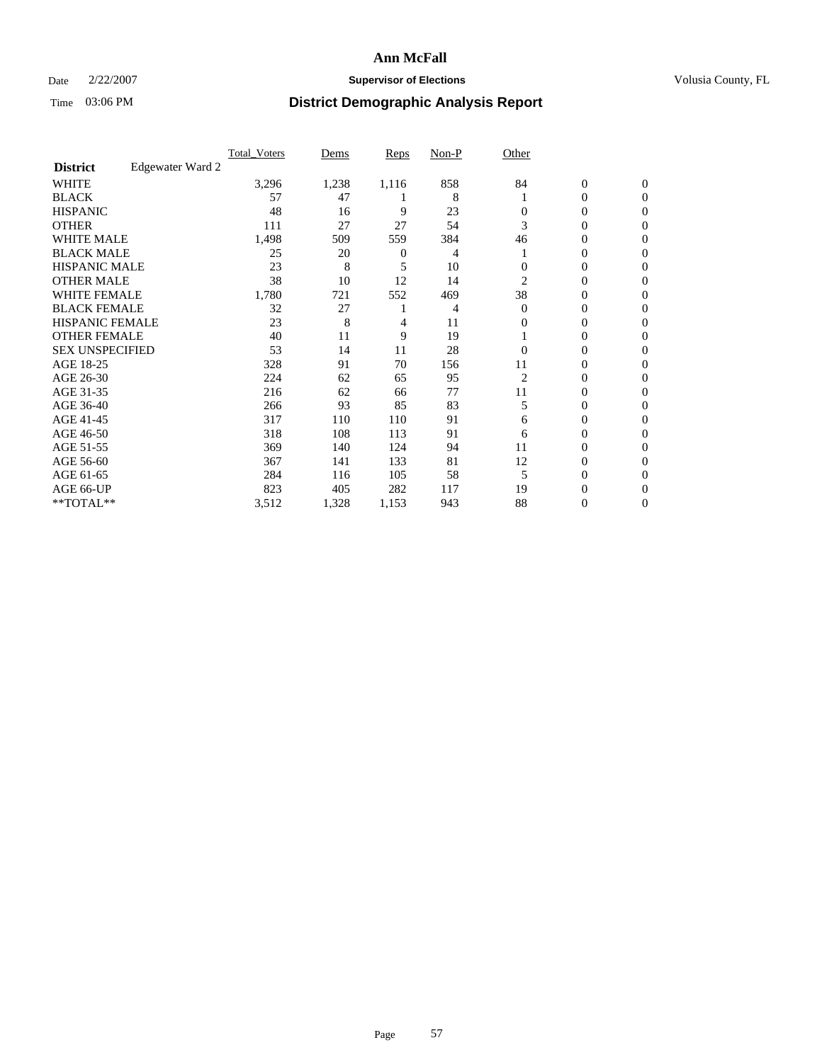# Ann McFall

Date 2/22/2007 **Supervisor of Elections** Volusia County, FL

Time 03:06 PM **District Demographic Analysis Report**

| | | Total_Voters | Dems | Reps | Non-P | Other | | |
|---|---|---|---|---|---|---|---|---|
| **District** | Edgewater Ward 2 | | | | | | | |
| WHITE | | 3,296 | 1,238 | 1,116 | 858 | 84 | 0 | 0 |
| BLACK | | 57 | 47 | 1 | 8 | 1 | 0 | 0 |
| HISPANIC | | 48 | 16 | 9 | 23 | 0 | 0 | 0 |
| OTHER | | 111 | 27 | 27 | 54 | 3 | 0 | 0 |
| WHITE MALE | | 1,498 | 509 | 559 | 384 | 46 | 0 | 0 |
| BLACK MALE | | 25 | 20 | 0 | 4 | 1 | 0 | 0 |
| HISPANIC MALE | | 23 | 8 | 5 | 10 | 0 | 0 | 0 |
| OTHER MALE | | 38 | 10 | 12 | 14 | 2 | 0 | 0 |
| WHITE FEMALE | | 1,780 | 721 | 552 | 469 | 38 | 0 | 0 |
| BLACK FEMALE | | 32 | 27 | 1 | 4 | 0 | 0 | 0 |
| HISPANIC FEMALE | | 23 | 8 | 4 | 11 | 0 | 0 | 0 |
| OTHER FEMALE | | 40 | 11 | 9 | 19 | 1 | 0 | 0 |
| SEX UNSPECIFIED | | 53 | 14 | 11 | 28 | 0 | 0 | 0 |
| AGE 18-25 | | 328 | 91 | 70 | 156 | 11 | 0 | 0 |
| AGE 26-30 | | 224 | 62 | 65 | 95 | 2 | 0 | 0 |
| AGE 31-35 | | 216 | 62 | 66 | 77 | 11 | 0 | 0 |
| AGE 36-40 | | 266 | 93 | 85 | 83 | 5 | 0 | 0 |
| AGE 41-45 | | 317 | 110 | 110 | 91 | 6 | 0 | 0 |
| AGE 46-50 | | 318 | 108 | 113 | 91 | 6 | 0 | 0 |
| AGE 51-55 | | 369 | 140 | 124 | 94 | 11 | 0 | 0 |
| AGE 56-60 | | 367 | 141 | 133 | 81 | 12 | 0 | 0 |
| AGE 61-65 | | 284 | 116 | 105 | 58 | 5 | 0 | 0 |
| AGE 66-UP | | 823 | 405 | 282 | 117 | 19 | 0 | 0 |
| **TOTAL** | | 3,512 | 1,328 | 1,153 | 943 | 88 | 0 | 0 |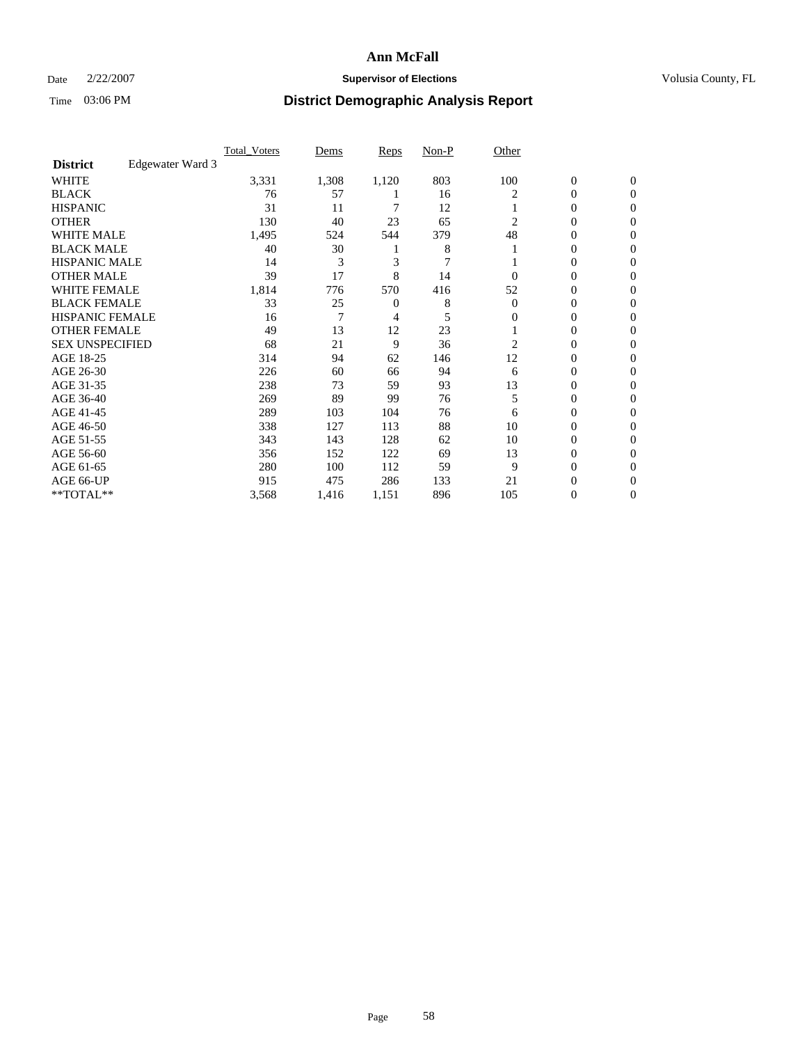# Ann McFall

Date 2/22/2007 **Supervisor of Elections** Volusia County, FL

Time 03:06 PM **District Demographic Analysis Report**

| **District** Edgewater Ward 3 | Total_Voters | Dems | Reps | Non-P | Other | | |
|---|---|---|---|---|---|---|---|
| WHITE | 3,331 | 1,308 | 1,120 | 803 | 100 | 0 | 0 |
| BLACK | 76 | 57 | 1 | 16 | 2 | 0 | 0 |
| HISPANIC | 31 | 11 | 7 | 12 | 1 | 0 | 0 |
| OTHER | 130 | 40 | 23 | 65 | 2 | 0 | 0 |
| WHITE MALE | 1,495 | 524 | 544 | 379 | 48 | 0 | 0 |
| BLACK MALE | 40 | 30 | 1 | 8 | 1 | 0 | 0 |
| HISPANIC MALE | 14 | 3 | 3 | 7 | 1 | 0 | 0 |
| OTHER MALE | 39 | 17 | 8 | 14 | 0 | 0 | 0 |
| WHITE FEMALE | 1,814 | 776 | 570 | 416 | 52 | 0 | 0 |
| BLACK FEMALE | 33 | 25 | 0 | 8 | 0 | 0 | 0 |
| HISPANIC FEMALE | 16 | 7 | 4 | 5 | 0 | 0 | 0 |
| OTHER FEMALE | 49 | 13 | 12 | 23 | 1 | 0 | 0 |
| SEX UNSPECIFIED | 68 | 21 | 9 | 36 | 2 | 0 | 0 |
| AGE 18-25 | 314 | 94 | 62 | 146 | 12 | 0 | 0 |
| AGE 26-30 | 226 | 60 | 66 | 94 | 6 | 0 | 0 |
| AGE 31-35 | 238 | 73 | 59 | 93 | 13 | 0 | 0 |
| AGE 36-40 | 269 | 89 | 99 | 76 | 5 | 0 | 0 |
| AGE 41-45 | 289 | 103 | 104 | 76 | 6 | 0 | 0 |
| AGE 46-50 | 338 | 127 | 113 | 88 | 10 | 0 | 0 |
| AGE 51-55 | 343 | 143 | 128 | 62 | 10 | 0 | 0 |
| AGE 56-60 | 356 | 152 | 122 | 69 | 13 | 0 | 0 |
| AGE 61-65 | 280 | 100 | 112 | 59 | 9 | 0 | 0 |
| AGE 66-UP | 915 | 475 | 286 | 133 | 21 | 0 | 0 |
| **TOTAL** | 3,568 | 1,416 | 1,151 | 896 | 105 | 0 | 0 |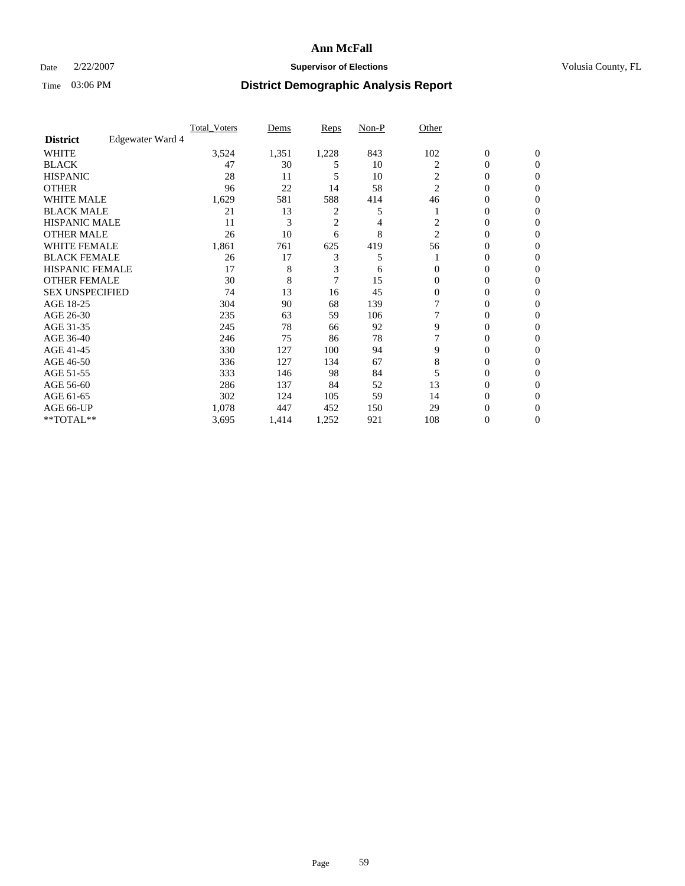# Ann McFall

Date 2/22/2007 **Supervisor of Elections** Volusia County, FL

Time 03:06 PM **District Demographic Analysis Report**

| | | Total_Voters | Dems | Reps | Non-P | Other | | |
|---|---|---|---|---|---|---|---|---|
| **District** | Edgewater Ward 4 | | | | | | | |
| WHITE | | 3,524 | 1,351 | 1,228 | 843 | 102 | 0 | 0 |
| BLACK | | 47 | 30 | 5 | 10 | 2 | 0 | 0 |
| HISPANIC | | 28 | 11 | 5 | 10 | 2 | 0 | 0 |
| OTHER | | 96 | 22 | 14 | 58 | 2 | 0 | 0 |
| WHITE MALE | | 1,629 | 581 | 588 | 414 | 46 | 0 | 0 |
| BLACK MALE | | 21 | 13 | 2 | 5 | 1 | 0 | 0 |
| HISPANIC MALE | | 11 | 3 | 2 | 4 | 2 | 0 | 0 |
| OTHER MALE | | 26 | 10 | 6 | 8 | 2 | 0 | 0 |
| WHITE FEMALE | | 1,861 | 761 | 625 | 419 | 56 | 0 | 0 |
| BLACK FEMALE | | 26 | 17 | 3 | 5 | 1 | 0 | 0 |
| HISPANIC FEMALE | | 17 | 8 | 3 | 6 | 0 | 0 | 0 |
| OTHER FEMALE | | 30 | 8 | 7 | 15 | 0 | 0 | 0 |
| SEX UNSPECIFIED | | 74 | 13 | 16 | 45 | 0 | 0 | 0 |
| AGE 18-25 | | 304 | 90 | 68 | 139 | 7 | 0 | 0 |
| AGE 26-30 | | 235 | 63 | 59 | 106 | 7 | 0 | 0 |
| AGE 31-35 | | 245 | 78 | 66 | 92 | 9 | 0 | 0 |
| AGE 36-40 | | 246 | 75 | 86 | 78 | 7 | 0 | 0 |
| AGE 41-45 | | 330 | 127 | 100 | 94 | 9 | 0 | 0 |
| AGE 46-50 | | 336 | 127 | 134 | 67 | 8 | 0 | 0 |
| AGE 51-55 | | 333 | 146 | 98 | 84 | 5 | 0 | 0 |
| AGE 56-60 | | 286 | 137 | 84 | 52 | 13 | 0 | 0 |
| AGE 61-65 | | 302 | 124 | 105 | 59 | 14 | 0 | 0 |
| AGE 66-UP | | 1,078 | 447 | 452 | 150 | 29 | 0 | 0 |
| **TOTAL** | | 3,695 | 1,414 | 1,252 | 921 | 108 | 0 | 0 |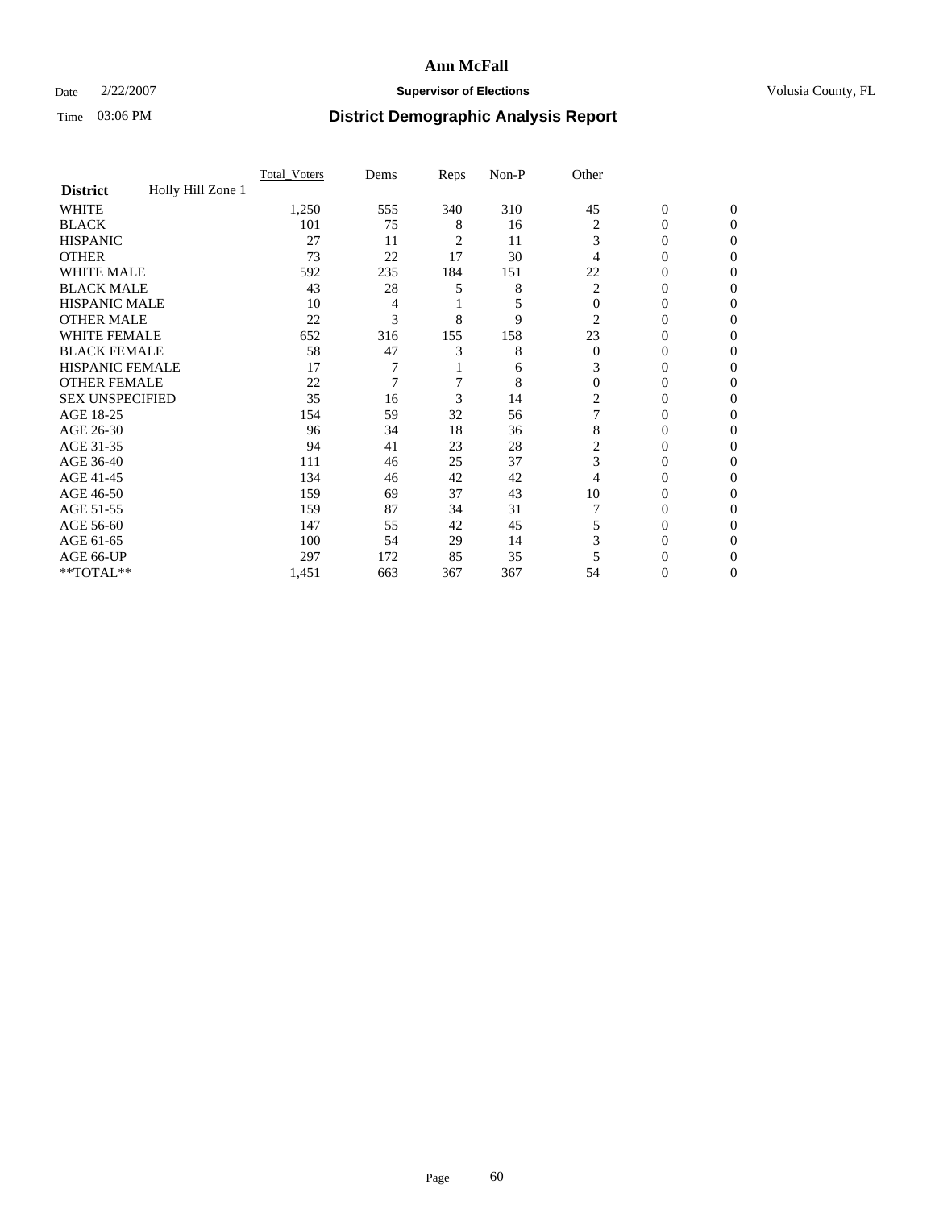# Ann McFall

Date 2/22/2007 **Supervisor of Elections** Volusia County, FL

Time 03:06 PM **District Demographic Analysis Report**

| | Total_Voters | Dems | Reps | Non-P | Other | | |
|---|---|---|---|---|---|---|---|
| **District** Holly Hill Zone 1 | | | | | | | |
| WHITE | 1,250 | 555 | 340 | 310 | 45 | 0 | 0 |
| BLACK | 101 | 75 | 8 | 16 | 2 | 0 | 0 |
| HISPANIC | 27 | 11 | 2 | 11 | 3 | 0 | 0 |
| OTHER | 73 | 22 | 17 | 30 | 4 | 0 | 0 |
| WHITE MALE | 592 | 235 | 184 | 151 | 22 | 0 | 0 |
| BLACK MALE | 43 | 28 | 5 | 8 | 2 | 0 | 0 |
| HISPANIC MALE | 10 | 4 | 1 | 5 | 0 | 0 | 0 |
| OTHER MALE | 22 | 3 | 8 | 9 | 2 | 0 | 0 |
| WHITE FEMALE | 652 | 316 | 155 | 158 | 23 | 0 | 0 |
| BLACK FEMALE | 58 | 47 | 3 | 8 | 0 | 0 | 0 |
| HISPANIC FEMALE | 17 | 7 | 1 | 6 | 3 | 0 | 0 |
| OTHER FEMALE | 22 | 7 | 7 | 8 | 0 | 0 | 0 |
| SEX UNSPECIFIED | 35 | 16 | 3 | 14 | 2 | 0 | 0 |
| AGE 18-25 | 154 | 59 | 32 | 56 | 7 | 0 | 0 |
| AGE 26-30 | 96 | 34 | 18 | 36 | 8 | 0 | 0 |
| AGE 31-35 | 94 | 41 | 23 | 28 | 2 | 0 | 0 |
| AGE 36-40 | 111 | 46 | 25 | 37 | 3 | 0 | 0 |
| AGE 41-45 | 134 | 46 | 42 | 42 | 4 | 0 | 0 |
| AGE 46-50 | 159 | 69 | 37 | 43 | 10 | 0 | 0 |
| AGE 51-55 | 159 | 87 | 34 | 31 | 7 | 0 | 0 |
| AGE 56-60 | 147 | 55 | 42 | 45 | 5 | 0 | 0 |
| AGE 61-65 | 100 | 54 | 29 | 14 | 3 | 0 | 0 |
| AGE 66-UP | 297 | 172 | 85 | 35 | 5 | 0 | 0 |
| **TOTAL** | 1,451 | 663 | 367 | 367 | 54 | 0 | 0 |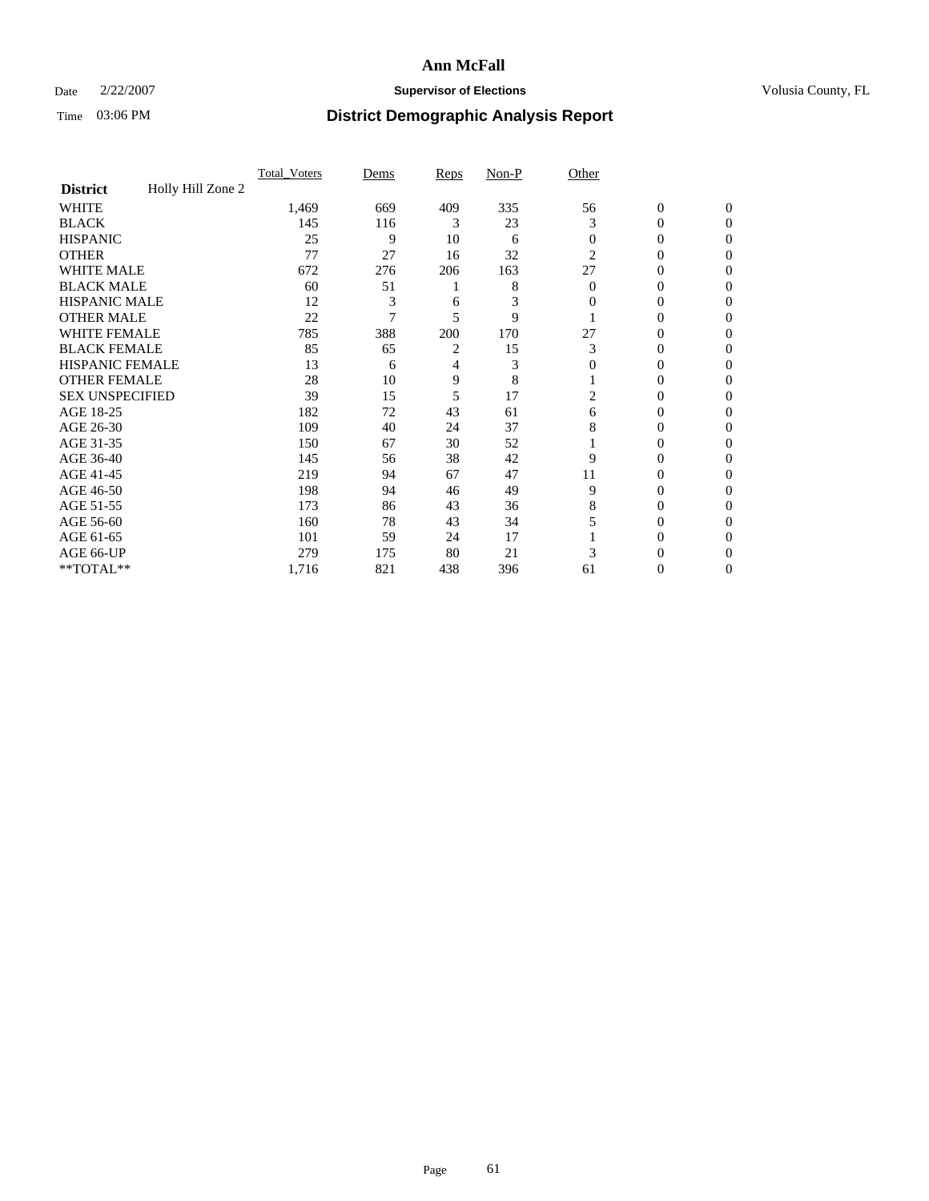# Ann McFall

Date 2/22/2007 **Supervisor of Elections** Volusia County, FL

Time 03:06 PM **District Demographic Analysis Report**

| | Total_Voters | Dems | Reps | Non-P | Other | | |
|---|---|---|---|---|---|---|---|
| **District** Holly Hill Zone 2 | | | | | | | |
| WHITE | 1,469 | 669 | 409 | 335 | 56 | 0 | 0 |
| BLACK | 145 | 116 | 3 | 23 | 3 | 0 | 0 |
| HISPANIC | 25 | 9 | 10 | 6 | 0 | 0 | 0 |
| OTHER | 77 | 27 | 16 | 32 | 2 | 0 | 0 |
| WHITE MALE | 672 | 276 | 206 | 163 | 27 | 0 | 0 |
| BLACK MALE | 60 | 51 | 1 | 8 | 0 | 0 | 0 |
| HISPANIC MALE | 12 | 3 | 6 | 3 | 0 | 0 | 0 |
| OTHER MALE | 22 | 7 | 5 | 9 | 1 | 0 | 0 |
| WHITE FEMALE | 785 | 388 | 200 | 170 | 27 | 0 | 0 |
| BLACK FEMALE | 85 | 65 | 2 | 15 | 3 | 0 | 0 |
| HISPANIC FEMALE | 13 | 6 | 4 | 3 | 0 | 0 | 0 |
| OTHER FEMALE | 28 | 10 | 9 | 8 | 1 | 0 | 0 |
| SEX UNSPECIFIED | 39 | 15 | 5 | 17 | 2 | 0 | 0 |
| AGE 18-25 | 182 | 72 | 43 | 61 | 6 | 0 | 0 |
| AGE 26-30 | 109 | 40 | 24 | 37 | 8 | 0 | 0 |
| AGE 31-35 | 150 | 67 | 30 | 52 | 1 | 0 | 0 |
| AGE 36-40 | 145 | 56 | 38 | 42 | 9 | 0 | 0 |
| AGE 41-45 | 219 | 94 | 67 | 47 | 11 | 0 | 0 |
| AGE 46-50 | 198 | 94 | 46 | 49 | 9 | 0 | 0 |
| AGE 51-55 | 173 | 86 | 43 | 36 | 8 | 0 | 0 |
| AGE 56-60 | 160 | 78 | 43 | 34 | 5 | 0 | 0 |
| AGE 61-65 | 101 | 59 | 24 | 17 | 1 | 0 | 0 |
| AGE 66-UP | 279 | 175 | 80 | 21 | 3 | 0 | 0 |
| **TOTAL** | 1,716 | 821 | 438 | 396 | 61 | 0 | 0 |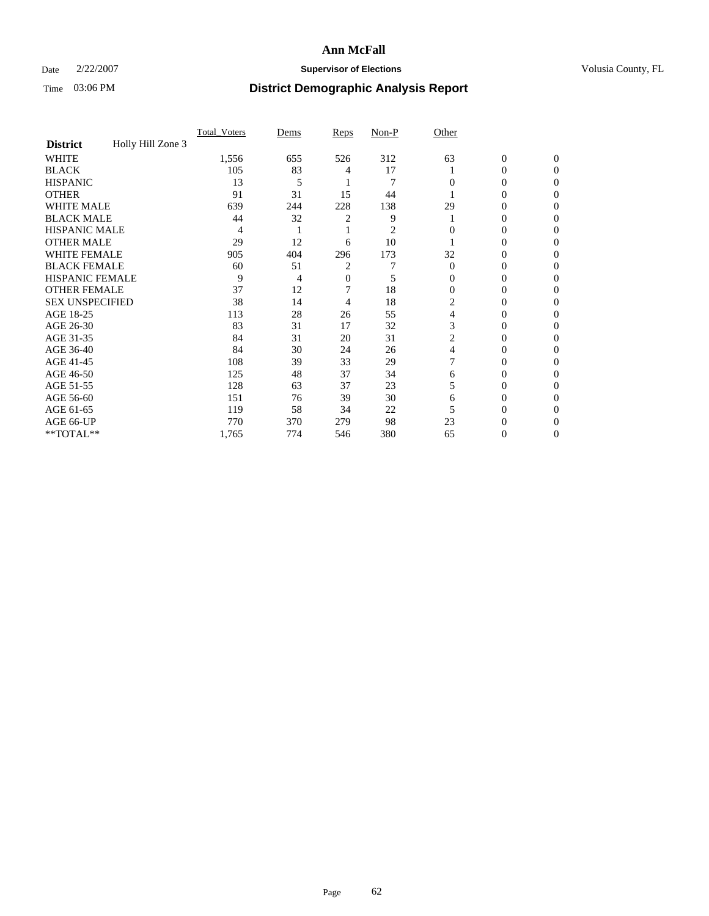# Ann McFall

Date 2/22/2007 **Supervisor of Elections** Volusia County, FL

Time 03:06 PM **District Demographic Analysis Report**

| | Total_Voters | Dems | Reps | Non-P | Other | | |
|---|---|---|---|---|---|---|---|
| **District** Holly Hill Zone 3 | | | | | | | |
| WHITE | 1,556 | 655 | 526 | 312 | 63 | 0 | 0 |
| BLACK | 105 | 83 | 4 | 17 | 1 | 0 | 0 |
| HISPANIC | 13 | 5 | 1 | 7 | 0 | 0 | 0 |
| OTHER | 91 | 31 | 15 | 44 | 1 | 0 | 0 |
| WHITE MALE | 639 | 244 | 228 | 138 | 29 | 0 | 0 |
| BLACK MALE | 44 | 32 | 2 | 9 | 1 | 0 | 0 |
| HISPANIC MALE | 4 | 1 | 1 | 2 | 0 | 0 | 0 |
| OTHER MALE | 29 | 12 | 6 | 10 | 1 | 0 | 0 |
| WHITE FEMALE | 905 | 404 | 296 | 173 | 32 | 0 | 0 |
| BLACK FEMALE | 60 | 51 | 2 | 7 | 0 | 0 | 0 |
| HISPANIC FEMALE | 9 | 4 | 0 | 5 | 0 | 0 | 0 |
| OTHER FEMALE | 37 | 12 | 7 | 18 | 0 | 0 | 0 |
| SEX UNSPECIFIED | 38 | 14 | 4 | 18 | 2 | 0 | 0 |
| AGE 18-25 | 113 | 28 | 26 | 55 | 4 | 0 | 0 |
| AGE 26-30 | 83 | 31 | 17 | 32 | 3 | 0 | 0 |
| AGE 31-35 | 84 | 31 | 20 | 31 | 2 | 0 | 0 |
| AGE 36-40 | 84 | 30 | 24 | 26 | 4 | 0 | 0 |
| AGE 41-45 | 108 | 39 | 33 | 29 | 7 | 0 | 0 |
| AGE 46-50 | 125 | 48 | 37 | 34 | 6 | 0 | 0 |
| AGE 51-55 | 128 | 63 | 37 | 23 | 5 | 0 | 0 |
| AGE 56-60 | 151 | 76 | 39 | 30 | 6 | 0 | 0 |
| AGE 61-65 | 119 | 58 | 34 | 22 | 5 | 0 | 0 |
| AGE 66-UP | 770 | 370 | 279 | 98 | 23 | 0 | 0 |
| **TOTAL** | 1,765 | 774 | 546 | 380 | 65 | 0 | 0 |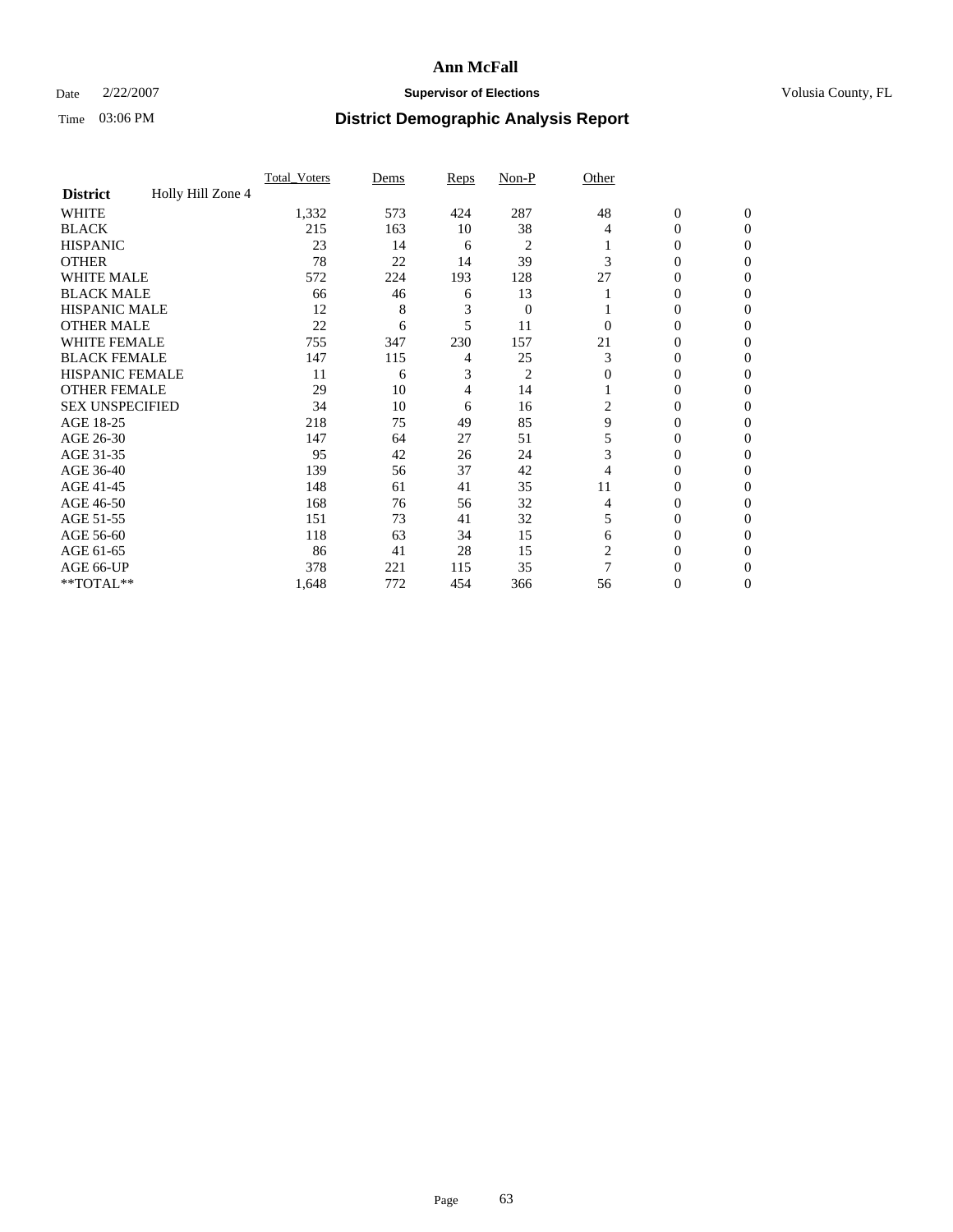Ann McFall

Date 2/22/2007 **Supervisor of Elections** Volusia County, FL

Time 03:06 PM **District Demographic Analysis Report**

| **District** Holly Hill Zone 4 | Total_Voters | Dems | Reps | Non-P | Other | | |
|---|---|---|---|---|---|---|---|
| WHITE | 1,332 | 573 | 424 | 287 | 48 | 0 | 0 |
| BLACK | 215 | 163 | 10 | 38 | 4 | 0 | 0 |
| HISPANIC | 23 | 14 | 6 | 2 | 1 | 0 | 0 |
| OTHER | 78 | 22 | 14 | 39 | 3 | 0 | 0 |
| WHITE MALE | 572 | 224 | 193 | 128 | 27 | 0 | 0 |
| BLACK MALE | 66 | 46 | 6 | 13 | 1 | 0 | 0 |
| HISPANIC MALE | 12 | 8 | 3 | 0 | 1 | 0 | 0 |
| OTHER MALE | 22 | 6 | 5 | 11 | 0 | 0 | 0 |
| WHITE FEMALE | 755 | 347 | 230 | 157 | 21 | 0 | 0 |
| BLACK FEMALE | 147 | 115 | 4 | 25 | 3 | 0 | 0 |
| HISPANIC FEMALE | 11 | 6 | 3 | 2 | 0 | 0 | 0 |
| OTHER FEMALE | 29 | 10 | 4 | 14 | 1 | 0 | 0 |
| SEX UNSPECIFIED | 34 | 10 | 6 | 16 | 2 | 0 | 0 |
| AGE 18-25 | 218 | 75 | 49 | 85 | 9 | 0 | 0 |
| AGE 26-30 | 147 | 64 | 27 | 51 | 5 | 0 | 0 |
| AGE 31-35 | 95 | 42 | 26 | 24 | 3 | 0 | 0 |
| AGE 36-40 | 139 | 56 | 37 | 42 | 4 | 0 | 0 |
| AGE 41-45 | 148 | 61 | 41 | 35 | 11 | 0 | 0 |
| AGE 46-50 | 168 | 76 | 56 | 32 | 4 | 0 | 0 |
| AGE 51-55 | 151 | 73 | 41 | 32 | 5 | 0 | 0 |
| AGE 56-60 | 118 | 63 | 34 | 15 | 6 | 0 | 0 |
| AGE 61-65 | 86 | 41 | 28 | 15 | 2 | 0 | 0 |
| AGE 66-UP | 378 | 221 | 115 | 35 | 7 | 0 | 0 |
| **TOTAL** | 1,648 | 772 | 454 | 366 | 56 | 0 | 0 |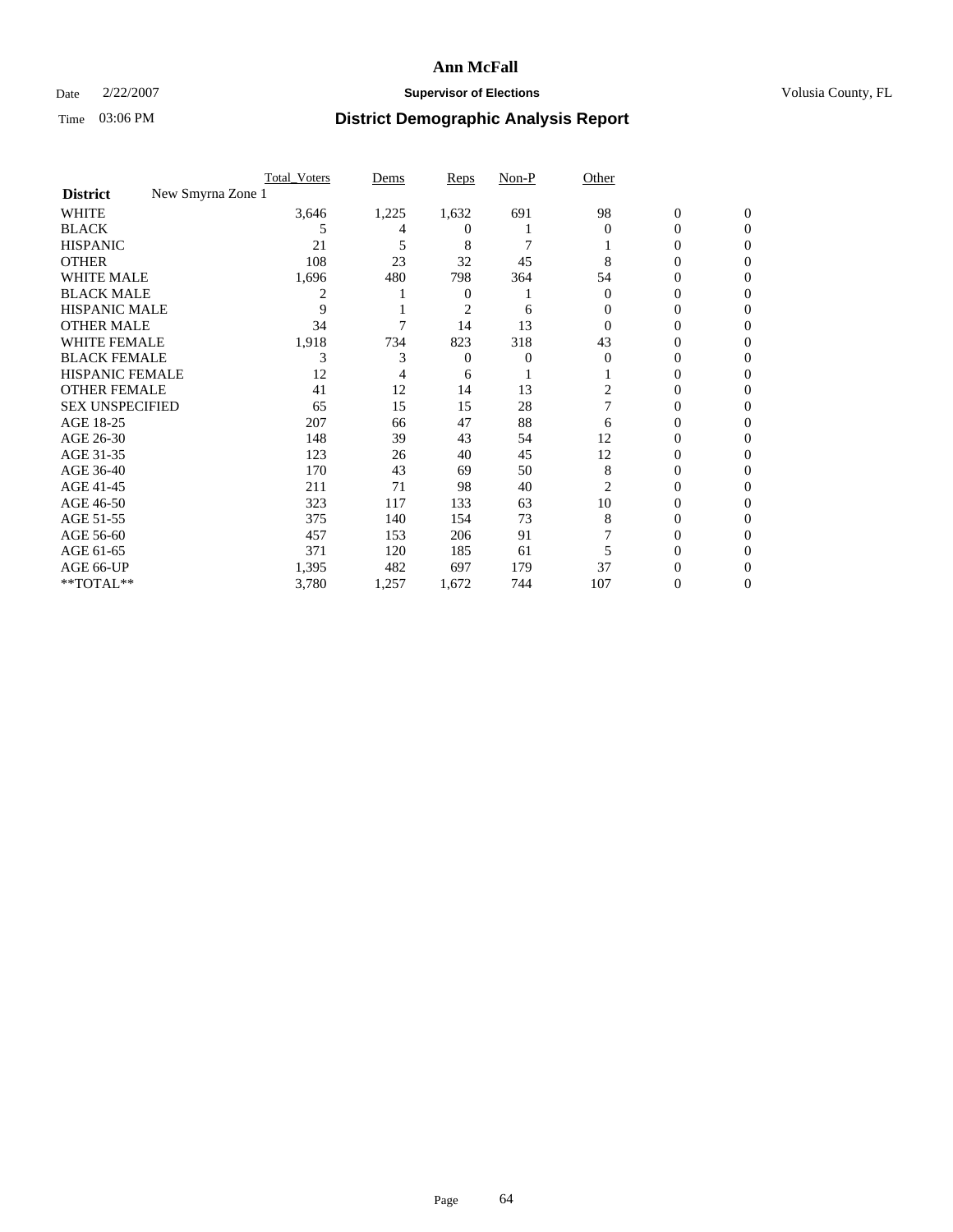# Ann McFall

Date 2/22/2007 **Supervisor of Elections** Volusia County, FL

Time 03:06 PM **District Demographic Analysis Report**

| **District** New Smyrna Zone 1 | Total_Voters | Dems | Reps | Non-P | Other | | |
|---|---|---|---|---|---|---|---|
| WHITE | 3,646 | 1,225 | 1,632 | 691 | 98 | 0 | 0 |
| BLACK | 5 | 4 | 0 | 1 | 0 | 0 | 0 |
| HISPANIC | 21 | 5 | 8 | 7 | 1 | 0 | 0 |
| OTHER | 108 | 23 | 32 | 45 | 8 | 0 | 0 |
| WHITE MALE | 1,696 | 480 | 798 | 364 | 54 | 0 | 0 |
| BLACK MALE | 2 | 1 | 0 | 1 | 0 | 0 | 0 |
| HISPANIC MALE | 9 | 1 | 2 | 6 | 0 | 0 | 0 |
| OTHER MALE | 34 | 7 | 14 | 13 | 0 | 0 | 0 |
| WHITE FEMALE | 1,918 | 734 | 823 | 318 | 43 | 0 | 0 |
| BLACK FEMALE | 3 | 3 | 0 | 0 | 0 | 0 | 0 |
| HISPANIC FEMALE | 12 | 4 | 6 | 1 | 1 | 0 | 0 |
| OTHER FEMALE | 41 | 12 | 14 | 13 | 2 | 0 | 0 |
| SEX UNSPECIFIED | 65 | 15 | 15 | 28 | 7 | 0 | 0 |
| AGE 18-25 | 207 | 66 | 47 | 88 | 6 | 0 | 0 |
| AGE 26-30 | 148 | 39 | 43 | 54 | 12 | 0 | 0 |
| AGE 31-35 | 123 | 26 | 40 | 45 | 12 | 0 | 0 |
| AGE 36-40 | 170 | 43 | 69 | 50 | 8 | 0 | 0 |
| AGE 41-45 | 211 | 71 | 98 | 40 | 2 | 0 | 0 |
| AGE 46-50 | 323 | 117 | 133 | 63 | 10 | 0 | 0 |
| AGE 51-55 | 375 | 140 | 154 | 73 | 8 | 0 | 0 |
| AGE 56-60 | 457 | 153 | 206 | 91 | 7 | 0 | 0 |
| AGE 61-65 | 371 | 120 | 185 | 61 | 5 | 0 | 0 |
| AGE 66-UP | 1,395 | 482 | 697 | 179 | 37 | 0 | 0 |
| **TOTAL** | 3,780 | 1,257 | 1,672 | 744 | 107 | 0 | 0 |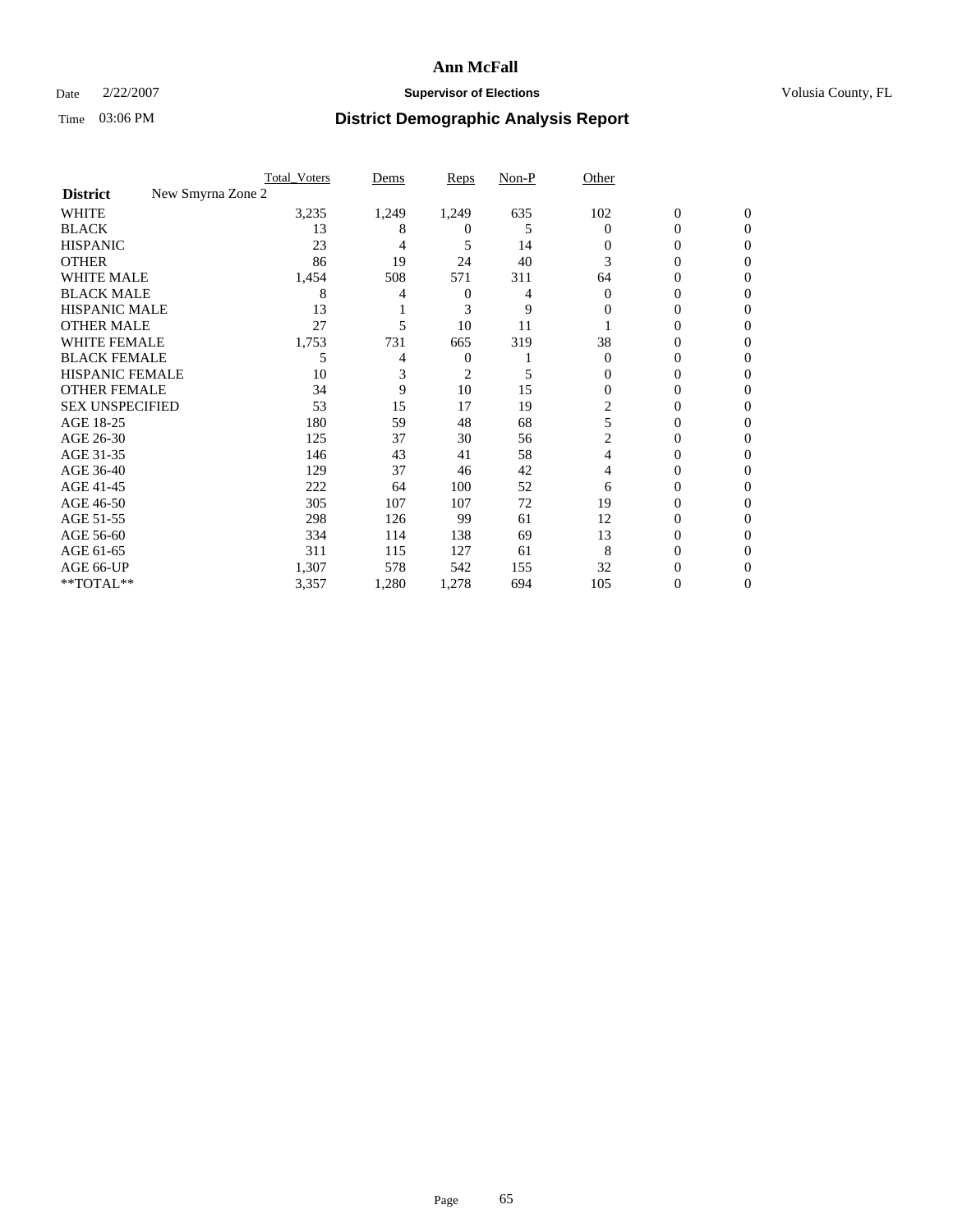# Ann McFall

Date 2/22/2007 **Supervisor of Elections** Volusia County, FL

Time 03:06 PM **District Demographic Analysis Report**

| | Total_Voters | Dems | Reps | Non-P | Other | | |
|---|---|---|---|---|---|---|---|
| **District** New Smyrna Zone 2 | | | | | | | |
| WHITE | 3,235 | 1,249 | 1,249 | 635 | 102 | 0 | 0 |
| BLACK | 13 | 8 | 0 | 5 | 0 | 0 | 0 |
| HISPANIC | 23 | 4 | 5 | 14 | 0 | 0 | 0 |
| OTHER | 86 | 19 | 24 | 40 | 3 | 0 | 0 |
| WHITE MALE | 1,454 | 508 | 571 | 311 | 64 | 0 | 0 |
| BLACK MALE | 8 | 4 | 0 | 4 | 0 | 0 | 0 |
| HISPANIC MALE | 13 | 1 | 3 | 9 | 0 | 0 | 0 |
| OTHER MALE | 27 | 5 | 10 | 11 | 1 | 0 | 0 |
| WHITE FEMALE | 1,753 | 731 | 665 | 319 | 38 | 0 | 0 |
| BLACK FEMALE | 5 | 4 | 0 | 1 | 0 | 0 | 0 |
| HISPANIC FEMALE | 10 | 3 | 2 | 5 | 0 | 0 | 0 |
| OTHER FEMALE | 34 | 9 | 10 | 15 | 0 | 0 | 0 |
| SEX UNSPECIFIED | 53 | 15 | 17 | 19 | 2 | 0 | 0 |
| AGE 18-25 | 180 | 59 | 48 | 68 | 5 | 0 | 0 |
| AGE 26-30 | 125 | 37 | 30 | 56 | 2 | 0 | 0 |
| AGE 31-35 | 146 | 43 | 41 | 58 | 4 | 0 | 0 |
| AGE 36-40 | 129 | 37 | 46 | 42 | 4 | 0 | 0 |
| AGE 41-45 | 222 | 64 | 100 | 52 | 6 | 0 | 0 |
| AGE 46-50 | 305 | 107 | 107 | 72 | 19 | 0 | 0 |
| AGE 51-55 | 298 | 126 | 99 | 61 | 12 | 0 | 0 |
| AGE 56-60 | 334 | 114 | 138 | 69 | 13 | 0 | 0 |
| AGE 61-65 | 311 | 115 | 127 | 61 | 8 | 0 | 0 |
| AGE 66-UP | 1,307 | 578 | 542 | 155 | 32 | 0 | 0 |
| **TOTAL** | 3,357 | 1,280 | 1,278 | 694 | 105 | 0 | 0 |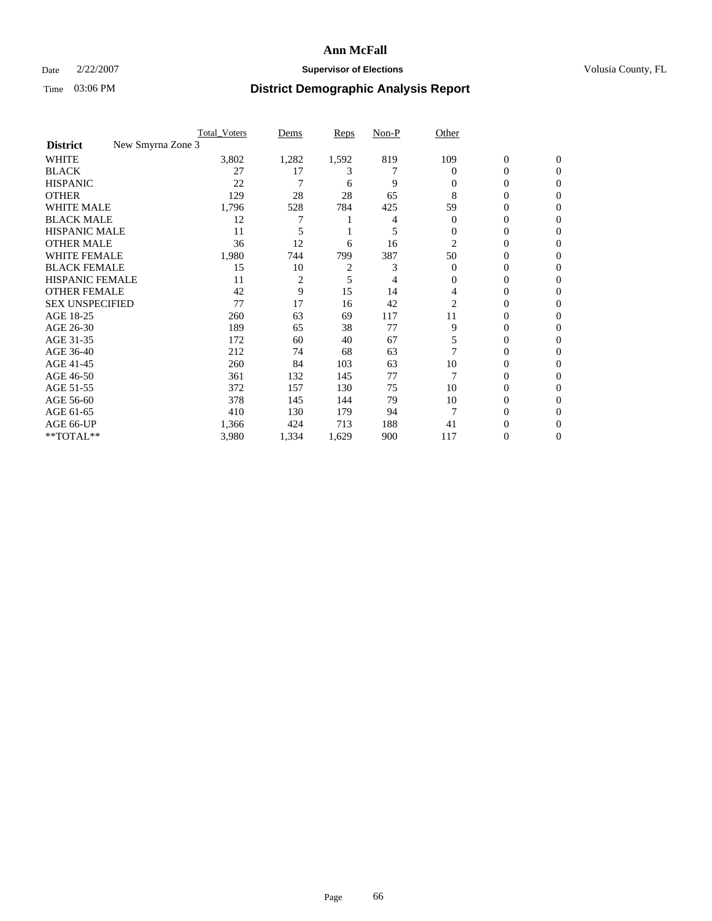# Ann McFall

Date 2/22/2007 **Supervisor of Elections** Volusia County, FL

Time 03:06 PM **District Demographic Analysis Report**

| | Total_Voters | Dems | Reps | Non-P | Other | | |
|---|---|---|---|---|---|---|---|
| **District** New Smyrna Zone 3 | | | | | | | |
| WHITE | 3,802 | 1,282 | 1,592 | 819 | 109 | 0 | 0 |
| BLACK | 27 | 17 | 3 | 7 | 0 | 0 | 0 |
| HISPANIC | 22 | 7 | 6 | 9 | 0 | 0 | 0 |
| OTHER | 129 | 28 | 28 | 65 | 8 | 0 | 0 |
| WHITE MALE | 1,796 | 528 | 784 | 425 | 59 | 0 | 0 |
| BLACK MALE | 12 | 7 | 1 | 4 | 0 | 0 | 0 |
| HISPANIC MALE | 11 | 5 | 1 | 5 | 0 | 0 | 0 |
| OTHER MALE | 36 | 12 | 6 | 16 | 2 | 0 | 0 |
| WHITE FEMALE | 1,980 | 744 | 799 | 387 | 50 | 0 | 0 |
| BLACK FEMALE | 15 | 10 | 2 | 3 | 0 | 0 | 0 |
| HISPANIC FEMALE | 11 | 2 | 5 | 4 | 0 | 0 | 0 |
| OTHER FEMALE | 42 | 9 | 15 | 14 | 4 | 0 | 0 |
| SEX UNSPECIFIED | 77 | 17 | 16 | 42 | 2 | 0 | 0 |
| AGE 18-25 | 260 | 63 | 69 | 117 | 11 | 0 | 0 |
| AGE 26-30 | 189 | 65 | 38 | 77 | 9 | 0 | 0 |
| AGE 31-35 | 172 | 60 | 40 | 67 | 5 | 0 | 0 |
| AGE 36-40 | 212 | 74 | 68 | 63 | 7 | 0 | 0 |
| AGE 41-45 | 260 | 84 | 103 | 63 | 10 | 0 | 0 |
| AGE 46-50 | 361 | 132 | 145 | 77 | 7 | 0 | 0 |
| AGE 51-55 | 372 | 157 | 130 | 75 | 10 | 0 | 0 |
| AGE 56-60 | 378 | 145 | 144 | 79 | 10 | 0 | 0 |
| AGE 61-65 | 410 | 130 | 179 | 94 | 7 | 0 | 0 |
| AGE 66-UP | 1,366 | 424 | 713 | 188 | 41 | 0 | 0 |
| **TOTAL** | 3,980 | 1,334 | 1,629 | 900 | 117 | 0 | 0 |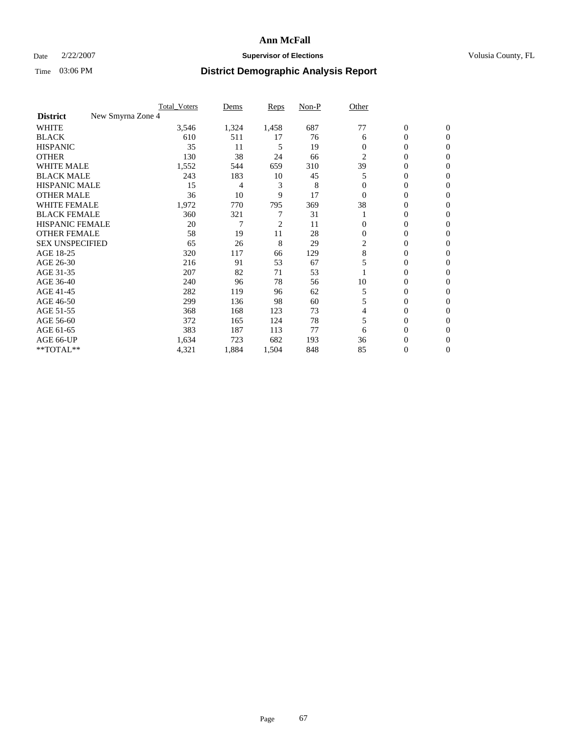# Ann McFall

Date 2/22/2007 **Supervisor of Elections** Volusia County, FL

Time 03:06 PM **District Demographic Analysis Report**

| | Total_Voters | Dems | Reps | Non-P | Other | | |
|---|---|---|---|---|---|---|---|
| **District** New Smyrna Zone 4 | | | | | | | |
| WHITE | 3,546 | 1,324 | 1,458 | 687 | 77 | 0 | 0 |
| BLACK | 610 | 511 | 17 | 76 | 6 | 0 | 0 |
| HISPANIC | 35 | 11 | 5 | 19 | 0 | 0 | 0 |
| OTHER | 130 | 38 | 24 | 66 | 2 | 0 | 0 |
| WHITE MALE | 1,552 | 544 | 659 | 310 | 39 | 0 | 0 |
| BLACK MALE | 243 | 183 | 10 | 45 | 5 | 0 | 0 |
| HISPANIC MALE | 15 | 4 | 3 | 8 | 0 | 0 | 0 |
| OTHER MALE | 36 | 10 | 9 | 17 | 0 | 0 | 0 |
| WHITE FEMALE | 1,972 | 770 | 795 | 369 | 38 | 0 | 0 |
| BLACK FEMALE | 360 | 321 | 7 | 31 | 1 | 0 | 0 |
| HISPANIC FEMALE | 20 | 7 | 2 | 11 | 0 | 0 | 0 |
| OTHER FEMALE | 58 | 19 | 11 | 28 | 0 | 0 | 0 |
| SEX UNSPECIFIED | 65 | 26 | 8 | 29 | 2 | 0 | 0 |
| AGE 18-25 | 320 | 117 | 66 | 129 | 8 | 0 | 0 |
| AGE 26-30 | 216 | 91 | 53 | 67 | 5 | 0 | 0 |
| AGE 31-35 | 207 | 82 | 71 | 53 | 1 | 0 | 0 |
| AGE 36-40 | 240 | 96 | 78 | 56 | 10 | 0 | 0 |
| AGE 41-45 | 282 | 119 | 96 | 62 | 5 | 0 | 0 |
| AGE 46-50 | 299 | 136 | 98 | 60 | 5 | 0 | 0 |
| AGE 51-55 | 368 | 168 | 123 | 73 | 4 | 0 | 0 |
| AGE 56-60 | 372 | 165 | 124 | 78 | 5 | 0 | 0 |
| AGE 61-65 | 383 | 187 | 113 | 77 | 6 | 0 | 0 |
| AGE 66-UP | 1,634 | 723 | 682 | 193 | 36 | 0 | 0 |
| **TOTAL** | 4,321 | 1,884 | 1,504 | 848 | 85 | 0 | 0 |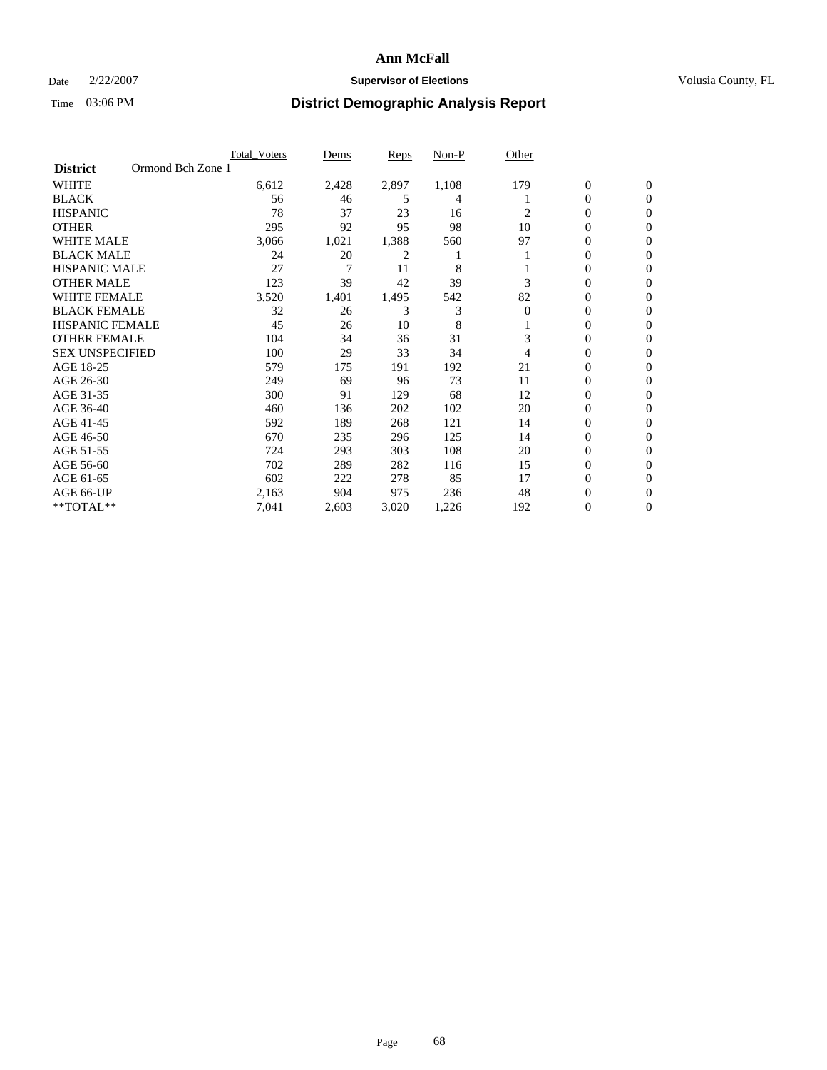# Ann McFall

Date 2/22/2007 **Supervisor of Elections** Volusia County, FL

Time 03:06 PM **District Demographic Analysis Report**

| | Total_Voters | Dems | Reps | Non-P | Other | | |
|---|---|---|---|---|---|---|---|
| **District** Ormond Bch Zone 1 | | | | | | | |
| WHITE | 6,612 | 2,428 | 2,897 | 1,108 | 179 | 0 | 0 |
| BLACK | 56 | 46 | 5 | 4 | 1 | 0 | 0 |
| HISPANIC | 78 | 37 | 23 | 16 | 2 | 0 | 0 |
| OTHER | 295 | 92 | 95 | 98 | 10 | 0 | 0 |
| WHITE MALE | 3,066 | 1,021 | 1,388 | 560 | 97 | 0 | 0 |
| BLACK MALE | 24 | 20 | 2 | 1 | 1 | 0 | 0 |
| HISPANIC MALE | 27 | 7 | 11 | 8 | 1 | 0 | 0 |
| OTHER MALE | 123 | 39 | 42 | 39 | 3 | 0 | 0 |
| WHITE FEMALE | 3,520 | 1,401 | 1,495 | 542 | 82 | 0 | 0 |
| BLACK FEMALE | 32 | 26 | 3 | 3 | 0 | 0 | 0 |
| HISPANIC FEMALE | 45 | 26 | 10 | 8 | 1 | 0 | 0 |
| OTHER FEMALE | 104 | 34 | 36 | 31 | 3 | 0 | 0 |
| SEX UNSPECIFIED | 100 | 29 | 33 | 34 | 4 | 0 | 0 |
| AGE 18-25 | 579 | 175 | 191 | 192 | 21 | 0 | 0 |
| AGE 26-30 | 249 | 69 | 96 | 73 | 11 | 0 | 0 |
| AGE 31-35 | 300 | 91 | 129 | 68 | 12 | 0 | 0 |
| AGE 36-40 | 460 | 136 | 202 | 102 | 20 | 0 | 0 |
| AGE 41-45 | 592 | 189 | 268 | 121 | 14 | 0 | 0 |
| AGE 46-50 | 670 | 235 | 296 | 125 | 14 | 0 | 0 |
| AGE 51-55 | 724 | 293 | 303 | 108 | 20 | 0 | 0 |
| AGE 56-60 | 702 | 289 | 282 | 116 | 15 | 0 | 0 |
| AGE 61-65 | 602 | 222 | 278 | 85 | 17 | 0 | 0 |
| AGE 66-UP | 2,163 | 904 | 975 | 236 | 48 | 0 | 0 |
| **TOTAL** | 7,041 | 2,603 | 3,020 | 1,226 | 192 | 0 | 0 |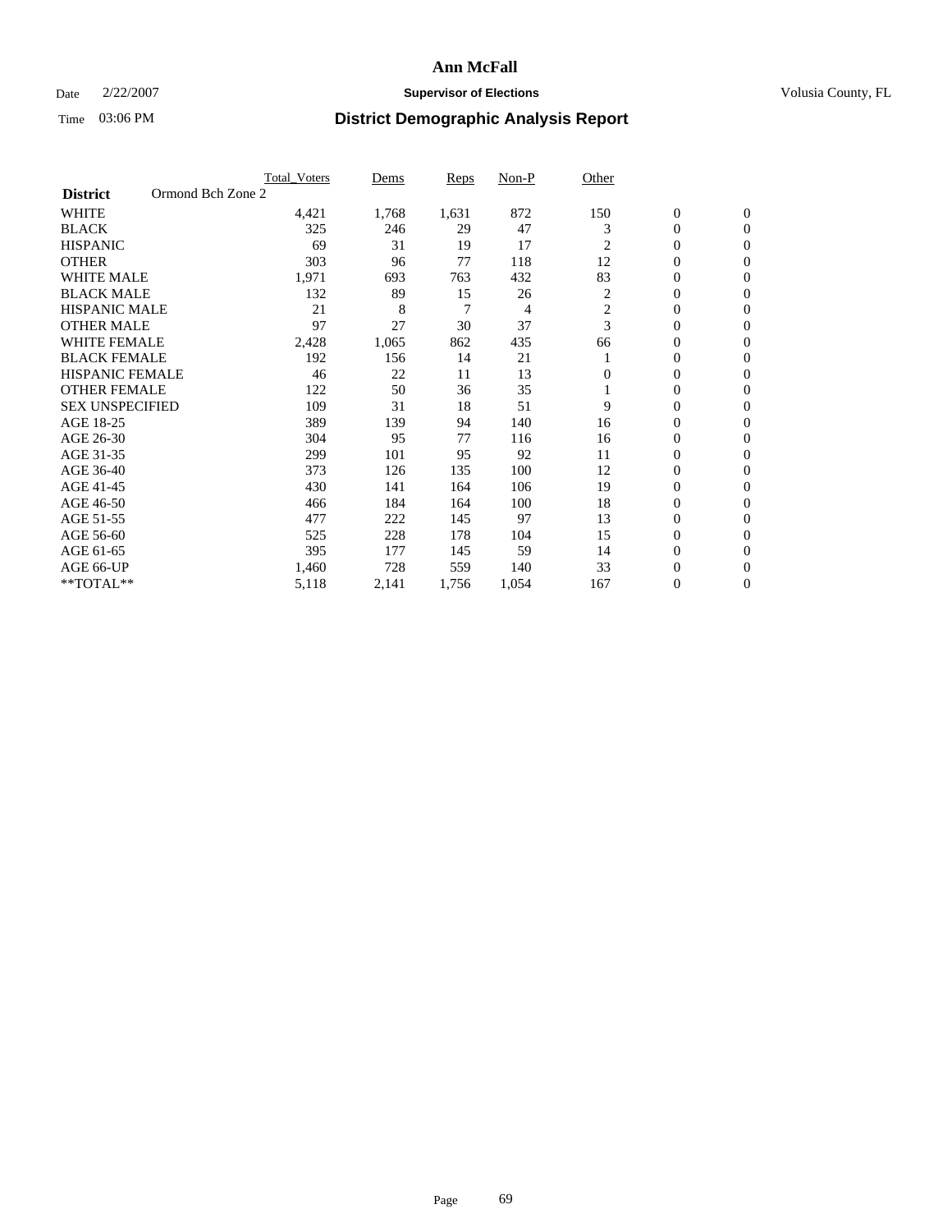# Ann McFall

Date 2/22/2007 **Supervisor of Elections** Volusia County, FL

Time 03:06 PM **District Demographic Analysis Report**

| | Total_Voters | Dems | Reps | Non-P | Other | | |
|---|---|---|---|---|---|---|---|
| **District** Ormond Bch Zone 2 | | | | | | | |
| WHITE | 4,421 | 1,768 | 1,631 | 872 | 150 | 0 | 0 |
| BLACK | 325 | 246 | 29 | 47 | 3 | 0 | 0 |
| HISPANIC | 69 | 31 | 19 | 17 | 2 | 0 | 0 |
| OTHER | 303 | 96 | 77 | 118 | 12 | 0 | 0 |
| WHITE MALE | 1,971 | 693 | 763 | 432 | 83 | 0 | 0 |
| BLACK MALE | 132 | 89 | 15 | 26 | 2 | 0 | 0 |
| HISPANIC MALE | 21 | 8 | 7 | 4 | 2 | 0 | 0 |
| OTHER MALE | 97 | 27 | 30 | 37 | 3 | 0 | 0 |
| WHITE FEMALE | 2,428 | 1,065 | 862 | 435 | 66 | 0 | 0 |
| BLACK FEMALE | 192 | 156 | 14 | 21 | 1 | 0 | 0 |
| HISPANIC FEMALE | 46 | 22 | 11 | 13 | 0 | 0 | 0 |
| OTHER FEMALE | 122 | 50 | 36 | 35 | 1 | 0 | 0 |
| SEX UNSPECIFIED | 109 | 31 | 18 | 51 | 9 | 0 | 0 |
| AGE 18-25 | 389 | 139 | 94 | 140 | 16 | 0 | 0 |
| AGE 26-30 | 304 | 95 | 77 | 116 | 16 | 0 | 0 |
| AGE 31-35 | 299 | 101 | 95 | 92 | 11 | 0 | 0 |
| AGE 36-40 | 373 | 126 | 135 | 100 | 12 | 0 | 0 |
| AGE 41-45 | 430 | 141 | 164 | 106 | 19 | 0 | 0 |
| AGE 46-50 | 466 | 184 | 164 | 100 | 18 | 0 | 0 |
| AGE 51-55 | 477 | 222 | 145 | 97 | 13 | 0 | 0 |
| AGE 56-60 | 525 | 228 | 178 | 104 | 15 | 0 | 0 |
| AGE 61-65 | 395 | 177 | 145 | 59 | 14 | 0 | 0 |
| AGE 66-UP | 1,460 | 728 | 559 | 140 | 33 | 0 | 0 |
| **TOTAL** | 5,118 | 2,141 | 1,756 | 1,054 | 167 | 0 | 0 |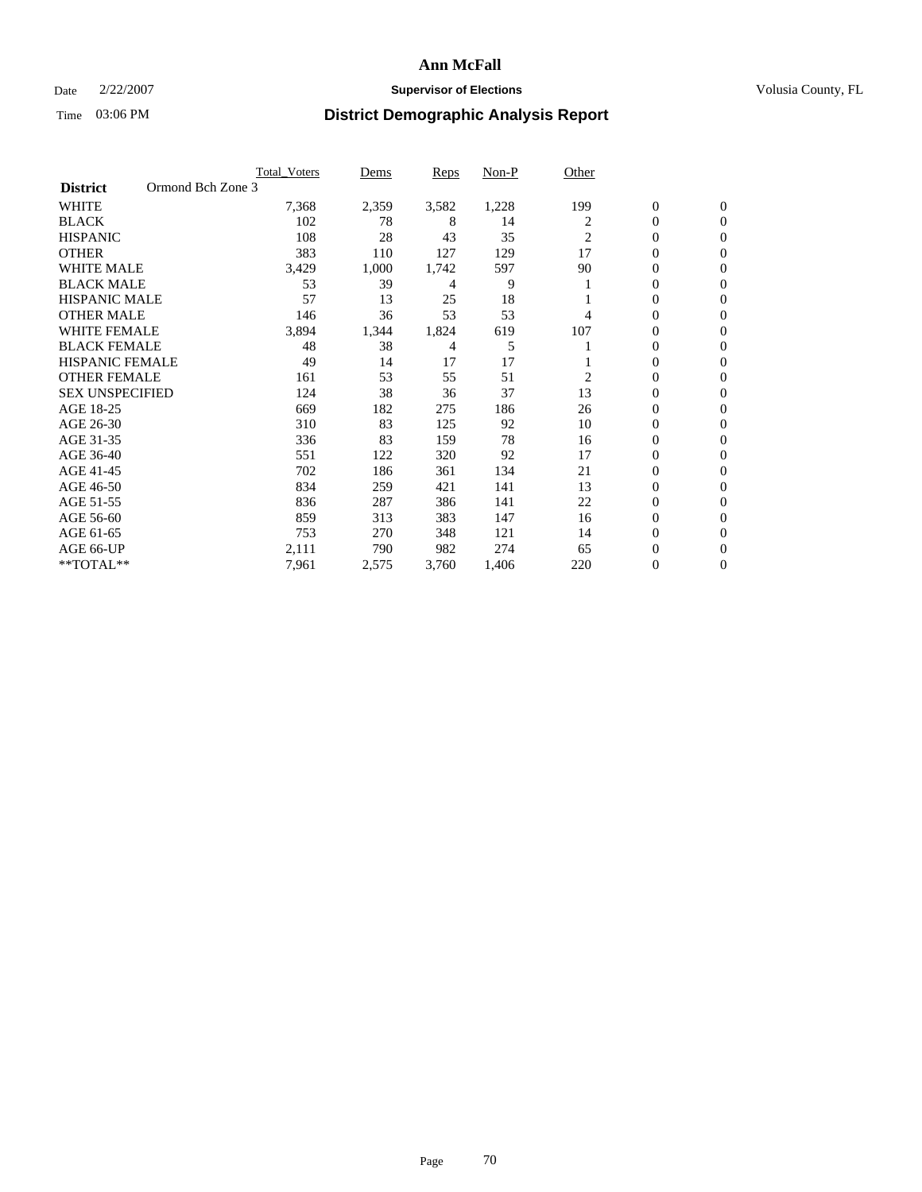# Ann McFall

Date 2/22/2007 **Supervisor of Elections** Volusia County, FL

Time 03:06 PM **District Demographic Analysis Report**

| | Total_Voters | Dems | Reps | Non-P | Other | | |
|---|---|---|---|---|---|---|---|
| **District** Ormond Bch Zone 3 | | | | | | | |
| WHITE | 7,368 | 2,359 | 3,582 | 1,228 | 199 | 0 | 0 |
| BLACK | 102 | 78 | 8 | 14 | 2 | 0 | 0 |
| HISPANIC | 108 | 28 | 43 | 35 | 2 | 0 | 0 |
| OTHER | 383 | 110 | 127 | 129 | 17 | 0 | 0 |
| WHITE MALE | 3,429 | 1,000 | 1,742 | 597 | 90 | 0 | 0 |
| BLACK MALE | 53 | 39 | 4 | 9 | 1 | 0 | 0 |
| HISPANIC MALE | 57 | 13 | 25 | 18 | 1 | 0 | 0 |
| OTHER MALE | 146 | 36 | 53 | 53 | 4 | 0 | 0 |
| WHITE FEMALE | 3,894 | 1,344 | 1,824 | 619 | 107 | 0 | 0 |
| BLACK FEMALE | 48 | 38 | 4 | 5 | 1 | 0 | 0 |
| HISPANIC FEMALE | 49 | 14 | 17 | 17 | 1 | 0 | 0 |
| OTHER FEMALE | 161 | 53 | 55 | 51 | 2 | 0 | 0 |
| SEX UNSPECIFIED | 124 | 38 | 36 | 37 | 13 | 0 | 0 |
| AGE 18-25 | 669 | 182 | 275 | 186 | 26 | 0 | 0 |
| AGE 26-30 | 310 | 83 | 125 | 92 | 10 | 0 | 0 |
| AGE 31-35 | 336 | 83 | 159 | 78 | 16 | 0 | 0 |
| AGE 36-40 | 551 | 122 | 320 | 92 | 17 | 0 | 0 |
| AGE 41-45 | 702 | 186 | 361 | 134 | 21 | 0 | 0 |
| AGE 46-50 | 834 | 259 | 421 | 141 | 13 | 0 | 0 |
| AGE 51-55 | 836 | 287 | 386 | 141 | 22 | 0 | 0 |
| AGE 56-60 | 859 | 313 | 383 | 147 | 16 | 0 | 0 |
| AGE 61-65 | 753 | 270 | 348 | 121 | 14 | 0 | 0 |
| AGE 66-UP | 2,111 | 790 | 982 | 274 | 65 | 0 | 0 |
| **TOTAL** | 7,961 | 2,575 | 3,760 | 1,406 | 220 | 0 | 0 |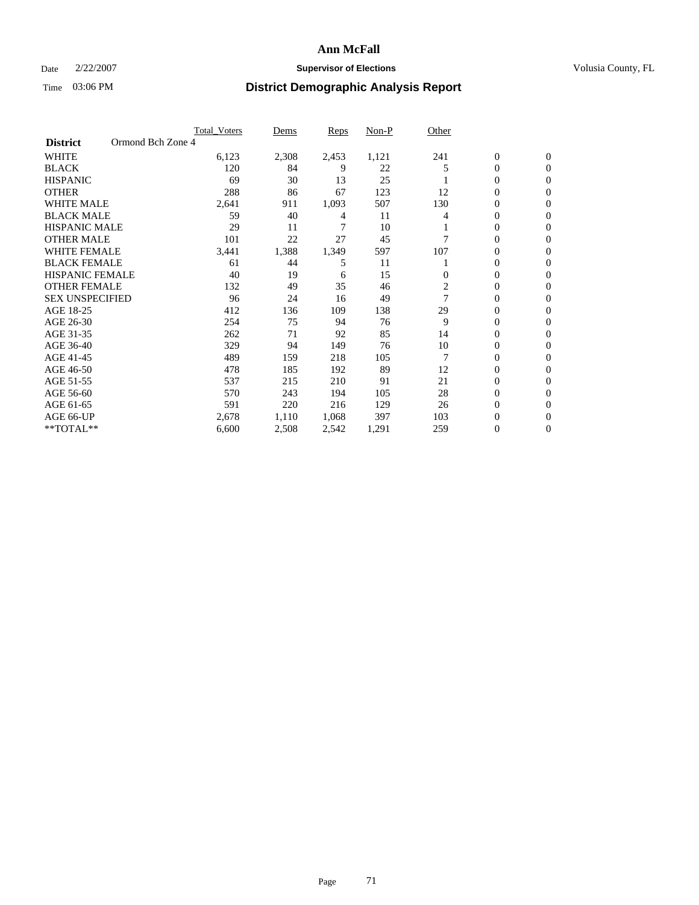# Ann McFall

Date 2/22/2007 **Supervisor of Elections** Volusia County, FL

Time 03:06 PM **District Demographic Analysis Report**

| | Total_Voters | Dems | Reps | Non-P | Other | | |
|---|---|---|---|---|---|---|---|
| **District** Ormond Bch Zone 4 | | | | | | | |
| WHITE | 6,123 | 2,308 | 2,453 | 1,121 | 241 | 0 | 0 |
| BLACK | 120 | 84 | 9 | 22 | 5 | 0 | 0 |
| HISPANIC | 69 | 30 | 13 | 25 | 1 | 0 | 0 |
| OTHER | 288 | 86 | 67 | 123 | 12 | 0 | 0 |
| WHITE MALE | 2,641 | 911 | 1,093 | 507 | 130 | 0 | 0 |
| BLACK MALE | 59 | 40 | 4 | 11 | 4 | 0 | 0 |
| HISPANIC MALE | 29 | 11 | 7 | 10 | 1 | 0 | 0 |
| OTHER MALE | 101 | 22 | 27 | 45 | 7 | 0 | 0 |
| WHITE FEMALE | 3,441 | 1,388 | 1,349 | 597 | 107 | 0 | 0 |
| BLACK FEMALE | 61 | 44 | 5 | 11 | 1 | 0 | 0 |
| HISPANIC FEMALE | 40 | 19 | 6 | 15 | 0 | 0 | 0 |
| OTHER FEMALE | 132 | 49 | 35 | 46 | 2 | 0 | 0 |
| SEX UNSPECIFIED | 96 | 24 | 16 | 49 | 7 | 0 | 0 |
| AGE 18-25 | 412 | 136 | 109 | 138 | 29 | 0 | 0 |
| AGE 26-30 | 254 | 75 | 94 | 76 | 9 | 0 | 0 |
| AGE 31-35 | 262 | 71 | 92 | 85 | 14 | 0 | 0 |
| AGE 36-40 | 329 | 94 | 149 | 76 | 10 | 0 | 0 |
| AGE 41-45 | 489 | 159 | 218 | 105 | 7 | 0 | 0 |
| AGE 46-50 | 478 | 185 | 192 | 89 | 12 | 0 | 0 |
| AGE 51-55 | 537 | 215 | 210 | 91 | 21 | 0 | 0 |
| AGE 56-60 | 570 | 243 | 194 | 105 | 28 | 0 | 0 |
| AGE 61-65 | 591 | 220 | 216 | 129 | 26 | 0 | 0 |
| AGE 66-UP | 2,678 | 1,110 | 1,068 | 397 | 103 | 0 | 0 |
| **TOTAL** | 6,600 | 2,508 | 2,542 | 1,291 | 259 | 0 | 0 |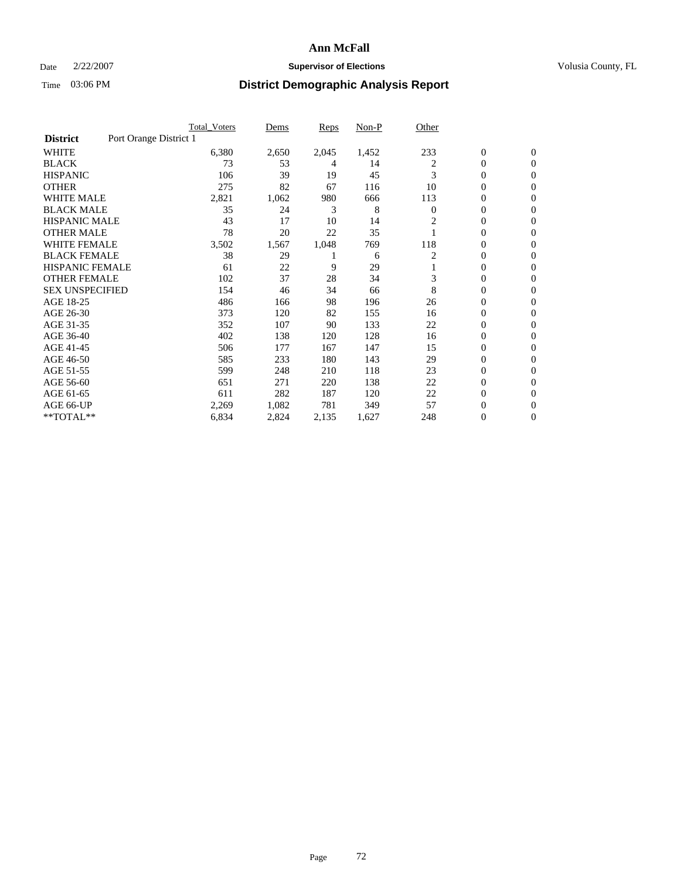# Ann McFall

Date 2/22/2007 **Supervisor of Elections** Volusia County, FL

Time 03:06 PM **District Demographic Analysis Report**

| | Total_Voters | Dems | Reps | Non-P | Other | | |
|---|---|---|---|---|---|---|---|
| **District** Port Orange District 1 | | | | | | | |
| WHITE | 6,380 | 2,650 | 2,045 | 1,452 | 233 | 0 | 0 |
| BLACK | 73 | 53 | 4 | 14 | 2 | 0 | 0 |
| HISPANIC | 106 | 39 | 19 | 45 | 3 | 0 | 0 |
| OTHER | 275 | 82 | 67 | 116 | 10 | 0 | 0 |
| WHITE MALE | 2,821 | 1,062 | 980 | 666 | 113 | 0 | 0 |
| BLACK MALE | 35 | 24 | 3 | 8 | 0 | 0 | 0 |
| HISPANIC MALE | 43 | 17 | 10 | 14 | 2 | 0 | 0 |
| OTHER MALE | 78 | 20 | 22 | 35 | 1 | 0 | 0 |
| WHITE FEMALE | 3,502 | 1,567 | 1,048 | 769 | 118 | 0 | 0 |
| BLACK FEMALE | 38 | 29 | 1 | 6 | 2 | 0 | 0 |
| HISPANIC FEMALE | 61 | 22 | 9 | 29 | 1 | 0 | 0 |
| OTHER FEMALE | 102 | 37 | 28 | 34 | 3 | 0 | 0 |
| SEX UNSPECIFIED | 154 | 46 | 34 | 66 | 8 | 0 | 0 |
| AGE 18-25 | 486 | 166 | 98 | 196 | 26 | 0 | 0 |
| AGE 26-30 | 373 | 120 | 82 | 155 | 16 | 0 | 0 |
| AGE 31-35 | 352 | 107 | 90 | 133 | 22 | 0 | 0 |
| AGE 36-40 | 402 | 138 | 120 | 128 | 16 | 0 | 0 |
| AGE 41-45 | 506 | 177 | 167 | 147 | 15 | 0 | 0 |
| AGE 46-50 | 585 | 233 | 180 | 143 | 29 | 0 | 0 |
| AGE 51-55 | 599 | 248 | 210 | 118 | 23 | 0 | 0 |
| AGE 56-60 | 651 | 271 | 220 | 138 | 22 | 0 | 0 |
| AGE 61-65 | 611 | 282 | 187 | 120 | 22 | 0 | 0 |
| AGE 66-UP | 2,269 | 1,082 | 781 | 349 | 57 | 0 | 0 |
| **TOTAL** | 6,834 | 2,824 | 2,135 | 1,627 | 248 | 0 | 0 |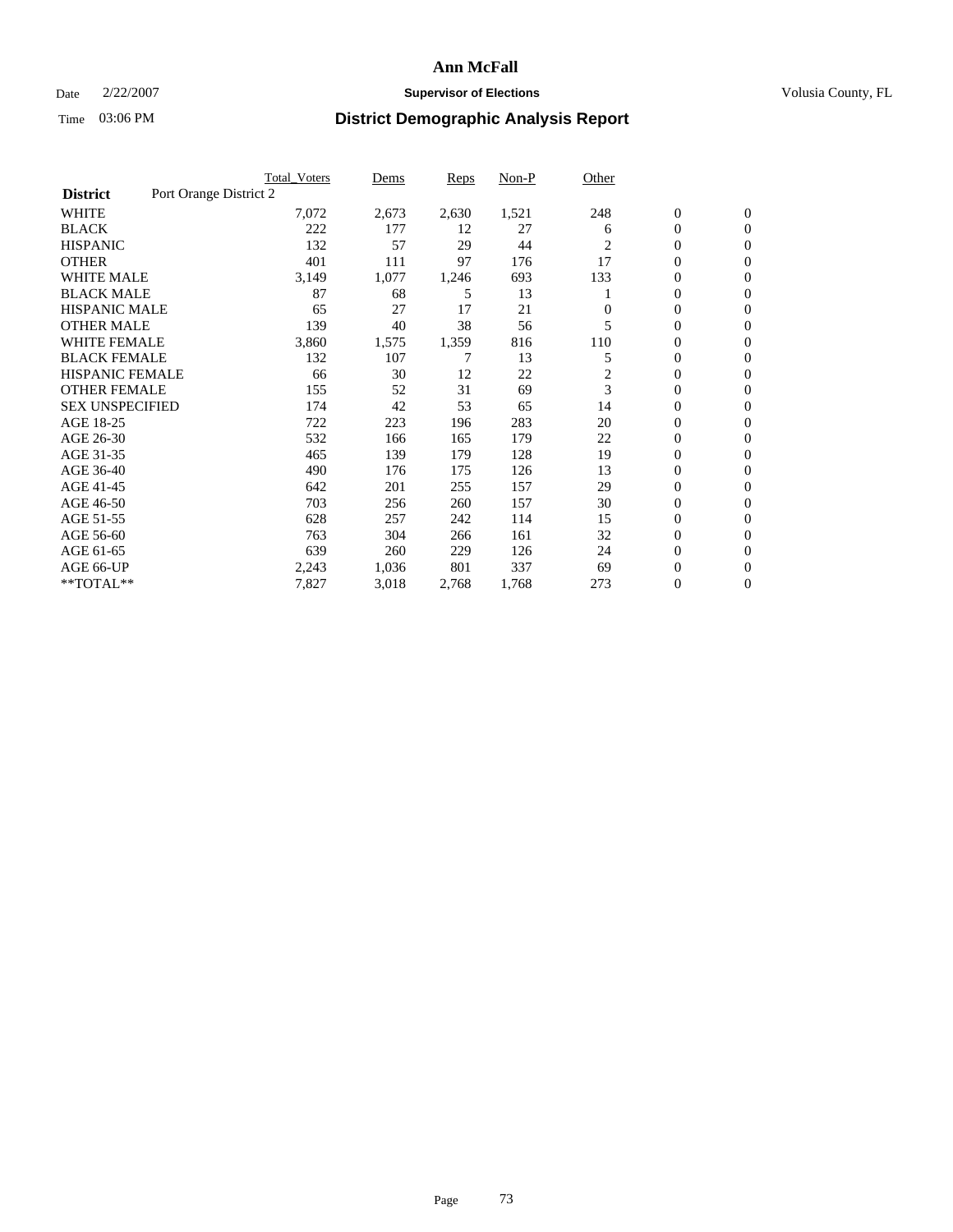# Ann McFall

Date 2/22/2007 **Supervisor of Elections** Volusia County, FL

Time 03:06 PM

## District Demographic Analysis Report

| | Total_Voters | Dems | Reps | Non-P | Other | | |
|---|---|---|---|---|---|---|---|
| **District** Port Orange District 2 | | | | | | | |
| WHITE | 7,072 | 2,673 | 2,630 | 1,521 | 248 | 0 | 0 |
| BLACK | 222 | 177 | 12 | 27 | 6 | 0 | 0 |
| HISPANIC | 132 | 57 | 29 | 44 | 2 | 0 | 0 |
| OTHER | 401 | 111 | 97 | 176 | 17 | 0 | 0 |
| WHITE MALE | 3,149 | 1,077 | 1,246 | 693 | 133 | 0 | 0 |
| BLACK MALE | 87 | 68 | 5 | 13 | 1 | 0 | 0 |
| HISPANIC MALE | 65 | 27 | 17 | 21 | 0 | 0 | 0 |
| OTHER MALE | 139 | 40 | 38 | 56 | 5 | 0 | 0 |
| WHITE FEMALE | 3,860 | 1,575 | 1,359 | 816 | 110 | 0 | 0 |
| BLACK FEMALE | 132 | 107 | 7 | 13 | 5 | 0 | 0 |
| HISPANIC FEMALE | 66 | 30 | 12 | 22 | 2 | 0 | 0 |
| OTHER FEMALE | 155 | 52 | 31 | 69 | 3 | 0 | 0 |
| SEX UNSPECIFIED | 174 | 42 | 53 | 65 | 14 | 0 | 0 |
| AGE 18-25 | 722 | 223 | 196 | 283 | 20 | 0 | 0 |
| AGE 26-30 | 532 | 166 | 165 | 179 | 22 | 0 | 0 |
| AGE 31-35 | 465 | 139 | 179 | 128 | 19 | 0 | 0 |
| AGE 36-40 | 490 | 176 | 175 | 126 | 13 | 0 | 0 |
| AGE 41-45 | 642 | 201 | 255 | 157 | 29 | 0 | 0 |
| AGE 46-50 | 703 | 256 | 260 | 157 | 30 | 0 | 0 |
| AGE 51-55 | 628 | 257 | 242 | 114 | 15 | 0 | 0 |
| AGE 56-60 | 763 | 304 | 266 | 161 | 32 | 0 | 0 |
| AGE 61-65 | 639 | 260 | 229 | 126 | 24 | 0 | 0 |
| AGE 66-UP | 2,243 | 1,036 | 801 | 337 | 69 | 0 | 0 |
| **TOTAL** | 7,827 | 3,018 | 2,768 | 1,768 | 273 | 0 | 0 |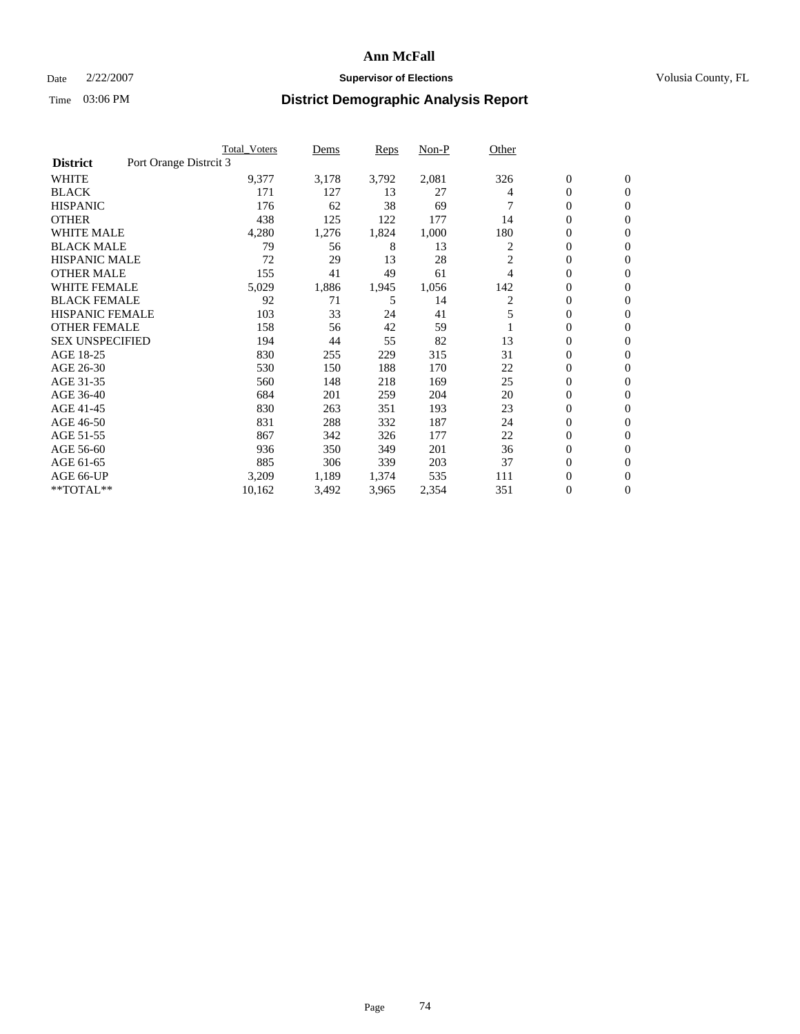# Ann McFall

Date 2/22/2007 **Supervisor of Elections** Volusia County, FL

Time 03:06 PM

## District Demographic Analysis Report

| | Total_Voters | Dems | Reps | Non-P | Other | | |
|---|---|---|---|---|---|---|---|
| **District** Port Orange Distrcit 3 | | | | | | | |
| WHITE | 9,377 | 3,178 | 3,792 | 2,081 | 326 | 0 | 0 |
| BLACK | 171 | 127 | 13 | 27 | 4 | 0 | 0 |
| HISPANIC | 176 | 62 | 38 | 69 | 7 | 0 | 0 |
| OTHER | 438 | 125 | 122 | 177 | 14 | 0 | 0 |
| WHITE MALE | 4,280 | 1,276 | 1,824 | 1,000 | 180 | 0 | 0 |
| BLACK MALE | 79 | 56 | 8 | 13 | 2 | 0 | 0 |
| HISPANIC MALE | 72 | 29 | 13 | 28 | 2 | 0 | 0 |
| OTHER MALE | 155 | 41 | 49 | 61 | 4 | 0 | 0 |
| WHITE FEMALE | 5,029 | 1,886 | 1,945 | 1,056 | 142 | 0 | 0 |
| BLACK FEMALE | 92 | 71 | 5 | 14 | 2 | 0 | 0 |
| HISPANIC FEMALE | 103 | 33 | 24 | 41 | 5 | 0 | 0 |
| OTHER FEMALE | 158 | 56 | 42 | 59 | 1 | 0 | 0 |
| SEX UNSPECIFIED | 194 | 44 | 55 | 82 | 13 | 0 | 0 |
| AGE 18-25 | 830 | 255 | 229 | 315 | 31 | 0 | 0 |
| AGE 26-30 | 530 | 150 | 188 | 170 | 22 | 0 | 0 |
| AGE 31-35 | 560 | 148 | 218 | 169 | 25 | 0 | 0 |
| AGE 36-40 | 684 | 201 | 259 | 204 | 20 | 0 | 0 |
| AGE 41-45 | 830 | 263 | 351 | 193 | 23 | 0 | 0 |
| AGE 46-50 | 831 | 288 | 332 | 187 | 24 | 0 | 0 |
| AGE 51-55 | 867 | 342 | 326 | 177 | 22 | 0 | 0 |
| AGE 56-60 | 936 | 350 | 349 | 201 | 36 | 0 | 0 |
| AGE 61-65 | 885 | 306 | 339 | 203 | 37 | 0 | 0 |
| AGE 66-UP | 3,209 | 1,189 | 1,374 | 535 | 111 | 0 | 0 |
| **TOTAL** | 10,162 | 3,492 | 3,965 | 2,354 | 351 | 0 | 0 |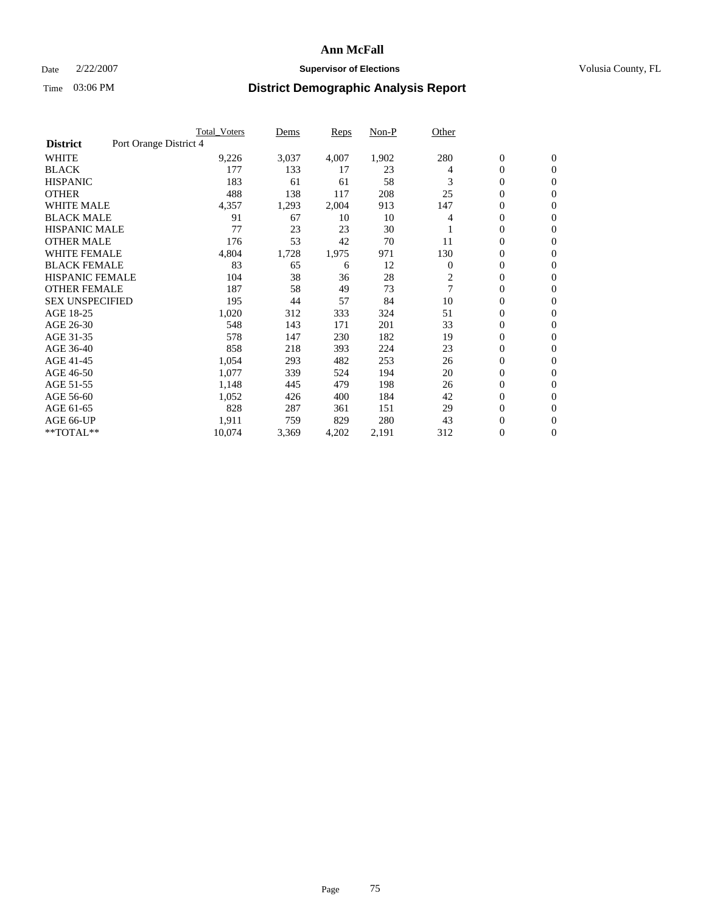# Ann McFall

Date 2/22/2007 **Supervisor of Elections** Volusia County, FL

Time 03:06 PM **District Demographic Analysis Report**

| | Total_Voters | Dems | Reps | Non-P | Other | | |
|---|---|---|---|---|---|---|---|
| **District** Port Orange District 4 | | | | | | | |
| WHITE | 9,226 | 3,037 | 4,007 | 1,902 | 280 | 0 | 0 |
| BLACK | 177 | 133 | 17 | 23 | 4 | 0 | 0 |
| HISPANIC | 183 | 61 | 61 | 58 | 3 | 0 | 0 |
| OTHER | 488 | 138 | 117 | 208 | 25 | 0 | 0 |
| WHITE MALE | 4,357 | 1,293 | 2,004 | 913 | 147 | 0 | 0 |
| BLACK MALE | 91 | 67 | 10 | 10 | 4 | 0 | 0 |
| HISPANIC MALE | 77 | 23 | 23 | 30 | 1 | 0 | 0 |
| OTHER MALE | 176 | 53 | 42 | 70 | 11 | 0 | 0 |
| WHITE FEMALE | 4,804 | 1,728 | 1,975 | 971 | 130 | 0 | 0 |
| BLACK FEMALE | 83 | 65 | 6 | 12 | 0 | 0 | 0 |
| HISPANIC FEMALE | 104 | 38 | 36 | 28 | 2 | 0 | 0 |
| OTHER FEMALE | 187 | 58 | 49 | 73 | 7 | 0 | 0 |
| SEX UNSPECIFIED | 195 | 44 | 57 | 84 | 10 | 0 | 0 |
| AGE 18-25 | 1,020 | 312 | 333 | 324 | 51 | 0 | 0 |
| AGE 26-30 | 548 | 143 | 171 | 201 | 33 | 0 | 0 |
| AGE 31-35 | 578 | 147 | 230 | 182 | 19 | 0 | 0 |
| AGE 36-40 | 858 | 218 | 393 | 224 | 23 | 0 | 0 |
| AGE 41-45 | 1,054 | 293 | 482 | 253 | 26 | 0 | 0 |
| AGE 46-50 | 1,077 | 339 | 524 | 194 | 20 | 0 | 0 |
| AGE 51-55 | 1,148 | 445 | 479 | 198 | 26 | 0 | 0 |
| AGE 56-60 | 1,052 | 426 | 400 | 184 | 42 | 0 | 0 |
| AGE 61-65 | 828 | 287 | 361 | 151 | 29 | 0 | 0 |
| AGE 66-UP | 1,911 | 759 | 829 | 280 | 43 | 0 | 0 |
| **TOTAL** | 10,074 | 3,369 | 4,202 | 2,191 | 312 | 0 | 0 |